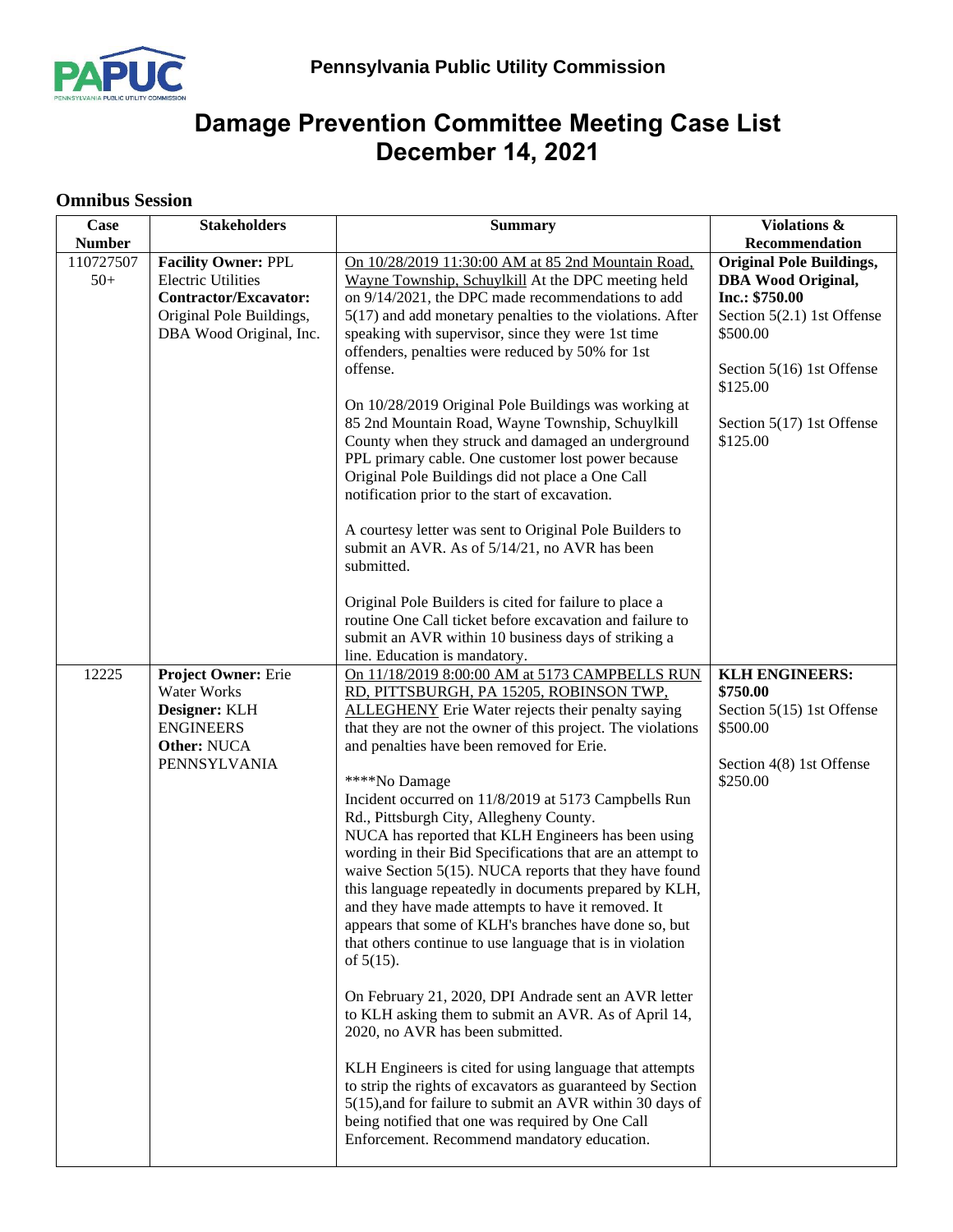Pennsylvania Public Utility Commission

# Damage Prevention Committee Meeting Case List
# December 14, 2021

## Omnibus Session

| Case Number | Stakeholders | Summary | Violations & Recommendation |
|---|---|---|---|
| 110727507 50+ | **Facility Owner:** PPL Electric Utilities<br>**Contractor/Excavator:** Original Pole Buildings, DBA Wood Original, Inc. | On 10/28/2019 11:30:00 AM at 85 2nd Mountain Road, Wayne Township, Schuylkill At the DPC meeting held on 9/14/2021, the DPC made recommendations to add 5(17) and add monetary penalties to the violations. After speaking with supervisor, since they were 1st time offenders, penalties were reduced by 50% for 1st offense.<br><br>On 10/28/2019 Original Pole Buildings was working at 85 2nd Mountain Road, Wayne Township, Schuylkill County when they struck and damaged an underground PPL primary cable. One customer lost power because Original Pole Buildings did not place a One Call notification prior to the start of excavation.<br><br>A courtesy letter was sent to Original Pole Builders to submit an AVR. As of 5/14/21, no AVR has been submitted.<br><br>Original Pole Builders is cited for failure to place a routine One Call ticket before excavation and failure to submit an AVR within 10 business days of striking a line. Education is mandatory. | **Original Pole Buildings, DBA Wood Original, Inc.: $750.00**<br>Section 5(2.1) 1st Offense $500.00<br><br>Section 5(16) 1st Offense $125.00<br><br>Section 5(17) 1st Offense $125.00 |
| 12225 | **Project Owner:** Erie Water Works<br>**Designer:** KLH ENGINEERS<br>**Other:** NUCA PENNSYLVANIA | On 11/18/2019 8:00:00 AM at 5173 CAMPBELLS RUN RD, PITTSBURGH, PA 15205, ROBINSON TWP, ALLEGHENY Erie Water rejects their penalty saying that they are not the owner of this project. The violations and penalties have been removed for Erie.<br><br>****No Damage<br>Incident occurred on 11/8/2019 at 5173 Campbells Run Rd., Pittsburgh City, Allegheny County.<br>NUCA has reported that KLH Engineers has been using wording in their Bid Specifications that are an attempt to waive Section 5(15). NUCA reports that they have found this language repeatedly in documents prepared by KLH, and they have made attempts to have it removed. It appears that some of KLH's branches have done so, but that others continue to use language that is in violation of 5(15).<br><br>On February 21, 2020, DPI Andrade sent an AVR letter to KLH asking them to submit an AVR. As of April 14, 2020, no AVR has been submitted.<br><br>KLH Engineers is cited for using language that attempts to strip the rights of excavators as guaranteed by Section 5(15),and for failure to submit an AVR within 30 days of being notified that one was required by One Call Enforcement. Recommend mandatory education. | **KLH ENGINEERS: $750.00**<br>Section 5(15) 1st Offense $500.00<br><br>Section 4(8) 1st Offense $250.00 |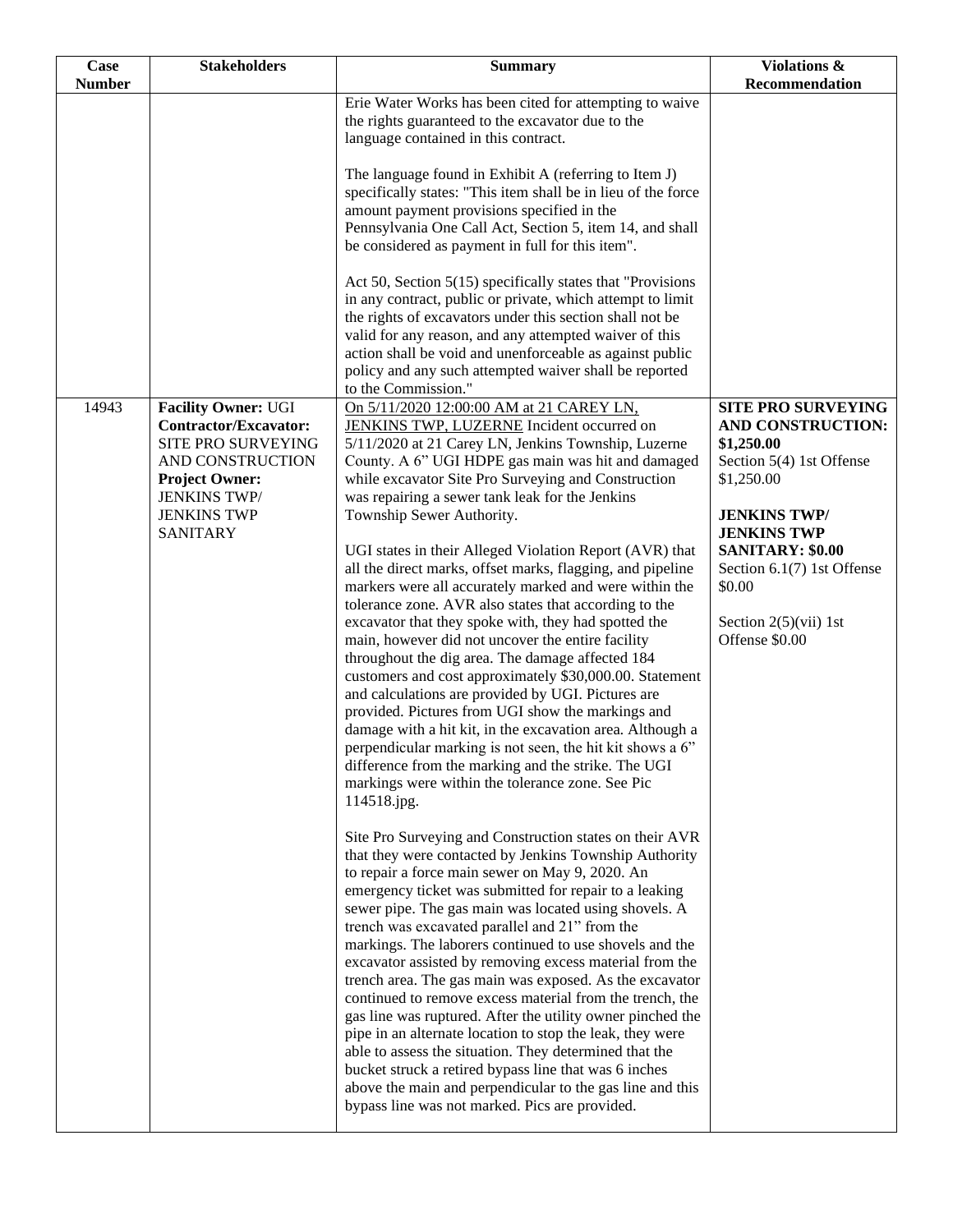| Case Number | Stakeholders | Summary | Violations & Recommendation |
|---|---|---|---|
| | | Erie Water Works has been cited for attempting to waive the rights guaranteed to the excavator due to the language contained in this contract.<br><br>The language found in Exhibit A (referring to Item J) specifically states: "This item shall be in lieu of the force amount payment provisions specified in the Pennsylvania One Call Act, Section 5, item 14, and shall be considered as payment in full for this item".<br><br>Act 50, Section 5(15) specifically states that "Provisions in any contract, public or private, which attempt to limit the rights of excavators under this section shall not be valid for any reason, and any attempted waiver of this action shall be void and unenforceable as against public policy and any such attempted waiver shall be reported to the Commission." | |
| 14943 | **Facility Owner:** UGI<br>**Contractor/Excavator:** SITE PRO SURVEYING AND CONSTRUCTION<br>**Project Owner:** JENKINS TWP/ JENKINS TWP SANITARY | On 5/11/2020 12:00:00 AM at 21 CAREY LN, JENKINS TWP, LUZERNE Incident occurred on 5/11/2020 at 21 Carey LN, Jenkins Township, Luzerne County. A 6" UGI HDPE gas main was hit and damaged while excavator Site Pro Surveying and Construction was repairing a sewer tank leak for the Jenkins Township Sewer Authority.<br><br>UGI states in their Alleged Violation Report (AVR) that all the direct marks, offset marks, flagging, and pipeline markers were all accurately marked and were within the tolerance zone. AVR also states that according to the excavator that they spoke with, they had spotted the main, however did not uncover the entire facility throughout the dig area. The damage affected 184 customers and cost approximately $30,000.00. Statement and calculations are provided by UGI. Pictures are provided. Pictures from UGI show the markings and damage with a hit kit, in the excavation area. Although a perpendicular marking is not seen, the hit kit shows a 6" difference from the marking and the strike. The UGI markings were within the tolerance zone. See Pic 114518.jpg.<br><br>Site Pro Surveying and Construction states on their AVR that they were contacted by Jenkins Township Authority to repair a force main sewer on May 9, 2020. An emergency ticket was submitted for repair to a leaking sewer pipe. The gas main was located using shovels. A trench was excavated parallel and 21" from the markings. The laborers continued to use shovels and the excavator assisted by removing excess material from the trench area. The gas main was exposed. As the excavator continued to remove excess material from the trench, the gas line was ruptured. After the utility owner pinched the pipe in an alternate location to stop the leak, they were able to assess the situation. They determined that the bucket struck a retired bypass line that was 6 inches above the main and perpendicular to the gas line and this bypass line was not marked. Pics are provided. | **SITE PRO SURVEYING AND CONSTRUCTION: $1,250.00**<br>Section 5(4) 1st Offense $1,250.00<br><br>**JENKINS TWP/ JENKINS TWP SANITARY: $0.00**<br>Section 6.1(7) 1st Offense $0.00<br><br>Section 2(5)(vii) 1st Offense $0.00 |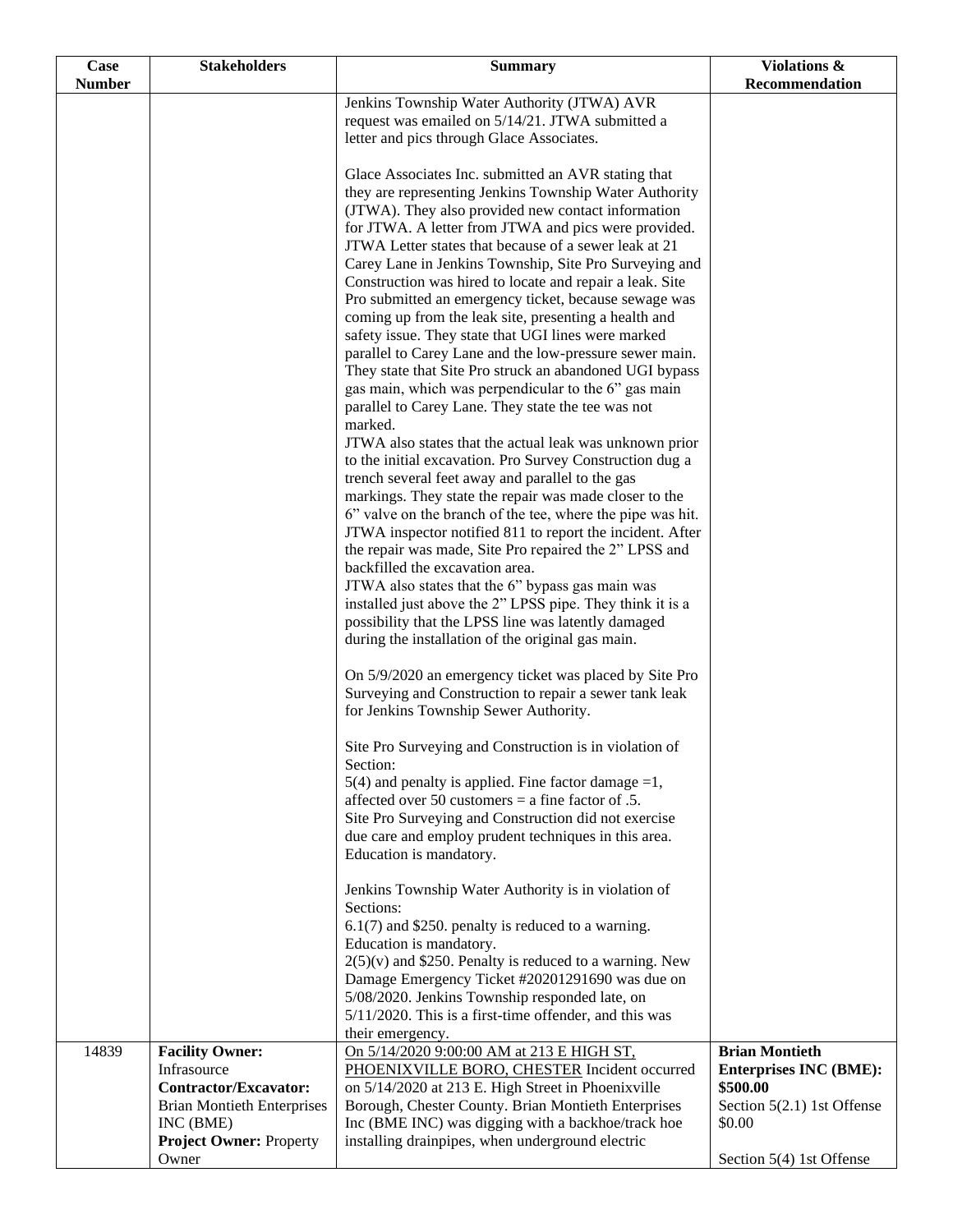| Case Number | Stakeholders | Summary | Violations & Recommendation |
|---|---|---|---|
| | | Jenkins Township Water Authority (JTWA) AVR request was emailed on 5/14/21. JTWA submitted a letter and pics through Glace Associates.<br><br>Glace Associates Inc. submitted an AVR stating that they are representing Jenkins Township Water Authority (JTWA). They also provided new contact information for JTWA. A letter from JTWA and pics were provided. JTWA Letter states that because of a sewer leak at 21 Carey Lane in Jenkins Township, Site Pro Surveying and Construction was hired to locate and repair a leak. Site Pro submitted an emergency ticket, because sewage was coming up from the leak site, presenting a health and safety issue. They state that UGI lines were marked parallel to Carey Lane and the low-pressure sewer main. They state that Site Pro struck an abandoned UGI bypass gas main, which was perpendicular to the 6" gas main parallel to Carey Lane. They state the tee was not marked.<br>JTWA also states that the actual leak was unknown prior to the initial excavation. Pro Survey Construction dug a trench several feet away and parallel to the gas markings. They state the repair was made closer to the 6" valve on the branch of the tee, where the pipe was hit. JTWA inspector notified 811 to report the incident. After the repair was made, Site Pro repaired the 2" LPSS and backfilled the excavation area.<br>JTWA also states that the 6" bypass gas main was installed just above the 2" LPSS pipe. They think it is a possibility that the LPSS line was latently damaged during the installation of the original gas main.<br><br>On 5/9/2020 an emergency ticket was placed by Site Pro Surveying and Construction to repair a sewer tank leak for Jenkins Township Sewer Authority.<br><br>Site Pro Surveying and Construction is in violation of Section:<br>5(4) and penalty is applied. Fine factor damage =1, affected over 50 customers = a fine factor of .5.<br>Site Pro Surveying and Construction did not exercise due care and employ prudent techniques in this area. Education is mandatory.<br><br>Jenkins Township Water Authority is in violation of Sections:<br>6.1(7) and $250. penalty is reduced to a warning. Education is mandatory.<br>2(5)(v) and $250. Penalty is reduced to a warning. New Damage Emergency Ticket #20201291690 was due on 5/08/2020. Jenkins Township responded late, on 5/11/2020. This is a first-time offender, and this was their emergency. | |
| 14839 | **Facility Owner:** Infrasource<br>**Contractor/Excavator:** Brian Montieth Enterprises INC (BME)<br>**Project Owner:** Property Owner | On 5/14/2020 9:00:00 AM at 213 E HIGH ST, PHOENIXVILLE BORO, CHESTER Incident occurred on 5/14/2020 at 213 E. High Street in Phoenixville Borough, Chester County. Brian Montieth Enterprises Inc (BME INC) was digging with a backhoe/track hoe installing drainpipes, when underground electric | **Brian Montieth Enterprises INC (BME): $500.00**<br>Section 5(2.1) 1st Offense $0.00<br><br>Section 5(4) 1st Offense |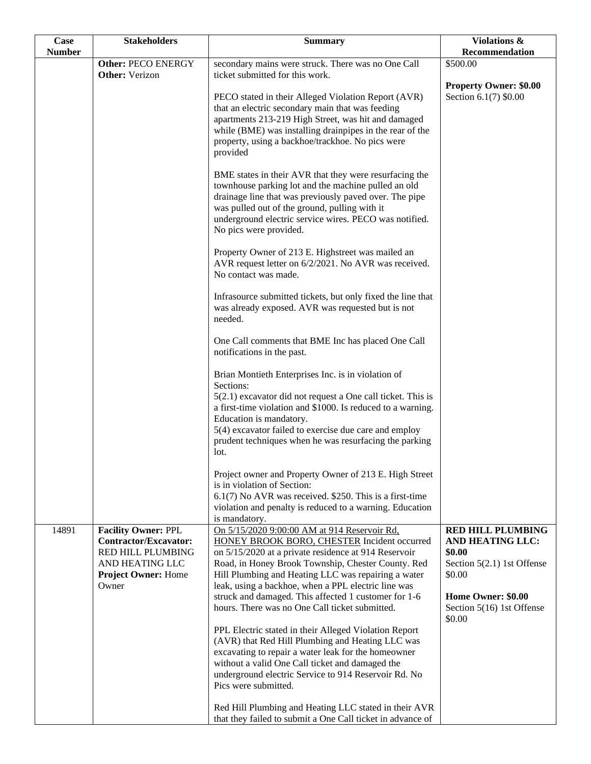| Case Number | Stakeholders | Summary | Violations & Recommendation |
| --- | --- | --- | --- |
| | **Other:** PECO ENERGY<br>**Other:** Verizon | secondary mains were struck. There was no One Call ticket submitted for this work.<br><br>PECO stated in their Alleged Violation Report (AVR) that an electric secondary main that was feeding apartments 213-219 High Street, was hit and damaged while (BME) was installing drainpipes in the rear of the property, using a backhoe/trackhoe. No pics were provided<br><br>BME states in their AVR that they were resurfacing the townhouse parking lot and the machine pulled an old drainage line that was previously paved over. The pipe was pulled out of the ground, pulling with it underground electric service wires. PECO was notified. No pics were provided.<br><br>Property Owner of 213 E. Highstreet was mailed an AVR request letter on 6/2/2021. No AVR was received. No contact was made.<br><br>Infrasource submitted tickets, but only fixed the line that was already exposed. AVR was requested but is not needed.<br><br>One Call comments that BME Inc has placed One Call notifications in the past.<br><br>Brian Montieth Enterprises Inc. is in violation of Sections:<br>5(2.1) excavator did not request a One call ticket. This is a first-time violation and $1000. Is reduced to a warning. Education is mandatory.<br>5(4) excavator failed to exercise due care and employ prudent techniques when he was resurfacing the parking lot.<br><br>Project owner and Property Owner of 213 E. High Street is in violation of Section:<br>6.1(7) No AVR was received. $250. This is a first-time violation and penalty is reduced to a warning. Education is mandatory. | $500.00<br><br>**Property Owner: $0.00**<br>Section 6.1(7) $0.00 |
| 14891 | **Facility Owner:** PPL<br>**Contractor/Excavator:** RED HILL PLUMBING AND HEATING LLC<br>**Project Owner:** Home Owner | On 5/15/2020 9:00:00 AM at 914 Reservoir Rd, HONEY BROOK BORO, CHESTER Incident occurred on 5/15/2020 at a private residence at 914 Reservoir Road, in Honey Brook Township, Chester County. Red Hill Plumbing and Heating LLC was repairing a water leak, using a backhoe, when a PPL electric line was struck and damaged. This affected 1 customer for 1-6 hours. There was no One Call ticket submitted.<br><br>PPL Electric stated in their Alleged Violation Report (AVR) that Red Hill Plumbing and Heating LLC was excavating to repair a water leak for the homeowner without a valid One Call ticket and damaged the underground electric Service to 914 Reservoir Rd. No Pics were submitted.<br><br>Red Hill Plumbing and Heating LLC stated in their AVR that they failed to submit a One Call ticket in advance of | **RED HILL PLUMBING AND HEATING LLC: $0.00**<br>Section 5(2.1) 1st Offense $0.00<br><br>**Home Owner: $0.00**<br>Section 5(16) 1st Offense $0.00 |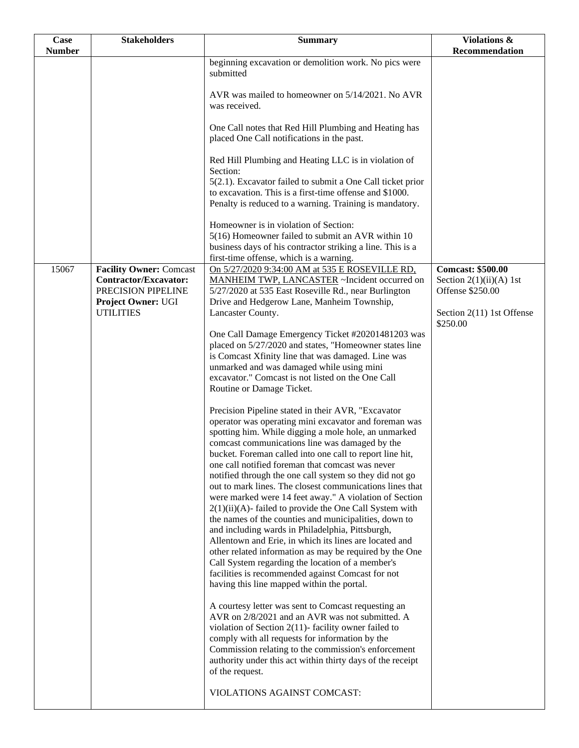| Case Number | Stakeholders | Summary | Violations & Recommendation |
|---|---|---|---|
| | | beginning excavation or demolition work. No pics were submitted<br><br>AVR was mailed to homeowner on 5/14/2021. No AVR was received.<br><br>One Call notes that Red Hill Plumbing and Heating has placed One Call notifications in the past.<br><br>Red Hill Plumbing and Heating LLC is in violation of Section:<br>5(2.1). Excavator failed to submit a One Call ticket prior to excavation. This is a first-time offense and $1000. Penalty is reduced to a warning. Training is mandatory.<br><br>Homeowner is in violation of Section:<br>5(16) Homeowner failed to submit an AVR within 10 business days of his contractor striking a line. This is a first-time offense, which is a warning. | |
| 15067 | **Facility Owner:** Comcast<br>**Contractor/Excavator:** PRECISION PIPELINE<br>**Project Owner:** UGI UTILITIES | On 5/27/2020 9:34:00 AM at 535 E ROSEVILLE RD, MANHEIM TWP, LANCASTER ~Incident occurred on 5/27/2020 at 535 East Roseville Rd., near Burlington Drive and Hedgerow Lane, Manheim Township, Lancaster County.<br><br>One Call Damage Emergency Ticket #20201481203 was placed on 5/27/2020 and states, "Homeowner states line is Comcast Xfinity line that was damaged. Line was unmarked and was damaged while using mini excavator." Comcast is not listed on the One Call Routine or Damage Ticket.<br><br>Precision Pipeline stated in their AVR, "Excavator operator was operating mini excavator and foreman was spotting him. While digging a mole hole, an unmarked comcast communications line was damaged by the bucket. Foreman called into one call to report line hit, one call notified foreman that comcast was never notified through the one call system so they did not go out to mark lines. The closest communications lines that were marked were 14 feet away." A violation of Section 2(1)(ii)(A)- failed to provide the One Call System with the names of the counties and municipalities, down to and including wards in Philadelphia, Pittsburgh, Allentown and Erie, in which its lines are located and other related information as may be required by the One Call System regarding the location of a member's facilities is recommended against Comcast for not having this line mapped within the portal.<br><br>A courtesy letter was sent to Comcast requesting an AVR on 2/8/2021 and an AVR was not submitted. A violation of Section 2(11)- facility owner failed to comply with all requests for information by the Commission relating to the commission's enforcement authority under this act within thirty days of the receipt of the request.<br><br>VIOLATIONS AGAINST COMCAST: | **Comcast: $500.00**<br>Section 2(1)(ii)(A) 1st Offense $250.00<br><br>Section 2(11) 1st Offense $250.00 |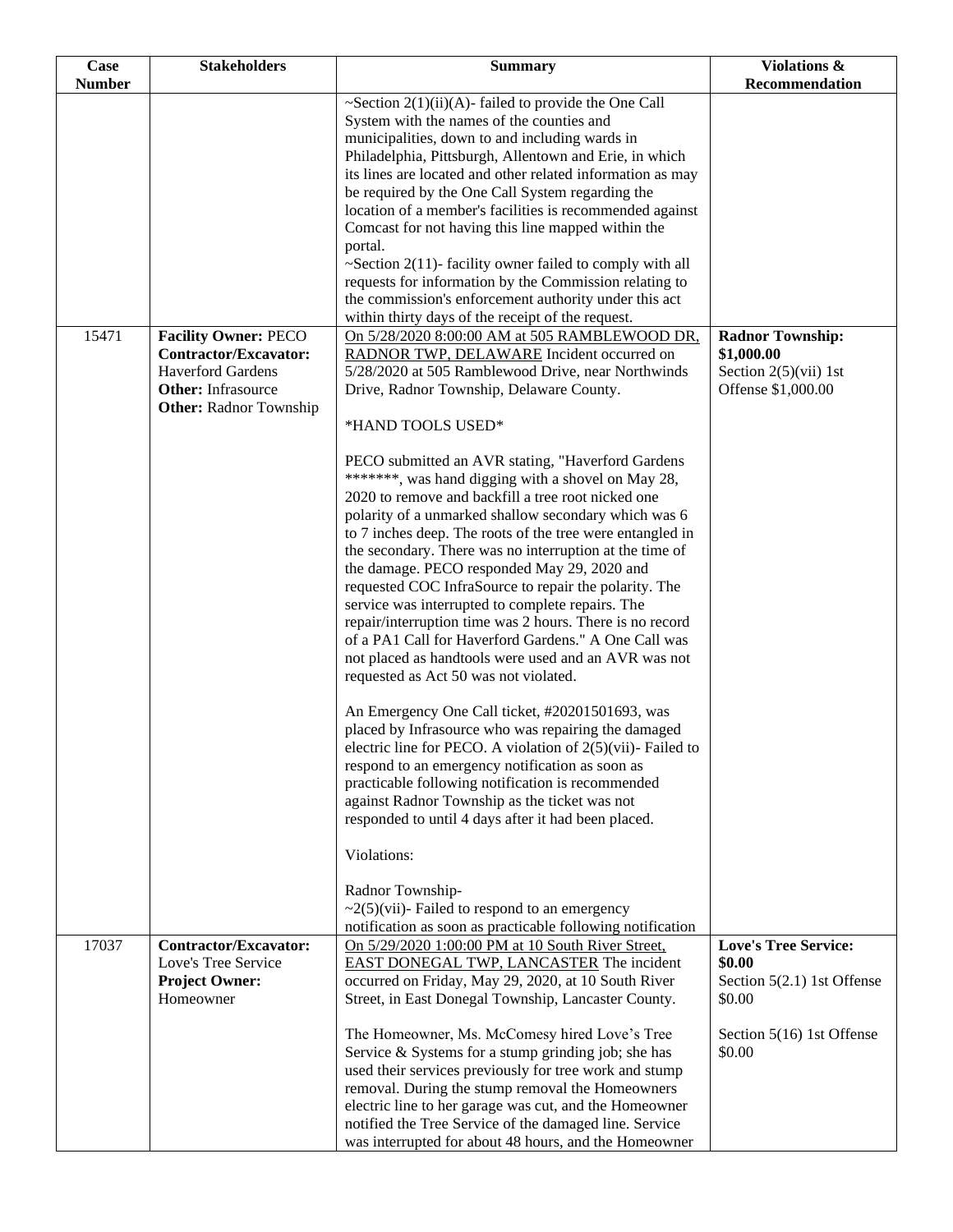| Case Number | Stakeholders | Summary | Violations & Recommendation |
|---|---|---|---|
| | | ~Section 2(1)(ii)(A)- failed to provide the One Call System with the names of the counties and municipalities, down to and including wards in Philadelphia, Pittsburgh, Allentown and Erie, in which its lines are located and other related information as may be required by the One Call System regarding the location of a member's facilities is recommended against Comcast for not having this line mapped within the portal.<br>~Section 2(11)- facility owner failed to comply with all requests for information by the Commission relating to the commission's enforcement authority under this act within thirty days of the receipt of the request. | |
| 15471 | **Facility Owner:** PECO<br>**Contractor/Excavator:** Haverford Gardens<br>**Other:** Infrasource<br>**Other:** Radnor Township | On 5/28/2020 8:00:00 AM at 505 RAMBLEWOOD DR, RADNOR TWP, DELAWARE Incident occurred on 5/28/2020 at 505 Ramblewood Drive, near Northwinds Drive, Radnor Township, Delaware County.<br><br>*HAND TOOLS USED*<br><br>PECO submitted an AVR stating, "Haverford Gardens *******, was hand digging with a shovel on May 28, 2020 to remove and backfill a tree root nicked one polarity of a unmarked shallow secondary which was 6 to 7 inches deep. The roots of the tree were entangled in the secondary. There was no interruption at the time of the damage. PECO responded May 29, 2020 and requested COC InfraSource to repair the polarity. The service was interrupted to complete repairs. The repair/interruption time was 2 hours. There is no record of a PA1 Call for Haverford Gardens." A One Call was not placed as handtools were used and an AVR was not requested as Act 50 was not violated.<br><br>An Emergency One Call ticket, #20201501693, was placed by Infrasource who was repairing the damaged electric line for PECO. A violation of 2(5)(vii)- Failed to respond to an emergency notification as soon as practicable following notification is recommended against Radnor Township as the ticket was not responded to until 4 days after it had been placed.<br><br>Violations:<br><br>Radnor Township-<br>~2(5)(vii)- Failed to respond to an emergency notification as soon as practicable following notification | **Radnor Township: $1,000.00**<br>Section 2(5)(vii) 1st Offense $1,000.00 |
| 17037 | **Contractor/Excavator:** Love's Tree Service<br>**Project Owner:** Homeowner | On 5/29/2020 1:00:00 PM at 10 South River Street, EAST DONEGAL TWP, LANCASTER The incident occurred on Friday, May 29, 2020, at 10 South River Street, in East Donegal Township, Lancaster County.<br><br>The Homeowner, Ms. McComesy hired Love's Tree Service & Systems for a stump grinding job; she has used their services previously for tree work and stump removal. During the stump removal the Homeowners electric line to her garage was cut, and the Homeowner notified the Tree Service of the damaged line. Service was interrupted for about 48 hours, and the Homeowner | **Love's Tree Service: $0.00**<br>Section 5(2.1) 1st Offense $0.00<br><br>Section 5(16) 1st Offense $0.00 |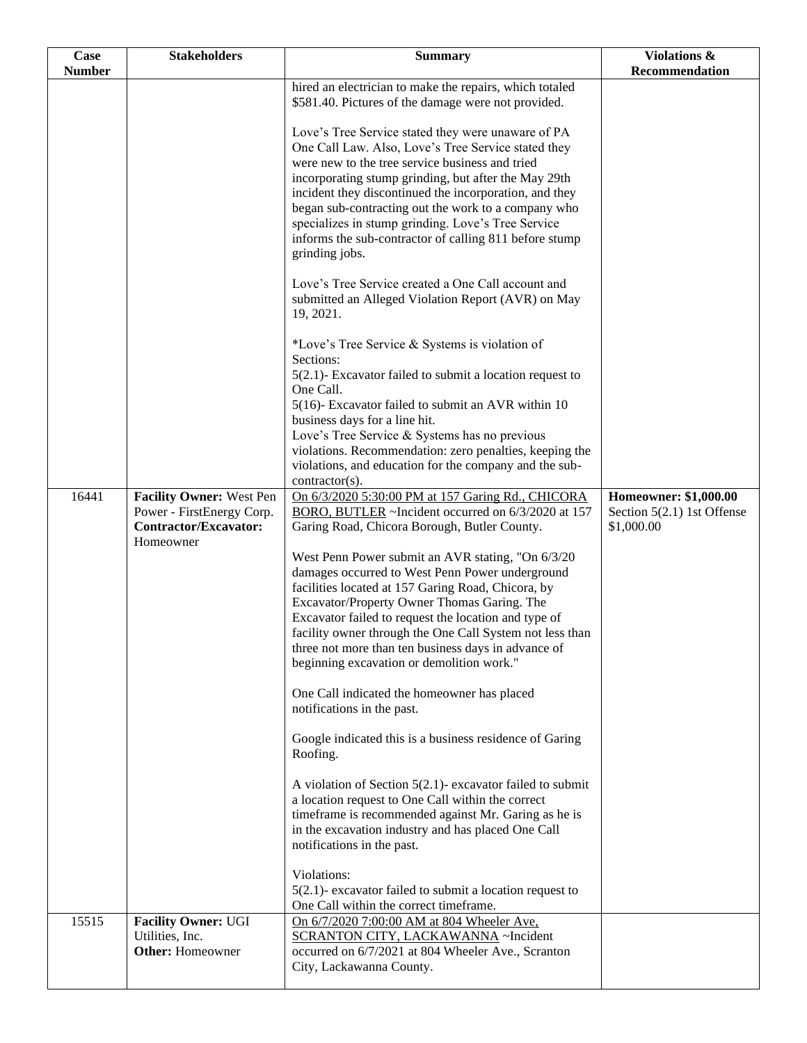| Case Number | Stakeholders | Summary | Violations & Recommendation |
|---|---|---|---|
| | | hired an electrician to make the repairs, which totaled \$581.40. Pictures of the damage were not provided.<br><br>Love's Tree Service stated they were unaware of PA One Call Law. Also, Love's Tree Service stated they were new to the tree service business and tried incorporating stump grinding, but after the May 29th incident they discontinued the incorporation, and they began sub-contracting out the work to a company who specializes in stump grinding. Love's Tree Service informs the sub-contractor of calling 811 before stump grinding jobs.<br><br>Love's Tree Service created a One Call account and submitted an Alleged Violation Report (AVR) on May 19, 2021.<br><br>*Love's Tree Service & Systems is violation of Sections:<br>5(2.1)- Excavator failed to submit a location request to One Call.<br>5(16)- Excavator failed to submit an AVR within 10 business days for a line hit.<br>Love's Tree Service & Systems has no previous violations. Recommendation: zero penalties, keeping the violations, and education for the company and the sub-contractor(s). | |
| 16441 | **Facility Owner:** West Pen Power - FirstEnergy Corp.<br>**Contractor/Excavator:** Homeowner | On 6/3/2020 5:30:00 PM at 157 Garing Rd., CHICORA BORO, BUTLER ~Incident occurred on 6/3/2020 at 157 Garing Road, Chicora Borough, Butler County.<br><br>West Penn Power submit an AVR stating, "On 6/3/20 damages occurred to West Penn Power underground facilities located at 157 Garing Road, Chicora, by Excavator/Property Owner Thomas Garing. The Excavator failed to request the location and type of facility owner through the One Call System not less than three not more than ten business days in advance of beginning excavation or demolition work."<br><br>One Call indicated the homeowner has placed notifications in the past.<br><br>Google indicated this is a business residence of Garing Roofing.<br><br>A violation of Section 5(2.1)- excavator failed to submit a location request to One Call within the correct timeframe is recommended against Mr. Garing as he is in the excavation industry and has placed One Call notifications in the past.<br><br>Violations:<br>5(2.1)- excavator failed to submit a location request to One Call within the correct timeframe. | **Homeowner: \$1,000.00**<br>Section 5(2.1) 1st Offense \$1,000.00 |
| 15515 | **Facility Owner:** UGI Utilities, Inc.<br>**Other:** Homeowner | On 6/7/2020 7:00:00 AM at 804 Wheeler Ave, SCRANTON CITY, LACKAWANNA ~Incident occurred on 6/7/2021 at 804 Wheeler Ave., Scranton City, Lackawanna County. | |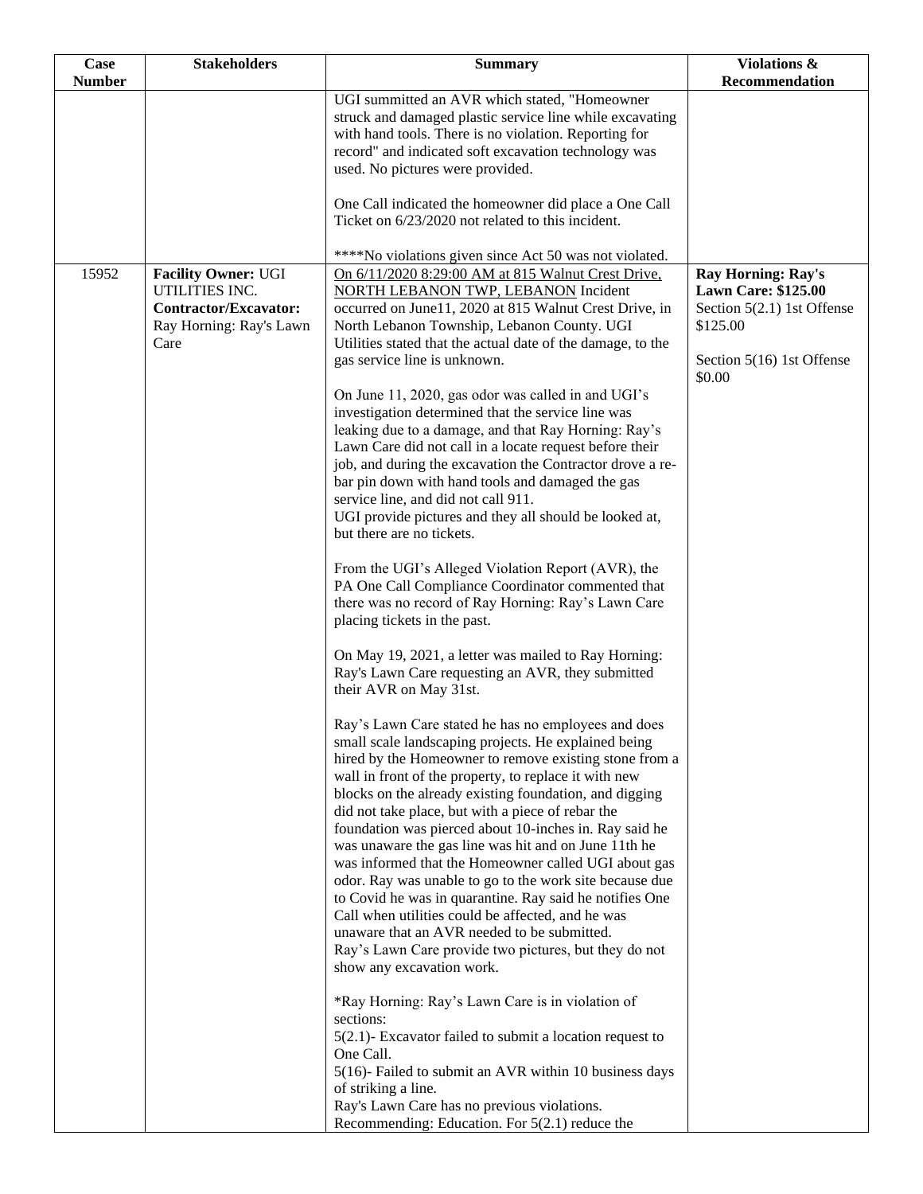| Case Number | Stakeholders | Summary | Violations & Recommendation |
|---|---|---|---|
| | | UGI summitted an AVR which stated, "Homeowner struck and damaged plastic service line while excavating with hand tools. There is no violation. Reporting for record" and indicated soft excavation technology was used. No pictures were provided.<br><br>One Call indicated the homeowner did place a One Call Ticket on 6/23/2020 not related to this incident.<br><br>****No violations given since Act 50 was not violated. | |
| 15952 | **Facility Owner:** UGI UTILITIES INC.<br>**Contractor/Excavator:** Ray Horning: Ray's Lawn Care | On 6/11/2020 8:29:00 AM at 815 Walnut Crest Drive, NORTH LEBANON TWP, LEBANON Incident occurred on June11, 2020 at 815 Walnut Crest Drive, in North Lebanon Township, Lebanon County. UGI Utilities stated that the actual date of the damage, to the gas service line is unknown.<br><br>On June 11, 2020, gas odor was called in and UGI's investigation determined that the service line was leaking due to a damage, and that Ray Horning: Ray's Lawn Care did not call in a locate request before their job, and during the excavation the Contractor drove a re-bar pin down with hand tools and damaged the gas service line, and did not call 911.<br>UGI provide pictures and they all should be looked at, but there are no tickets.<br><br>From the UGI's Alleged Violation Report (AVR), the PA One Call Compliance Coordinator commented that there was no record of Ray Horning: Ray's Lawn Care placing tickets in the past.<br><br>On May 19, 2021, a letter was mailed to Ray Horning: Ray's Lawn Care requesting an AVR, they submitted their AVR on May 31st.<br><br>Ray's Lawn Care stated he has no employees and does small scale landscaping projects. He explained being hired by the Homeowner to remove existing stone from a wall in front of the property, to replace it with new blocks on the already existing foundation, and digging did not take place, but with a piece of rebar the foundation was pierced about 10-inches in. Ray said he was unaware the gas line was hit and on June 11th he was informed that the Homeowner called UGI about gas odor. Ray was unable to go to the work site because due to Covid he was in quarantine. Ray said he notifies One Call when utilities could be affected, and he was unaware that an AVR needed to be submitted.<br>Ray's Lawn Care provide two pictures, but they do not show any excavation work.<br><br>*Ray Horning: Ray's Lawn Care is in violation of sections:<br>5(2.1)- Excavator failed to submit a location request to One Call.<br>5(16)- Failed to submit an AVR within 10 business days of striking a line.<br>Ray's Lawn Care has no previous violations.<br>Recommending: Education. For 5(2.1) reduce the | **Ray Horning: Ray's Lawn Care: $125.00**<br>Section 5(2.1) 1st Offense $125.00<br><br>Section 5(16) 1st Offense $0.00 |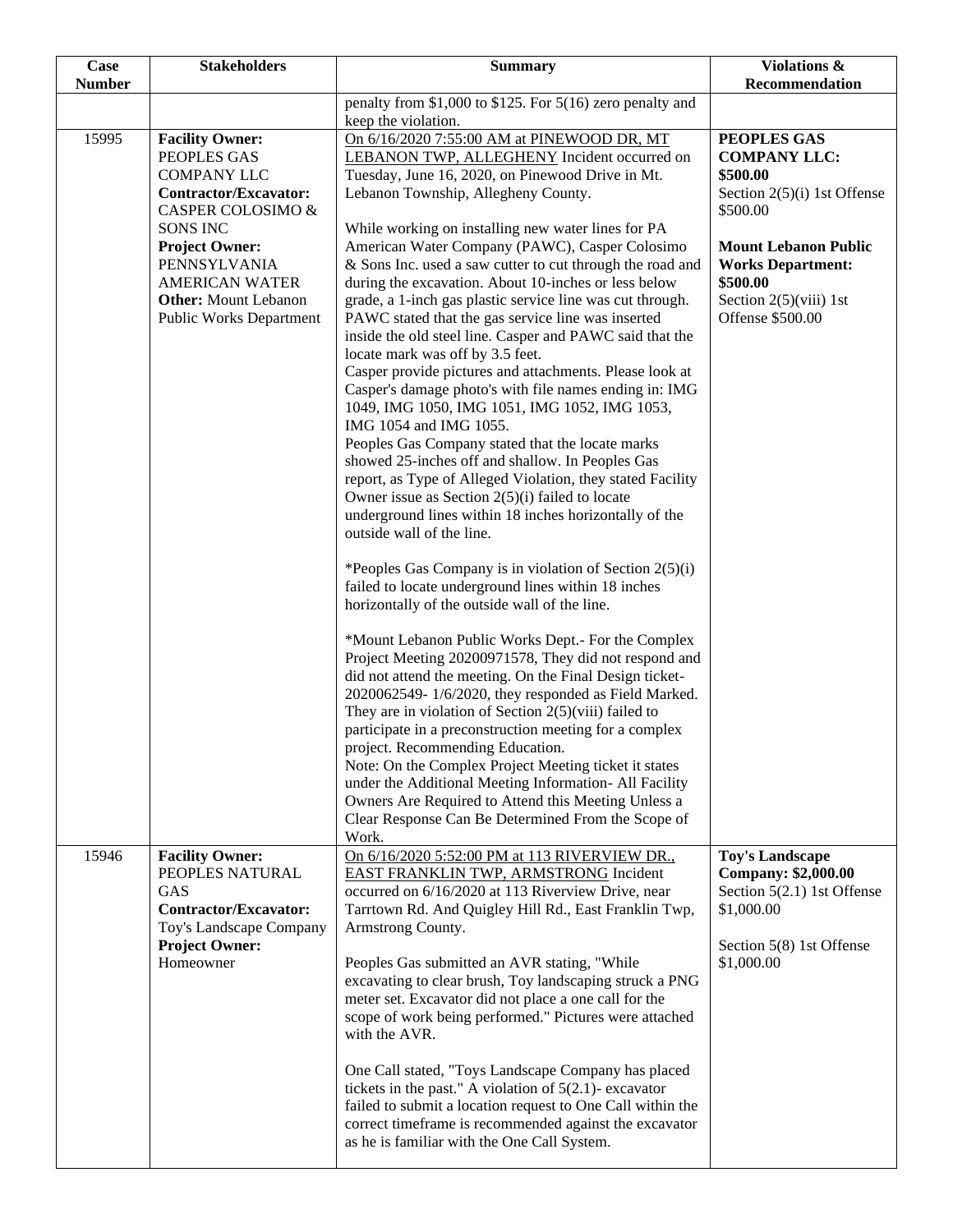| Case Number | Stakeholders | Summary | Violations & Recommendation |
|---|---|---|---|
| | | penalty from $1,000 to $125. For 5(16) zero penalty and keep the violation. | |
| 15995 | **Facility Owner:** PEOPLES GAS COMPANY LLC **Contractor/Excavator:** CASPER COLOSIMO & SONS INC **Project Owner:** PENNSYLVANIA AMERICAN WATER **Other:** Mount Lebanon Public Works Department | On 6/16/2020 7:55:00 AM at PINEWOOD DR, MT LEBANON TWP, ALLEGHENY Incident occurred on Tuesday, June 16, 2020, on Pinewood Drive in Mt. Lebanon Township, Allegheny County.<br><br>While working on installing new water lines for PA American Water Company (PAWC), Casper Colosimo & Sons Inc. used a saw cutter to cut through the road and during the excavation. About 10-inches or less below grade, a 1-inch gas plastic service line was cut through. PAWC stated that the gas service line was inserted inside the old steel line. Casper and PAWC said that the locate mark was off by 3.5 feet.<br>Casper provide pictures and attachments. Please look at Casper's damage photo's with file names ending in: IMG 1049, IMG 1050, IMG 1051, IMG 1052, IMG 1053, IMG 1054 and IMG 1055.<br>Peoples Gas Company stated that the locate marks showed 25-inches off and shallow. In Peoples Gas report, as Type of Alleged Violation, they stated Facility Owner issue as Section 2(5)(i) failed to locate underground lines within 18 inches horizontally of the outside wall of the line.<br><br>*Peoples Gas Company is in violation of Section 2(5)(i) failed to locate underground lines within 18 inches horizontally of the outside wall of the line.<br><br>*Mount Lebanon Public Works Dept.- For the Complex Project Meeting 20200971578, They did not respond and did not attend the meeting. On the Final Design ticket- 2020062549- 1/6/2020, they responded as Field Marked. They are in violation of Section 2(5)(viii) failed to participate in a preconstruction meeting for a complex project. Recommending Education.<br>Note: On the Complex Project Meeting ticket it states under the Additional Meeting Information- All Facility Owners Are Required to Attend this Meeting Unless a Clear Response Can Be Determined From the Scope of Work. | **PEOPLES GAS COMPANY LLC: $500.00**<br>Section 2(5)(i) 1st Offense $500.00<br><br>**Mount Lebanon Public Works Department: $500.00**<br>Section 2(5)(viii) 1st Offense $500.00 |
| 15946 | **Facility Owner:** PEOPLES NATURAL GAS **Contractor/Excavator:** Toy's Landscape Company **Project Owner:** Homeowner | On 6/16/2020 5:52:00 PM at 113 RIVERVIEW DR., EAST FRANKLIN TWP, ARMSTRONG Incident occurred on 6/16/2020 at 113 Riverview Drive, near Tarrtown Rd. And Quigley Hill Rd., East Franklin Twp, Armstrong County.<br><br>Peoples Gas submitted an AVR stating, "While excavating to clear brush, Toy landscaping struck a PNG meter set. Excavator did not place a one call for the scope of work being performed." Pictures were attached with the AVR.<br><br>One Call stated, "Toys Landscape Company has placed tickets in the past." A violation of 5(2.1)- excavator failed to submit a location request to One Call within the correct timeframe is recommended against the excavator as he is familiar with the One Call System. | **Toy's Landscape Company: $2,000.00**<br>Section 5(2.1) 1st Offense $1,000.00<br><br>Section 5(8) 1st Offense $1,000.00 |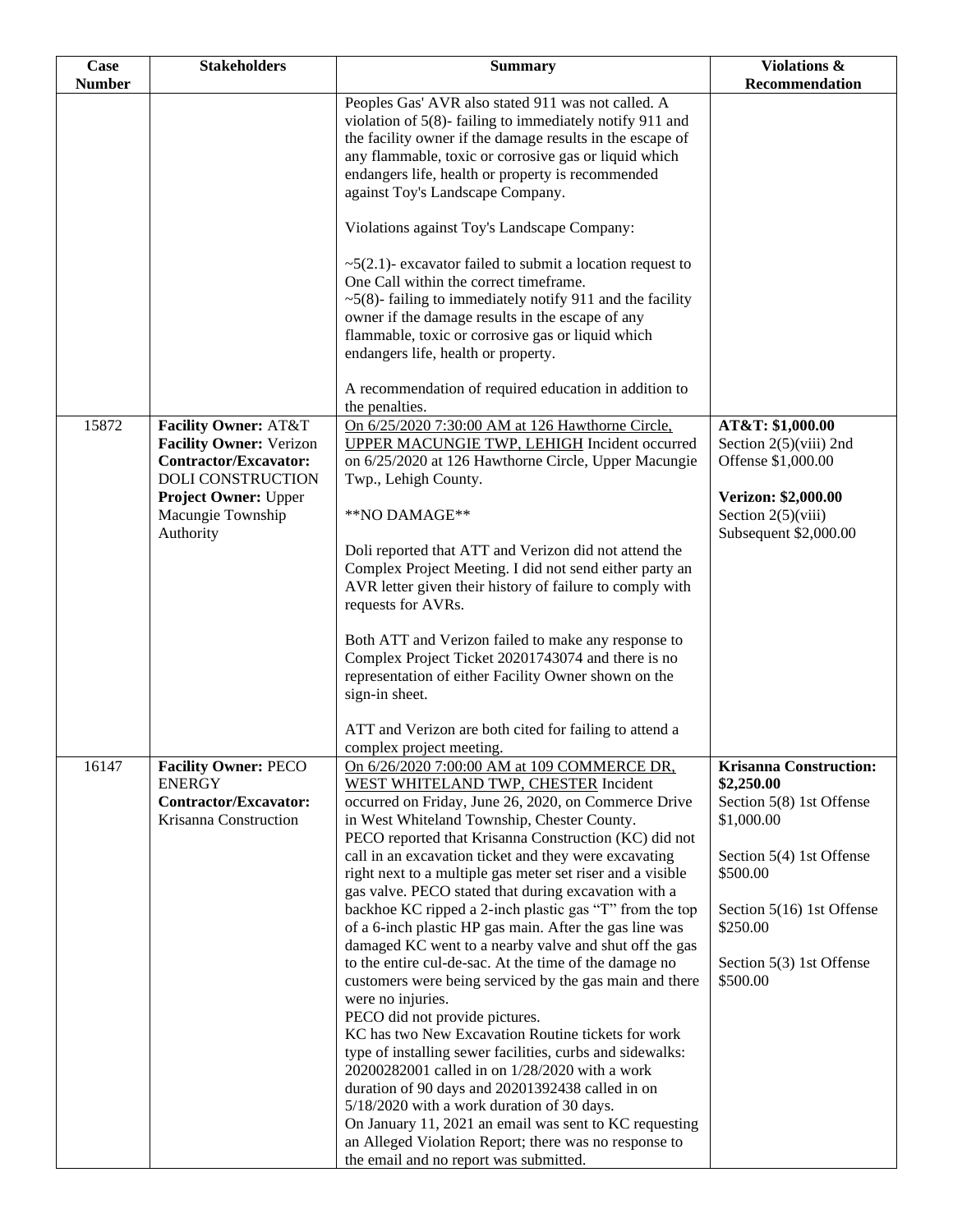| Case Number | Stakeholders | Summary | Violations & Recommendation |
|---|---|---|---|
| | | Peoples Gas' AVR also stated 911 was not called. A violation of 5(8)- failing to immediately notify 911 and the facility owner if the damage results in the escape of any flammable, toxic or corrosive gas or liquid which endangers life, health or property is recommended against Toy's Landscape Company.<br><br>Violations against Toy's Landscape Company:<br><br>~5(2.1)- excavator failed to submit a location request to One Call within the correct timeframe.<br>~5(8)- failing to immediately notify 911 and the facility owner if the damage results in the escape of any flammable, toxic or corrosive gas or liquid which endangers life, health or property.<br><br>A recommendation of required education in addition to the penalties. | |
| 15872 | **Facility Owner:** AT&T<br>**Facility Owner:** Verizon<br>**Contractor/Excavator:** DOLI CONSTRUCTION<br>**Project Owner:** Upper Macungie Township Authority | On 6/25/2020 7:30:00 AM at 126 Hawthorne Circle, UPPER MACUNGIE TWP, LEHIGH Incident occurred on 6/25/2020 at 126 Hawthorne Circle, Upper Macungie Twp., Lehigh County.<br><br>\*\*NO DAMAGE\*\*<br><br>Doli reported that ATT and Verizon did not attend the Complex Project Meeting. I did not send either party an AVR letter given their history of failure to comply with requests for AVRs.<br><br>Both ATT and Verizon failed to make any response to Complex Project Ticket 20201743074 and there is no representation of either Facility Owner shown on the sign-in sheet.<br><br>ATT and Verizon are both cited for failing to attend a complex project meeting. | **AT&T: $1,000.00**<br>Section 2(5)(viii) 2nd Offense $1,000.00<br><br>**Verizon: $2,000.00**<br>Section 2(5)(viii) Subsequent $2,000.00 |
| 16147 | **Facility Owner:** PECO ENERGY<br>**Contractor/Excavator:** Krisanna Construction | On 6/26/2020 7:00:00 AM at 109 COMMERCE DR, WEST WHITELAND TWP, CHESTER Incident occurred on Friday, June 26, 2020, on Commerce Drive in West Whiteland Township, Chester County.<br>PECO reported that Krisanna Construction (KC) did not call in an excavation ticket and they were excavating right next to a multiple gas meter set riser and a visible gas valve. PECO stated that during excavation with a backhoe KC ripped a 2-inch plastic gas "T" from the top of a 6-inch plastic HP gas main. After the gas line was damaged KC went to a nearby valve and shut off the gas to the entire cul-de-sac. At the time of the damage no customers were being serviced by the gas main and there were no injuries.<br>PECO did not provide pictures.<br>KC has two New Excavation Routine tickets for work type of installing sewer facilities, curbs and sidewalks: 20200282001 called in on 1/28/2020 with a work duration of 90 days and 20201392438 called in on 5/18/2020 with a work duration of 30 days.<br>On January 11, 2021 an email was sent to KC requesting an Alleged Violation Report; there was no response to the email and no report was submitted. | **Krisanna Construction: $2,250.00**<br>Section 5(8) 1st Offense $1,000.00<br><br>Section 5(4) 1st Offense $500.00<br><br>Section 5(16) 1st Offense $250.00<br><br>Section 5(3) 1st Offense $500.00 |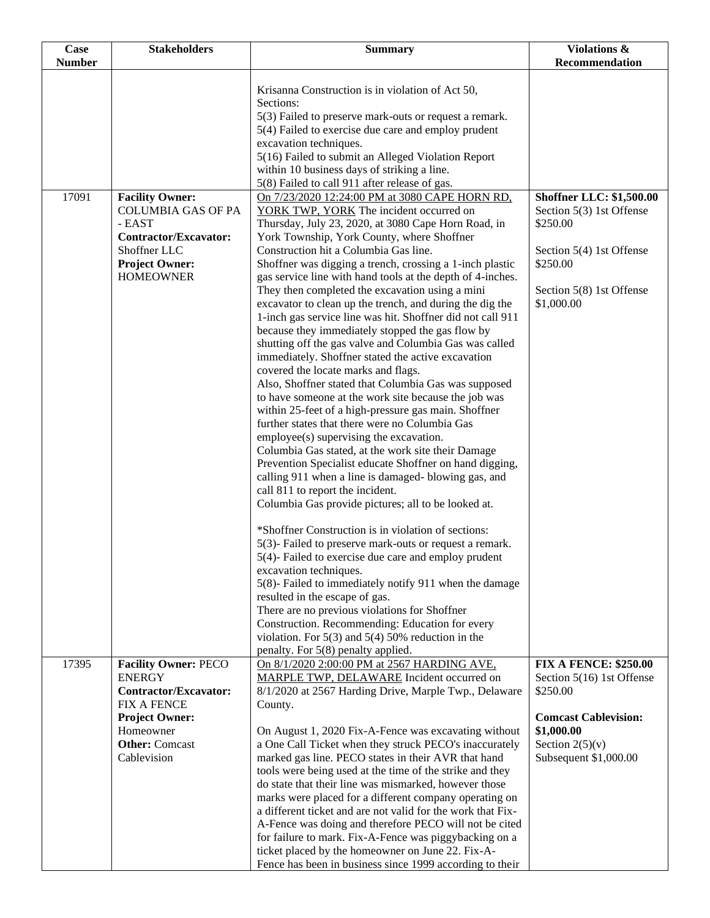| Case Number | Stakeholders | Summary | Violations & Recommendation |
|---|---|---|---|
| | | Krisanna Construction is in violation of Act 50, Sections:<br>5(3) Failed to preserve mark-outs or request a remark.<br>5(4) Failed to exercise due care and employ prudent excavation techniques.<br>5(16) Failed to submit an Alleged Violation Report within 10 business days of striking a line.<br>5(8) Failed to call 911 after release of gas. | |
| 17091 | **Facility Owner:** COLUMBIA GAS OF PA - EAST<br>**Contractor/Excavator:** Shoffner LLC<br>**Project Owner:** HOMEOWNER | On 7/23/2020 12:24:00 PM at 3080 CAPE HORN RD, YORK TWP, YORK The incident occurred on Thursday, July 23, 2020, at 3080 Cape Horn Road, in York Township, York County, where Shoffner Construction hit a Columbia Gas line.<br>Shoffner was digging a trench, crossing a 1-inch plastic gas service line with hand tools at the depth of 4-inches. They then completed the excavation using a mini excavator to clean up the trench, and during the dig the 1-inch gas service line was hit. Shoffner did not call 911 because they immediately stopped the gas flow by shutting off the gas valve and Columbia Gas was called immediately. Shoffner stated the active excavation covered the locate marks and flags.<br>Also, Shoffner stated that Columbia Gas was supposed to have someone at the work site because the job was within 25-feet of a high-pressure gas main. Shoffner further states that there were no Columbia Gas employee(s) supervising the excavation.<br>Columbia Gas stated, at the work site their Damage Prevention Specialist educate Shoffner on hand digging, calling 911 when a line is damaged- blowing gas, and call 811 to report the incident.<br>Columbia Gas provide pictures; all to be looked at.<br><br>*Shoffner Construction is in violation of sections:<br>5(3)- Failed to preserve mark-outs or request a remark.<br>5(4)- Failed to exercise due care and employ prudent excavation techniques.<br>5(8)- Failed to immediately notify 911 when the damage resulted in the escape of gas.<br>There are no previous violations for Shoffner Construction. Recommending: Education for every violation. For 5(3) and 5(4) 50% reduction in the penalty. For 5(8) penalty applied. | **Shoffner LLC: $1,500.00**<br>Section 5(3) 1st Offense $250.00<br><br>Section 5(4) 1st Offense $250.00<br><br>Section 5(8) 1st Offense $1,000.00 |
| 17395 | **Facility Owner:** PECO ENERGY<br>**Contractor/Excavator:** FIX A FENCE<br>**Project Owner:** Homeowner<br>**Other:** Comcast Cablevision | On 8/1/2020 2:00:00 PM at 2567 HARDING AVE, MARPLE TWP, DELAWARE Incident occurred on 8/1/2020 at 2567 Harding Drive, Marple Twp., Delaware County.<br><br>On August 1, 2020 Fix-A-Fence was excavating without a One Call Ticket when they struck PECO's inaccurately marked gas line. PECO states in their AVR that hand tools were being used at the time of the strike and they do state that their line was mismarked, however those marks were placed for a different company operating on a different ticket and are not valid for the work that Fix-A-Fence was doing and therefore PECO will not be cited for failure to mark. Fix-A-Fence was piggybacking on a ticket placed by the homeowner on June 22. Fix-A-Fence has been in business since 1999 according to their | **FIX A FENCE: $250.00**<br>Section 5(16) 1st Offense $250.00<br><br>**Comcast Cablevision: $1,000.00**<br>Section 2(5)(v) Subsequent $1,000.00 |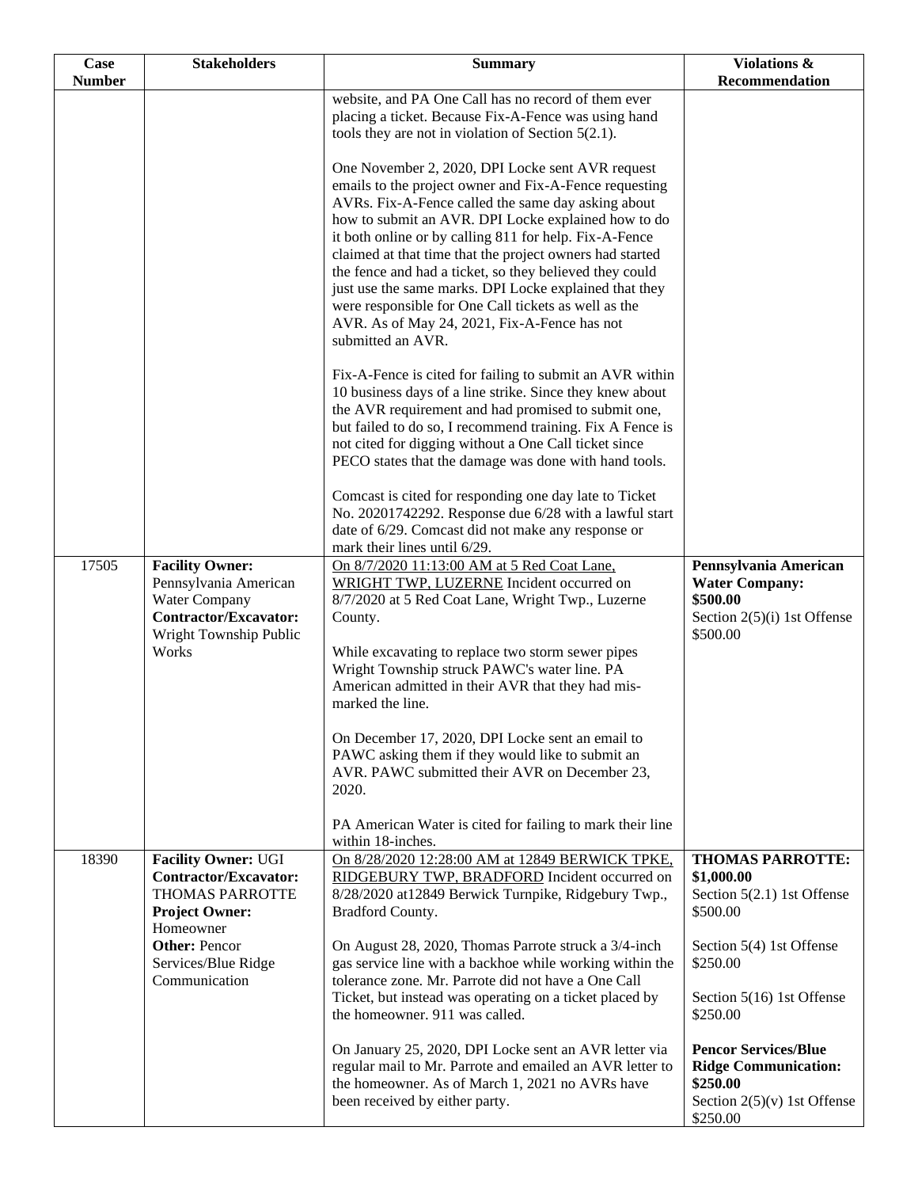| Case Number | Stakeholders | Summary | Violations & Recommendation |
|---|---|---|---|
| | | website, and PA One Call has no record of them ever placing a ticket. Because Fix-A-Fence was using hand tools they are not in violation of Section 5(2.1).<br><br>One November 2, 2020, DPI Locke sent AVR request emails to the project owner and Fix-A-Fence requesting AVRs. Fix-A-Fence called the same day asking about how to submit an AVR. DPI Locke explained how to do it both online or by calling 811 for help. Fix-A-Fence claimed at that time that the project owners had started the fence and had a ticket, so they believed they could just use the same marks. DPI Locke explained that they were responsible for One Call tickets as well as the AVR. As of May 24, 2021, Fix-A-Fence has not submitted an AVR.<br><br>Fix-A-Fence is cited for failing to submit an AVR within 10 business days of a line strike. Since they knew about the AVR requirement and had promised to submit one, but failed to do so, I recommend training. Fix A Fence is not cited for digging without a One Call ticket since PECO states that the damage was done with hand tools.<br><br>Comcast is cited for responding one day late to Ticket No. 20201742292. Response due 6/28 with a lawful start date of 6/29. Comcast did not make any response or mark their lines until 6/29. | |
| 17505 | **Facility Owner:** Pennsylvania American Water Company<br>**Contractor/Excavator:** Wright Township Public Works | On 8/7/2020 11:13:00 AM at 5 Red Coat Lane, WRIGHT TWP, LUZERNE Incident occurred on 8/7/2020 at 5 Red Coat Lane, Wright Twp., Luzerne County.<br><br>While excavating to replace two storm sewer pipes Wright Township struck PAWC's water line. PA American admitted in their AVR that they had mis-marked the line.<br><br>On December 17, 2020, DPI Locke sent an email to PAWC asking them if they would like to submit an AVR. PAWC submitted their AVR on December 23, 2020.<br><br>PA American Water is cited for failing to mark their line within 18-inches. | **Pennsylvania American Water Company: $500.00**<br>Section 2(5)(i) 1st Offense $500.00 |
| 18390 | **Facility Owner:** UGI<br>**Contractor/Excavator:** THOMAS PARROTTE<br>**Project Owner:** Homeowner<br>**Other:** Pencor Services/Blue Ridge Communication | On 8/28/2020 12:28:00 AM at 12849 BERWICK TPKE, RIDGEBURY TWP, BRADFORD Incident occurred on 8/28/2020 at12849 Berwick Turnpike, Ridgebury Twp., Bradford County.<br><br>On August 28, 2020, Thomas Parrote struck a 3/4-inch gas service line with a backhoe while working within the tolerance zone. Mr. Parrote did not have a One Call Ticket, but instead was operating on a ticket placed by the homeowner. 911 was called.<br><br>On January 25, 2020, DPI Locke sent an AVR letter via regular mail to Mr. Parrote and emailed an AVR letter to the homeowner. As of March 1, 2021 no AVRs have been received by either party. | **THOMAS PARROTTE: $1,000.00**<br>Section 5(2.1) 1st Offense $500.00<br><br>Section 5(4) 1st Offense $250.00<br><br>Section 5(16) 1st Offense $250.00<br><br>**Pencor Services/Blue Ridge Communication: $250.00**<br>Section 2(5)(v) 1st Offense $250.00 |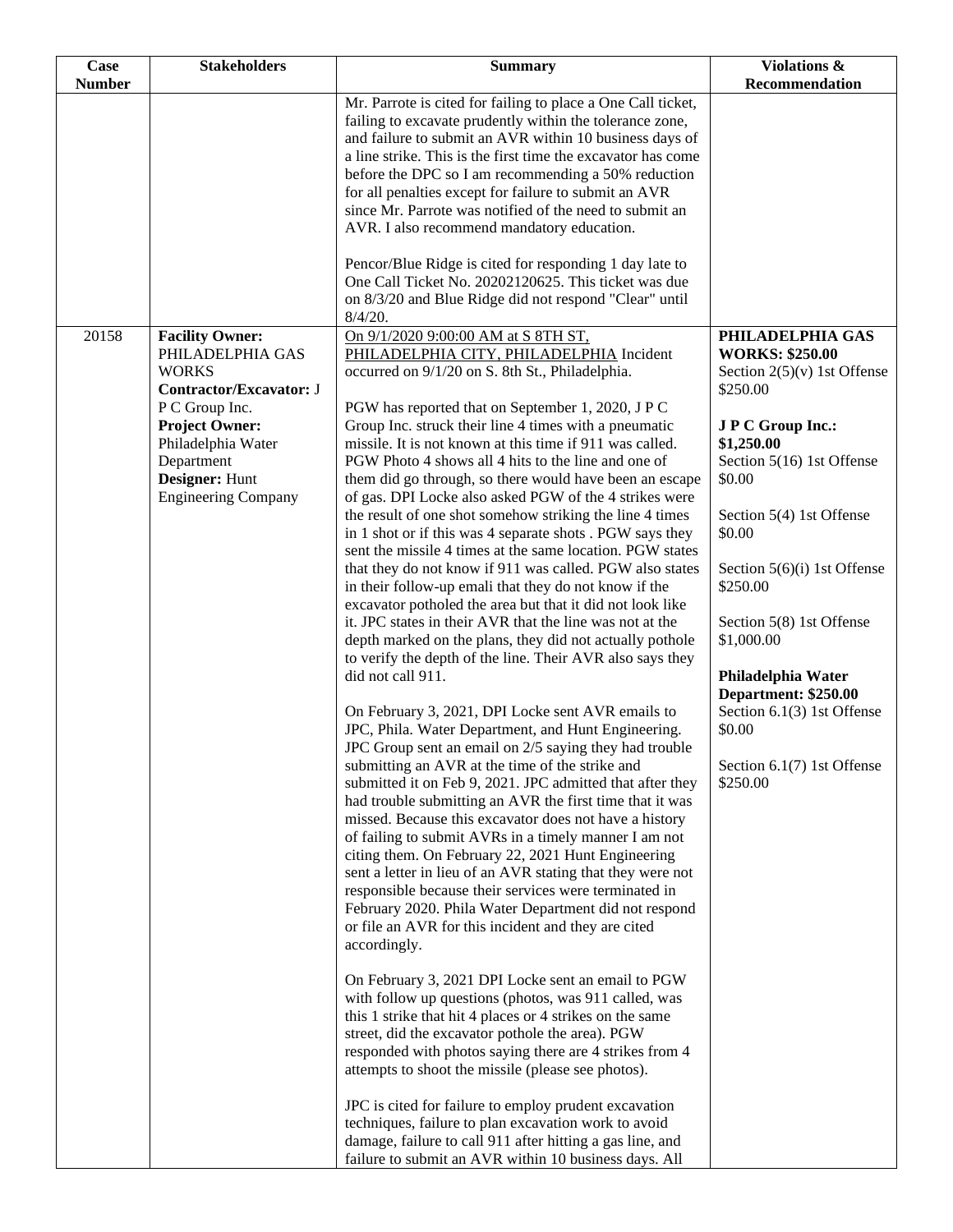| Case Number | Stakeholders | Summary | Violations & Recommendation |
|---|---|---|---|
| | | Mr. Parrote is cited for failing to place a One Call ticket, failing to excavate prudently within the tolerance zone, and failure to submit an AVR within 10 business days of a line strike. This is the first time the excavator has come before the DPC so I am recommending a 50% reduction for all penalties except for failure to submit an AVR since Mr. Parrote was notified of the need to submit an AVR. I also recommend mandatory education.<br><br>Pencor/Blue Ridge is cited for responding 1 day late to One Call Ticket No. 20202120625. This ticket was due on 8/3/20 and Blue Ridge did not respond "Clear" until 8/4/20. | |
| 20158 | **Facility Owner:** PHILADELPHIA GAS WORKS<br>**Contractor/Excavator:** J P C Group Inc.<br>**Project Owner:** Philadelphia Water Department<br>**Designer:** Hunt Engineering Company | On 9/1/2020 9:00:00 AM at S 8TH ST, PHILADELPHIA CITY, PHILADELPHIA Incident occurred on 9/1/20 on S. 8th St., Philadelphia.<br><br>PGW has reported that on September 1, 2020, J P C Group Inc. struck their line 4 times with a pneumatic missile. It is not known at this time if 911 was called. PGW Photo 4 shows all 4 hits to the line and one of them did go through, so there would have been an escape of gas. DPI Locke also asked PGW of the 4 strikes were the result of one shot somehow striking the line 4 times in 1 shot or if this was 4 separate shots . PGW says they sent the missile 4 times at the same location. PGW states that they do not know if 911 was called. PGW also states in their follow-up emali that they do not know if the excavator potholed the area but that it did not look like it. JPC states in their AVR that the line was not at the depth marked on the plans, they did not actually pothole to verify the depth of the line. Their AVR also says they did not call 911.<br><br>On February 3, 2021, DPI Locke sent AVR emails to JPC, Phila. Water Department, and Hunt Engineering. JPC Group sent an email on 2/5 saying they had trouble submitting an AVR at the time of the strike and submitted it on Feb 9, 2021. JPC admitted that after they had trouble submitting an AVR the first time that it was missed. Because this excavator does not have a history of failing to submit AVRs in a timely manner I am not citing them. On February 22, 2021 Hunt Engineering sent a letter in lieu of an AVR stating that they were not responsible because their services were terminated in February 2020. Phila Water Department did not respond or file an AVR for this incident and they are cited accordingly.<br><br>On February 3, 2021 DPI Locke sent an email to PGW with follow up questions (photos, was 911 called, was this 1 strike that hit 4 places or 4 strikes on the same street, did the excavator pothole the area). PGW responded with photos saying there are 4 strikes from 4 attempts to shoot the missile (please see photos).<br><br>JPC is cited for failure to employ prudent excavation techniques, failure to plan excavation work to avoid damage, failure to call 911 after hitting a gas line, and failure to submit an AVR within 10 business days. All | **PHILADELPHIA GAS WORKS: $250.00**<br>Section 2(5)(v) 1st Offense $250.00<br><br>**J P C Group Inc.: $1,250.00**<br>Section 5(16) 1st Offense $0.00<br><br>Section 5(4) 1st Offense $0.00<br><br>Section 5(6)(i) 1st Offense $250.00<br><br>Section 5(8) 1st Offense $1,000.00<br><br>**Philadelphia Water Department: $250.00**<br>Section 6.1(3) 1st Offense $0.00<br><br>Section 6.1(7) 1st Offense $250.00 |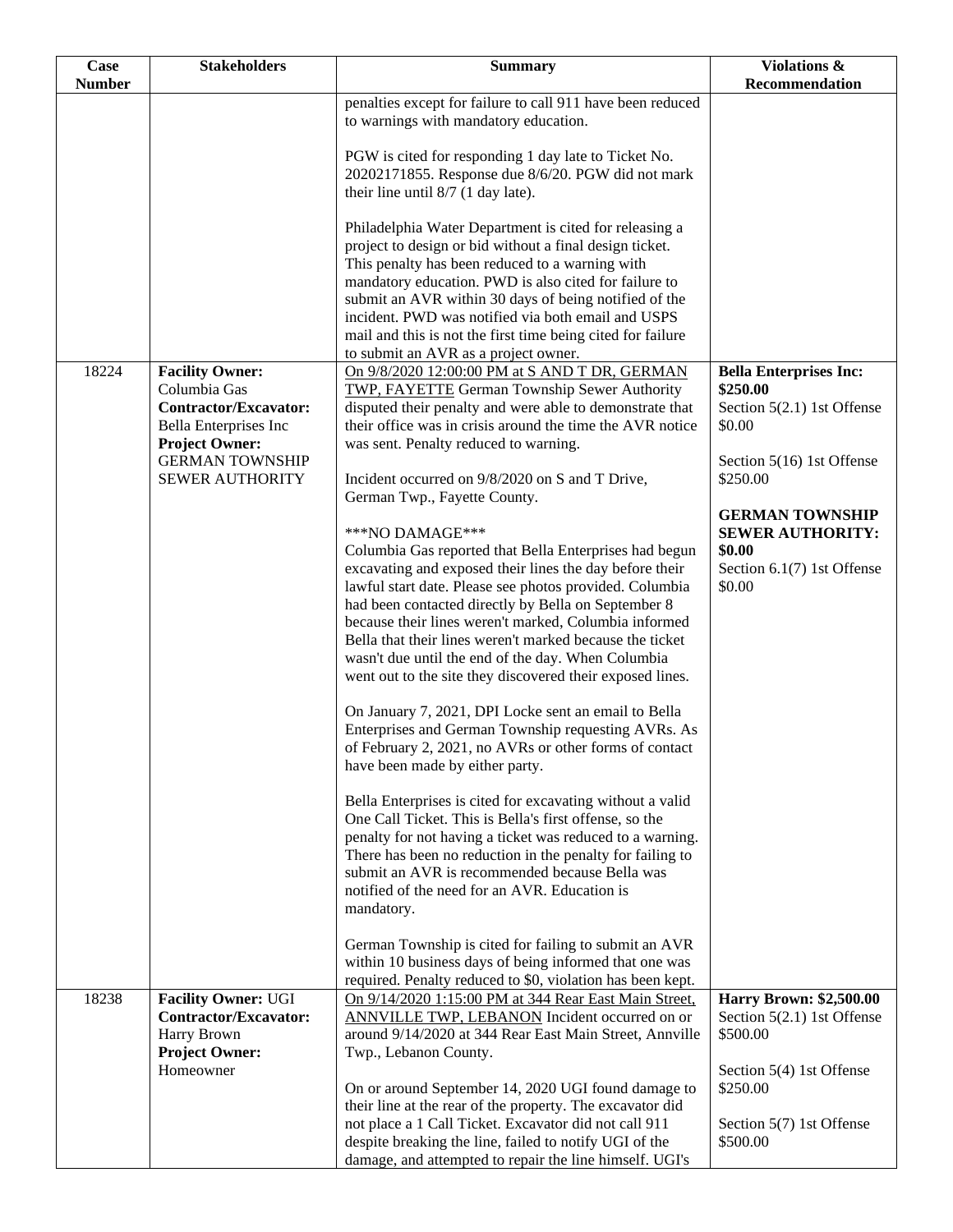| Case Number | Stakeholders | Summary | Violations & Recommendation |
|---|---|---|---|
| | | penalties except for failure to call 911 have been reduced to warnings with mandatory education.<br><br>PGW is cited for responding 1 day late to Ticket No. 20202171855. Response due 8/6/20. PGW did not mark their line until 8/7 (1 day late).<br><br>Philadelphia Water Department is cited for releasing a project to design or bid without a final design ticket. This penalty has been reduced to a warning with mandatory education. PWD is also cited for failure to submit an AVR within 30 days of being notified of the incident. PWD was notified via both email and USPS mail and this is not the first time being cited for failure to submit an AVR as a project owner. | |
| 18224 | **Facility Owner:** Columbia Gas<br>**Contractor/Excavator:** Bella Enterprises Inc<br>**Project Owner:** GERMAN TOWNSHIP SEWER AUTHORITY | On 9/8/2020 12:00:00 PM at S AND T DR, GERMAN TWP, FAYETTE German Township Sewer Authority disputed their penalty and were able to demonstrate that their office was in crisis around the time the AVR notice was sent. Penalty reduced to warning.<br><br>Incident occurred on 9/8/2020 on S and T Drive, German Twp., Fayette County.<br><br>\*\*\*NO DAMAGE\*\*\*<br>Columbia Gas reported that Bella Enterprises had begun excavating and exposed their lines the day before their lawful start date. Please see photos provided. Columbia had been contacted directly by Bella on September 8 because their lines weren't marked, Columbia informed Bella that their lines weren't marked because the ticket wasn't due until the end of the day. When Columbia went out to the site they discovered their exposed lines.<br><br>On January 7, 2021, DPI Locke sent an email to Bella Enterprises and German Township requesting AVRs. As of February 2, 2021, no AVRs or other forms of contact have been made by either party.<br><br>Bella Enterprises is cited for excavating without a valid One Call Ticket. This is Bella's first offense, so the penalty for not having a ticket was reduced to a warning. There has been no reduction in the penalty for failing to submit an AVR is recommended because Bella was notified of the need for an AVR. Education is mandatory.<br><br>German Township is cited for failing to submit an AVR within 10 business days of being informed that one was required. Penalty reduced to $0, violation has been kept. | **Bella Enterprises Inc: $250.00**<br>Section 5(2.1) 1st Offense $0.00<br><br>Section 5(16) 1st Offense $250.00<br><br>**GERMAN TOWNSHIP SEWER AUTHORITY: $0.00**<br>Section 6.1(7) 1st Offense $0.00 |
| 18238 | **Facility Owner:** UGI<br>**Contractor/Excavator:** Harry Brown<br>**Project Owner:** Homeowner | On 9/14/2020 1:15:00 PM at 344 Rear East Main Street, ANNVILLE TWP, LEBANON Incident occurred on or around 9/14/2020 at 344 Rear East Main Street, Annville Twp., Lebanon County.<br><br>On or around September 14, 2020 UGI found damage to their line at the rear of the property. The excavator did not place a 1 Call Ticket. Excavator did not call 911 despite breaking the line, failed to notify UGI of the damage, and attempted to repair the line himself. UGI's | **Harry Brown: $2,500.00**<br>Section 5(2.1) 1st Offense $500.00<br><br>Section 5(4) 1st Offense $250.00<br><br>Section 5(7) 1st Offense $500.00 |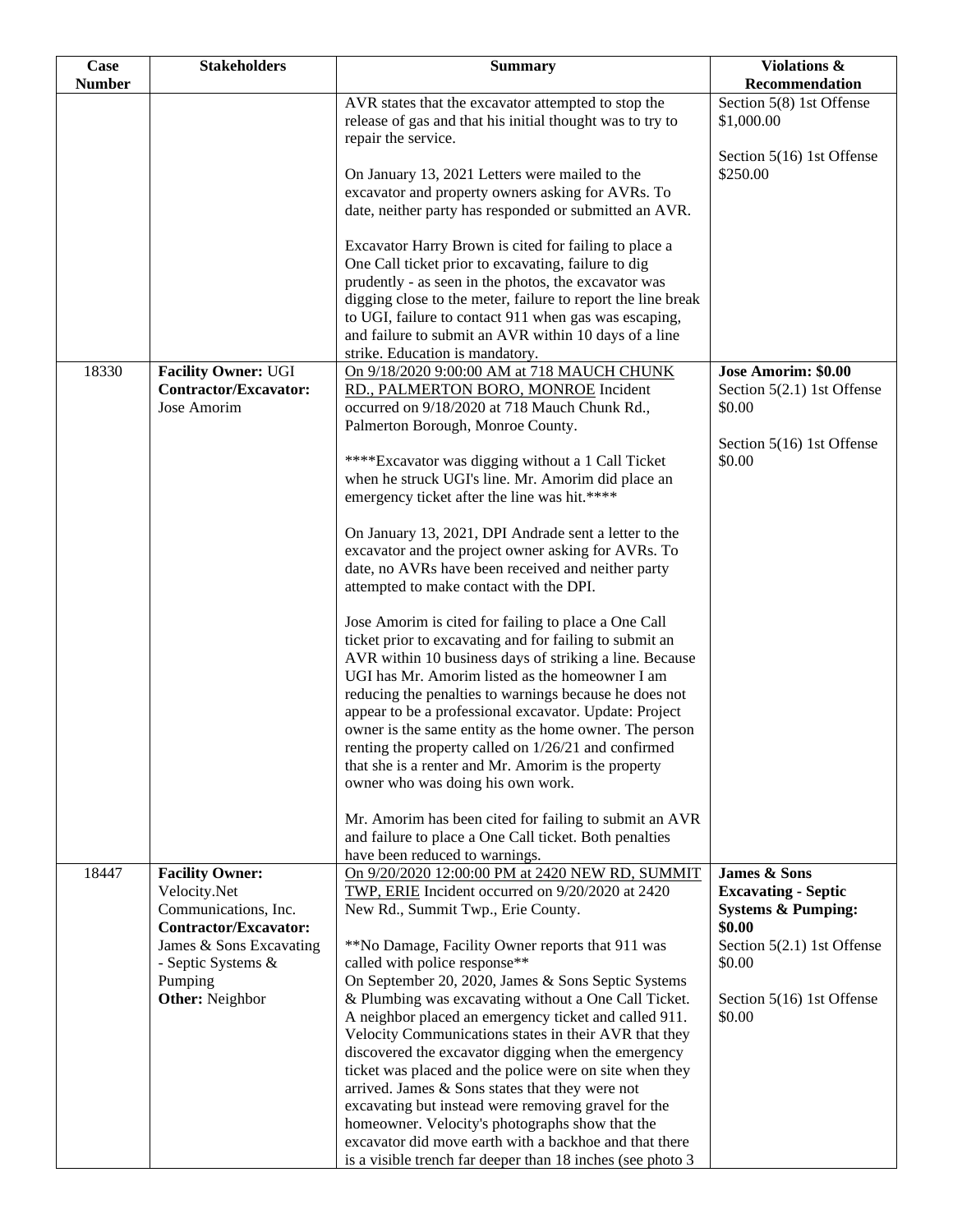| Case Number | Stakeholders | Summary | Violations & Recommendation |
|---|---|---|---|
| | | AVR states that the excavator attempted to stop the release of gas and that his initial thought was to try to repair the service.<br><br>On January 13, 2021 Letters were mailed to the excavator and property owners asking for AVRs. To date, neither party has responded or submitted an AVR.<br><br>Excavator Harry Brown is cited for failing to place a One Call ticket prior to excavating, failure to dig prudently - as seen in the photos, the excavator was digging close to the meter, failure to report the line break to UGI, failure to contact 911 when gas was escaping, and failure to submit an AVR within 10 days of a line strike. Education is mandatory. | Section 5(8) 1st Offense $1,000.00<br><br>Section 5(16) 1st Offense $250.00 |
| 18330 | **Facility Owner:** UGI<br>**Contractor/Excavator:** Jose Amorim | On 9/18/2020 9:00:00 AM at 718 MAUCH CHUNK RD., PALMERTON BORO, MONROE Incident occurred on 9/18/2020 at 718 Mauch Chunk Rd., Palmerton Borough, Monroe County.<br><br>****Excavator was digging without a 1 Call Ticket when he struck UGI's line. Mr. Amorim did place an emergency ticket after the line was hit.****<br><br>On January 13, 2021, DPI Andrade sent a letter to the excavator and the project owner asking for AVRs. To date, no AVRs have been received and neither party attempted to make contact with the DPI.<br><br>Jose Amorim is cited for failing to place a One Call ticket prior to excavating and for failing to submit an AVR within 10 business days of striking a line. Because UGI has Mr. Amorim listed as the homeowner I am reducing the penalties to warnings because he does not appear to be a professional excavator. Update: Project owner is the same entity as the home owner. The person renting the property called on 1/26/21 and confirmed that she is a renter and Mr. Amorim is the property owner who was doing his own work.<br><br>Mr. Amorim has been cited for failing to submit an AVR and failure to place a One Call ticket. Both penalties have been reduced to warnings. | **Jose Amorim: $0.00**<br>Section 5(2.1) 1st Offense $0.00<br><br>Section 5(16) 1st Offense $0.00 |
| 18447 | **Facility Owner:** Velocity.Net Communications, Inc.<br>**Contractor/Excavator:** James & Sons Excavating - Septic Systems & Pumping<br>**Other:** Neighbor | On 9/20/2020 12:00:00 PM at 2420 NEW RD, SUMMIT TWP, ERIE Incident occurred on 9/20/2020 at 2420 New Rd., Summit Twp., Erie County.<br><br>**No Damage, Facility Owner reports that 911 was called with police response**<br>On September 20, 2020, James & Sons Septic Systems & Plumbing was excavating without a One Call Ticket. A neighbor placed an emergency ticket and called 911. Velocity Communications states in their AVR that they discovered the excavator digging when the emergency ticket was placed and the police were on site when they arrived. James & Sons states that they were not excavating but instead were removing gravel for the homeowner. Velocity's photographs show that the excavator did move earth with a backhoe and that there is a visible trench far deeper than 18 inches (see photo 3 | **James & Sons Excavating - Septic Systems & Pumping: $0.00**<br>Section 5(2.1) 1st Offense $0.00<br><br>Section 5(16) 1st Offense $0.00 |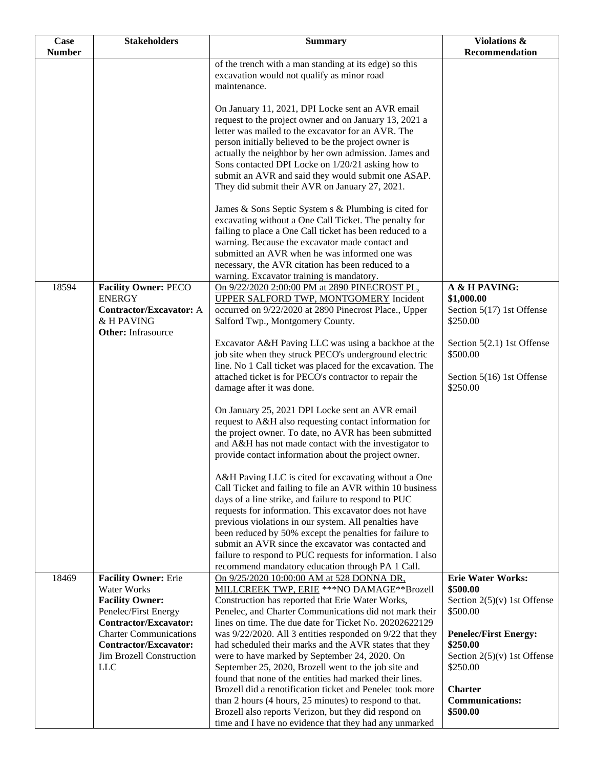| Case Number | Stakeholders | Summary | Violations & Recommendation |
|---|---|---|---|
| | | of the trench with a man standing at its edge) so this excavation would not qualify as minor road maintenance.<br><br>On January 11, 2021, DPI Locke sent an AVR email request to the project owner and on January 13, 2021 a letter was mailed to the excavator for an AVR. The person initially believed to be the project owner is actually the neighbor by her own admission. James and Sons contacted DPI Locke on 1/20/21 asking how to submit an AVR and said they would submit one ASAP. They did submit their AVR on January 27, 2021.<br><br>James & Sons Septic System s & Plumbing is cited for excavating without a One Call Ticket. The penalty for failing to place a One Call ticket has been reduced to a warning. Because the excavator made contact and submitted an AVR when he was informed one was necessary, the AVR citation has been reduced to a warning. Excavator training is mandatory. | |
| 18594 | **Facility Owner:** PECO ENERGY<br>**Contractor/Excavator:** A & H PAVING<br>**Other:** Infrasource | On 9/22/2020 2:00:00 PM at 2890 PINECROST PL, UPPER SALFORD TWP, MONTGOMERY Incident occurred on 9/22/2020 at 2890 Pinecrost Place., Upper Salford Twp., Montgomery County.<br><br>Excavator A&H Paving LLC was using a backhoe at the job site when they struck PECO's underground electric line. No 1 Call ticket was placed for the excavation. The attached ticket is for PECO's contractor to repair the damage after it was done.<br><br>On January 25, 2021 DPI Locke sent an AVR email request to A&H also requesting contact information for the project owner. To date, no AVR has been submitted and A&H has not made contact with the investigator to provide contact information about the project owner.<br><br>A&H Paving LLC is cited for excavating without a One Call Ticket and failing to file an AVR within 10 business days of a line strike, and failure to respond to PUC requests for information. This excavator does not have previous violations in our system. All penalties have been reduced by 50% except the penalties for failure to submit an AVR since the excavator was contacted and failure to respond to PUC requests for information. I also recommend mandatory education through PA 1 Call. | **A & H PAVING: $1,000.00**<br>Section 5(17) 1st Offense $250.00<br><br>Section 5(2.1) 1st Offense $500.00<br><br>Section 5(16) 1st Offense $250.00 |
| 18469 | **Facility Owner:** Erie Water Works<br>**Facility Owner:** Penelec/First Energy<br>**Contractor/Excavator:** Charter Communications<br>**Contractor/Excavator:** Jim Brozell Construction LLC | On 9/25/2020 10:00:00 AM at 528 DONNA DR, MILLCREEK TWP, ERIE ***NO DAMAGE**Brozell Construction has reported that Erie Water Works, Penelec, and Charter Communications did not mark their lines on time. The due date for Ticket No. 20202622129 was 9/22/2020. All 3 entities responded on 9/22 that they had scheduled their marks and the AVR states that they were to have marked by September 24, 2020. On September 25, 2020, Brozell went to the job site and found that none of the entities had marked their lines. Brozell did a renotification ticket and Penelec took more than 2 hours (4 hours, 25 minutes) to respond to that. Brozell also reports Verizon, but they did respond on time and I have no evidence that they had any unmarked | **Erie Water Works: $500.00**<br>Section 2(5)(v) 1st Offense $500.00<br><br>**Penelec/First Energy: $250.00**<br>Section 2(5)(v) 1st Offense $250.00<br><br>**Charter Communications: $500.00** |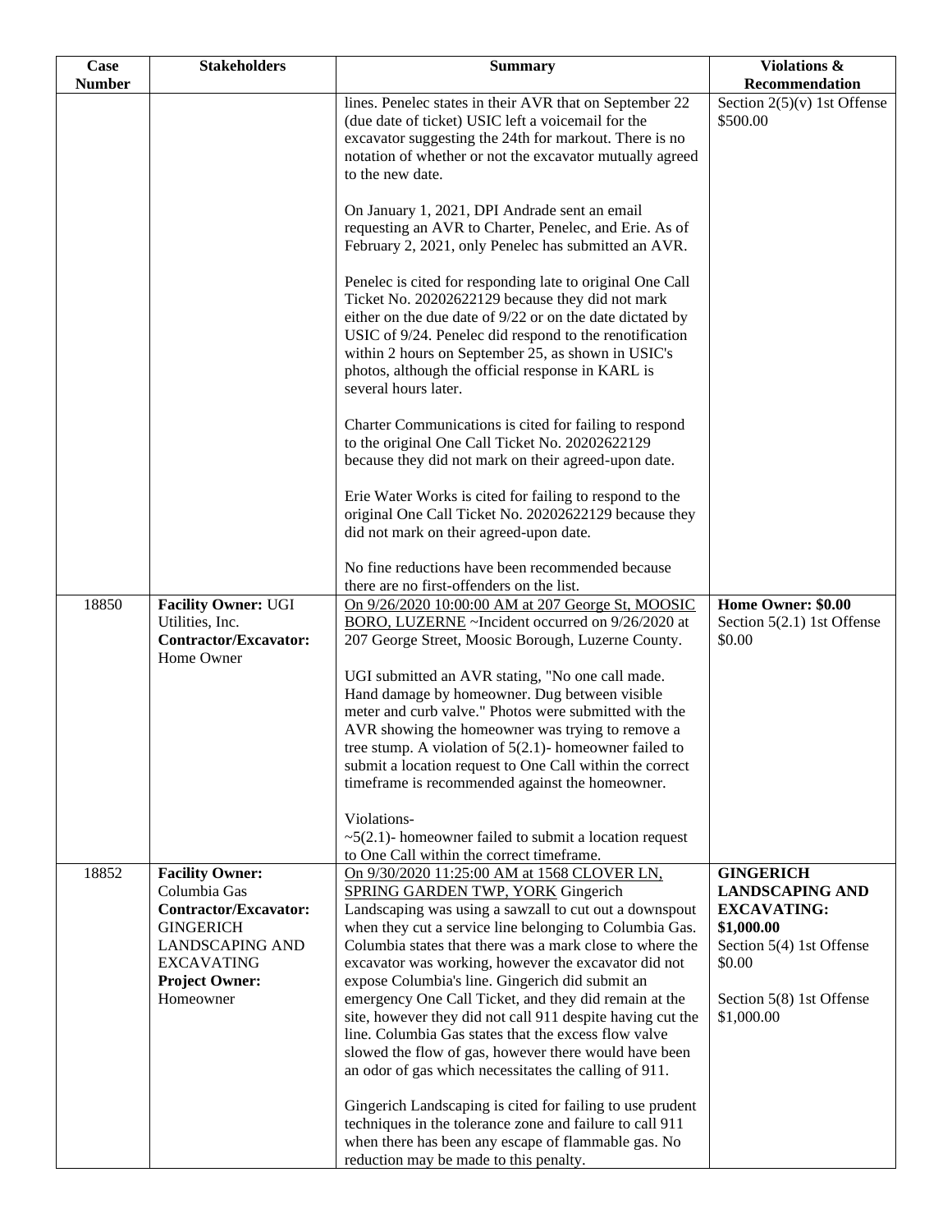| Case Number | Stakeholders | Summary | Violations & Recommendation |
|---|---|---|---|
| | | lines. Penelec states in their AVR that on September 22 (due date of ticket) USIC left a voicemail for the excavator suggesting the 24th for markout. There is no notation of whether or not the excavator mutually agreed to the new date.<br><br>On January 1, 2021, DPI Andrade sent an email requesting an AVR to Charter, Penelec, and Erie. As of February 2, 2021, only Penelec has submitted an AVR.<br><br>Penelec is cited for responding late to original One Call Ticket No. 20202622129 because they did not mark either on the due date of 9/22 or on the date dictated by USIC of 9/24. Penelec did respond to the renotification within 2 hours on September 25, as shown in USIC's photos, although the official response in KARL is several hours later.<br><br>Charter Communications is cited for failing to respond to the original One Call Ticket No. 20202622129 because they did not mark on their agreed-upon date.<br><br>Erie Water Works is cited for failing to respond to the original One Call Ticket No. 20202622129 because they did not mark on their agreed-upon date.<br><br>No fine reductions have been recommended because there are no first-offenders on the list. | Section 2(5)(v) 1st Offense $500.00 |
| 18850 | **Facility Owner:** UGI Utilities, Inc.<br>**Contractor/Excavator:** Home Owner | On 9/26/2020 10:00:00 AM at 207 George St, MOOSIC BORO, LUZERNE ~Incident occurred on 9/26/2020 at 207 George Street, Moosic Borough, Luzerne County.<br><br>UGI submitted an AVR stating, "No one call made. Hand damage by homeowner. Dug between visible meter and curb valve." Photos were submitted with the AVR showing the homeowner was trying to remove a tree stump. A violation of 5(2.1)- homeowner failed to submit a location request to One Call within the correct timeframe is recommended against the homeowner.<br><br>Violations-<br>~5(2.1)- homeowner failed to submit a location request to One Call within the correct timeframe. | **Home Owner: $0.00**<br>Section 5(2.1) 1st Offense $0.00 |
| 18852 | **Facility Owner:** Columbia Gas<br>**Contractor/Excavator:** GINGERICH LANDSCAPING AND EXCAVATING<br>**Project Owner:** Homeowner | On 9/30/2020 11:25:00 AM at 1568 CLOVER LN, SPRING GARDEN TWP, YORK Gingerich Landscaping was using a sawzall to cut out a downspout when they cut a service line belonging to Columbia Gas. Columbia states that there was a mark close to where the excavator was working, however the excavator did not expose Columbia's line. Gingerich did submit an emergency One Call Ticket, and they did remain at the site, however they did not call 911 despite having cut the line. Columbia Gas states that the excess flow valve slowed the flow of gas, however there would have been an odor of gas which necessitates the calling of 911.<br><br>Gingerich Landscaping is cited for failing to use prudent techniques in the tolerance zone and failure to call 911 when there has been any escape of flammable gas. No reduction may be made to this penalty. | **GINGERICH LANDSCAPING AND EXCAVATING: $1,000.00**<br>Section 5(4) 1st Offense $0.00<br><br>Section 5(8) 1st Offense $1,000.00 |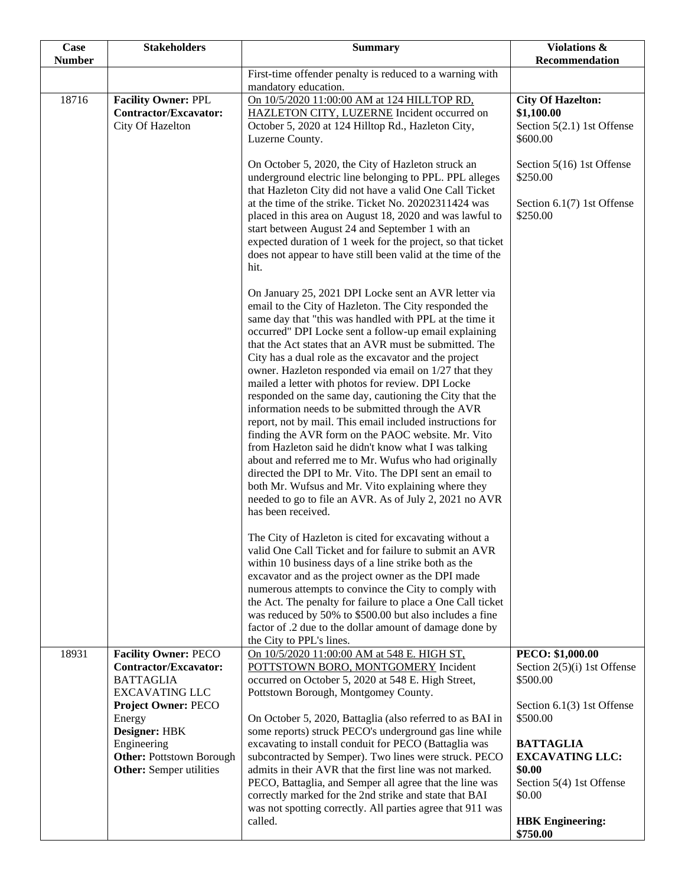| Case Number | Stakeholders | Summary | Violations & Recommendation |
|---|---|---|---|
| | | First-time offender penalty is reduced to a warning with mandatory education. | |
| 18716 | **Facility Owner:** PPL<br>**Contractor/Excavator:** City Of Hazelton | On 10/5/2020 11:00:00 AM at 124 HILLTOP RD, HAZLETON CITY, LUZERNE Incident occurred on October 5, 2020 at 124 Hilltop Rd., Hazleton City, Luzerne County.<br><br>On October 5, 2020, the City of Hazleton struck an underground electric line belonging to PPL. PPL alleges that Hazleton City did not have a valid One Call Ticket at the time of the strike. Ticket No. 20202311424 was placed in this area on August 18, 2020 and was lawful to start between August 24 and September 1 with an expected duration of 1 week for the project, so that ticket does not appear to have still been valid at the time of the hit.<br><br>On January 25, 2021 DPI Locke sent an AVR letter via email to the City of Hazleton. The City responded the same day that "this was handled with PPL at the time it occurred" DPI Locke sent a follow-up email explaining that the Act states that an AVR must be submitted. The City has a dual role as the excavator and the project owner. Hazleton responded via email on 1/27 that they mailed a letter with photos for review. DPI Locke responded on the same day, cautioning the City that the information needs to be submitted through the AVR report, not by mail. This email included instructions for finding the AVR form on the PAOC website. Mr. Vito from Hazleton said he didn't know what I was talking about and referred me to Mr. Wufus who had originally directed the DPI to Mr. Vito. The DPI sent an email to both Mr. Wufsus and Mr. Vito explaining where they needed to go to file an AVR. As of July 2, 2021 no AVR has been received.<br><br>The City of Hazleton is cited for excavating without a valid One Call Ticket and for failure to submit an AVR within 10 business days of a line strike both as the excavator and as the project owner as the DPI made numerous attempts to convince the City to comply with the Act. The penalty for failure to place a One Call ticket was reduced by 50% to $500.00 but also includes a fine factor of .2 due to the dollar amount of damage done by the City to PPL's lines. | **City Of Hazelton: $1,100.00**<br>Section 5(2.1) 1st Offense $600.00<br><br>Section 5(16) 1st Offense $250.00<br><br>Section 6.1(7) 1st Offense $250.00 |
| 18931 | **Facility Owner:** PECO<br>**Contractor/Excavator:** BATTAGLIA EXCAVATING LLC<br>**Project Owner:** PECO Energy<br>**Designer:** HBK Engineering<br>**Other:** Pottstown Borough<br>**Other:** Semper utilities | On 10/5/2020 11:00:00 AM at 548 E. HIGH ST, POTTSTOWN BORO, MONTGOMERY Incident occurred on October 5, 2020 at 548 E. High Street, Pottstown Borough, Montgomey County.<br><br>On October 5, 2020, Battaglia (also referred to as BAI in some reports) struck PECO's underground gas line while excavating to install conduit for PECO (Battaglia was subcontracted by Semper). Two lines were struck. PECO admits in their AVR that the first line was not marked. PECO, Battaglia, and Semper all agree that the line was correctly marked for the 2nd strike and state that BAI was not spotting correctly. All parties agree that 911 was called. | **PECO: $1,000.00**<br>Section 2(5)(i) 1st Offense $500.00<br><br>Section 6.1(3) 1st Offense $500.00<br><br>**BATTAGLIA EXCAVATING LLC: $0.00**<br>Section 5(4) 1st Offense $0.00<br><br>**HBK Engineering: $750.00** |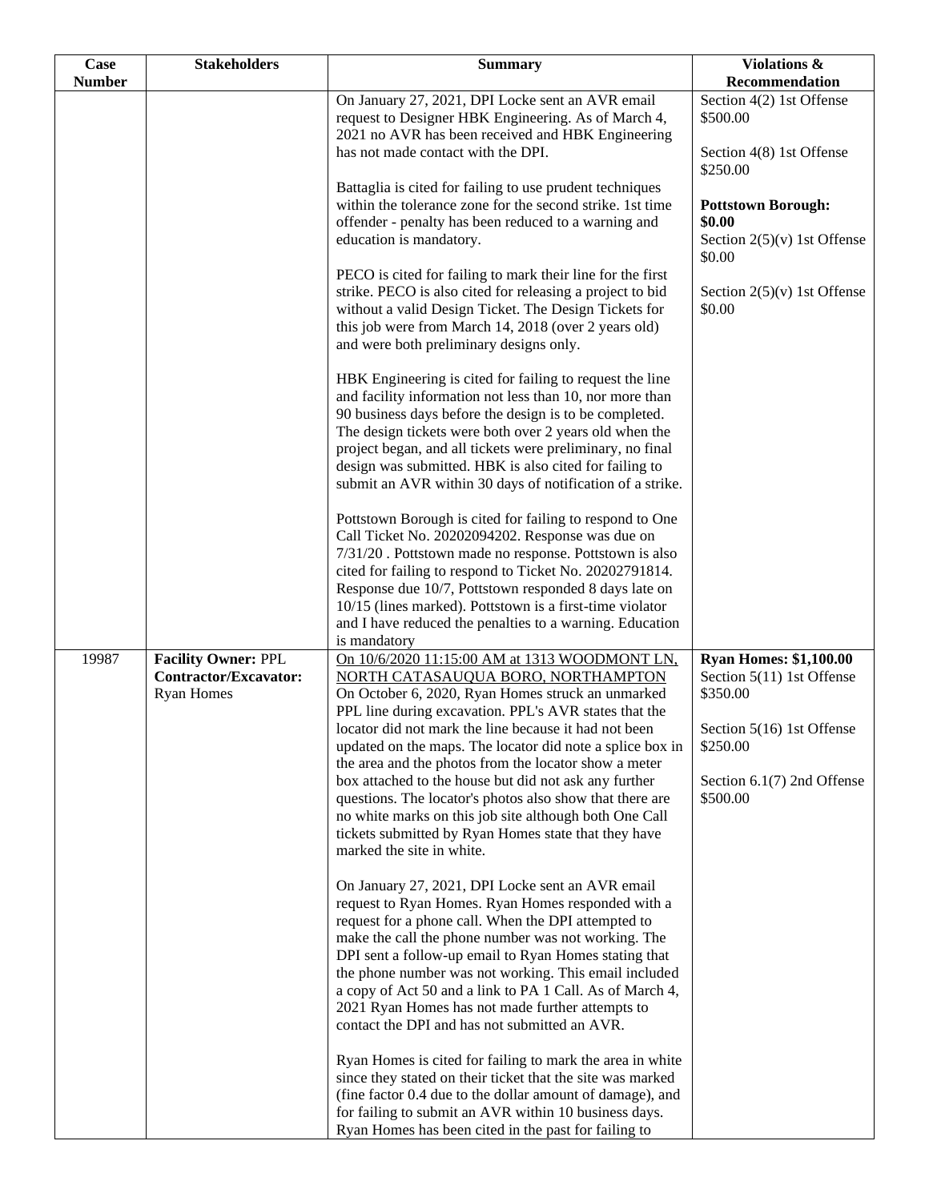| Case Number | Stakeholders | Summary | Violations & Recommendation |
|---|---|---|---|
| | | On January 27, 2021, DPI Locke sent an AVR email request to Designer HBK Engineering. As of March 4, 2021 no AVR has been received and HBK Engineering has not made contact with the DPI.<br><br>Battaglia is cited for failing to use prudent techniques within the tolerance zone for the second strike. 1st time offender - penalty has been reduced to a warning and education is mandatory.<br><br>PECO is cited for failing to mark their line for the first strike. PECO is also cited for releasing a project to bid without a valid Design Ticket. The Design Tickets for this job were from March 14, 2018 (over 2 years old) and were both preliminary designs only.<br><br>HBK Engineering is cited for failing to request the line and facility information not less than 10, nor more than 90 business days before the design is to be completed. The design tickets were both over 2 years old when the project began, and all tickets were preliminary, no final design was submitted. HBK is also cited for failing to submit an AVR within 30 days of notification of a strike.<br><br>Pottstown Borough is cited for failing to respond to One Call Ticket No. 20202094202. Response was due on 7/31/20 . Pottstown made no response. Pottstown is also cited for failing to respond to Ticket No. 20202791814. Response due 10/7, Pottstown responded 8 days late on 10/15 (lines marked). Pottstown is a first-time violator and I have reduced the penalties to a warning. Education is mandatory | Section 4(2) 1st Offense $500.00<br><br>Section 4(8) 1st Offense $250.00<br><br>**Pottstown Borough: $0.00**<br>Section 2(5)(v) 1st Offense $0.00<br><br>Section 2(5)(v) 1st Offense $0.00 |
| 19987 | **Facility Owner:** PPL<br>**Contractor/Excavator:** Ryan Homes | On 10/6/2020 11:15:00 AM at 1313 WOODMONT LN, NORTH CATASAUQUA BORO, NORTHAMPTON<br>On October 6, 2020, Ryan Homes struck an unmarked PPL line during excavation. PPL's AVR states that the locator did not mark the line because it had not been updated on the maps. The locator did note a splice box in the area and the photos from the locator show a meter box attached to the house but did not ask any further questions. The locator's photos also show that there are no white marks on this job site although both One Call tickets submitted by Ryan Homes state that they have marked the site in white.<br><br>On January 27, 2021, DPI Locke sent an AVR email request to Ryan Homes. Ryan Homes responded with a request for a phone call. When the DPI attempted to make the call the phone number was not working. The DPI sent a follow-up email to Ryan Homes stating that the phone number was not working. This email included a copy of Act 50 and a link to PA 1 Call. As of March 4, 2021 Ryan Homes has not made further attempts to contact the DPI and has not submitted an AVR.<br><br>Ryan Homes is cited for failing to mark the area in white since they stated on their ticket that the site was marked (fine factor 0.4 due to the dollar amount of damage), and for failing to submit an AVR within 10 business days. Ryan Homes has been cited in the past for failing to | **Ryan Homes: $1,100.00**<br>Section 5(11) 1st Offense $350.00<br><br>Section 5(16) 1st Offense $250.00<br><br>Section 6.1(7) 2nd Offense $500.00 |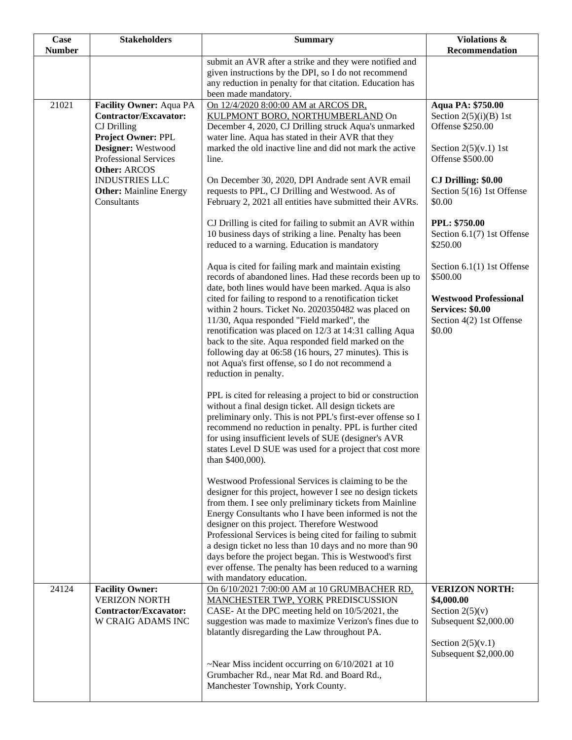| Case Number | Stakeholders | Summary | Violations & Recommendation |
|---|---|---|---|
| | | submit an AVR after a strike and they were notified and given instructions by the DPI, so I do not recommend any reduction in penalty for that citation. Education has been made mandatory. | |
| 21021 | **Facility Owner:** Aqua PA<br>**Contractor/Excavator:** CJ Drilling<br>**Project Owner:** PPL<br>**Designer:** Westwood Professional Services<br>**Other:** ARCOS INDUSTRIES LLC<br>**Other:** Mainline Energy Consultants | On 12/4/2020 8:00:00 AM at ARCOS DR, KULPMONT BORO, NORTHUMBERLAND On December 4, 2020, CJ Drilling struck Aqua's unmarked water line. Aqua has stated in their AVR that they marked the old inactive line and did not mark the active line.<br><br>On December 30, 2020, DPI Andrade sent AVR email requests to PPL, CJ Drilling and Westwood. As of February 2, 2021 all entities have submitted their AVRs.<br><br>CJ Drilling is cited for failing to submit an AVR within 10 business days of striking a line. Penalty has been reduced to a warning. Education is mandatory<br><br>Aqua is cited for failing mark and maintain existing records of abandoned lines. Had these records been up to date, both lines would have been marked. Aqua is also cited for failing to respond to a renotification ticket within 2 hours. Ticket No. 2020350482 was placed on 11/30, Aqua responded "Field marked", the renotification was placed on 12/3 at 14:31 calling Aqua back to the site. Aqua responded field marked on the following day at 06:58 (16 hours, 27 minutes). This is not Aqua's first offense, so I do not recommend a reduction in penalty.<br><br>PPL is cited for releasing a project to bid or construction without a final design ticket. All design tickets are preliminary only. This is not PPL's first-ever offense so I recommend no reduction in penalty. PPL is further cited for using insufficient levels of SUE (designer's AVR states Level D SUE was used for a project that cost more than $400,000).<br><br>Westwood Professional Services is claiming to be the designer for this project, however I see no design tickets from them. I see only preliminary tickets from Mainline Energy Consultants who I have been informed is not the designer on this project. Therefore Westwood Professional Services is being cited for failing to submit a design ticket no less than 10 days and no more than 90 days before the project began. This is Westwood's first ever offense. The penalty has been reduced to a warning with mandatory education. | **Aqua PA: $750.00**<br>Section 2(5)(i)(B) 1st Offense $250.00<br><br>Section 2(5)(v.1) 1st Offense $500.00<br><br>**CJ Drilling: $0.00**<br>Section 5(16) 1st Offense $0.00<br><br>**PPL: $750.00**<br>Section 6.1(7) 1st Offense $250.00<br><br>Section 6.1(1) 1st Offense $500.00<br><br>**Westwood Professional Services: $0.00**<br>Section 4(2) 1st Offense $0.00 |
| 24124 | **Facility Owner:** VERIZON NORTH<br>**Contractor/Excavator:** W CRAIG ADAMS INC | On 6/10/2021 7:00:00 AM at 10 GRUMBACHER RD, MANCHESTER TWP, YORK PREDISCUSSION CASE- At the DPC meeting held on 10/5/2021, the suggestion was made to maximize Verizon's fines due to blatantly disregarding the Law throughout PA.<br><br>~Near Miss incident occurring on 6/10/2021 at 10 Grumbacher Rd., near Mat Rd. and Board Rd., Manchester Township, York County. | **VERIZON NORTH: $4,000.00**<br>Section 2(5)(v) Subsequent $2,000.00<br><br>Section 2(5)(v.1) Subsequent $2,000.00 |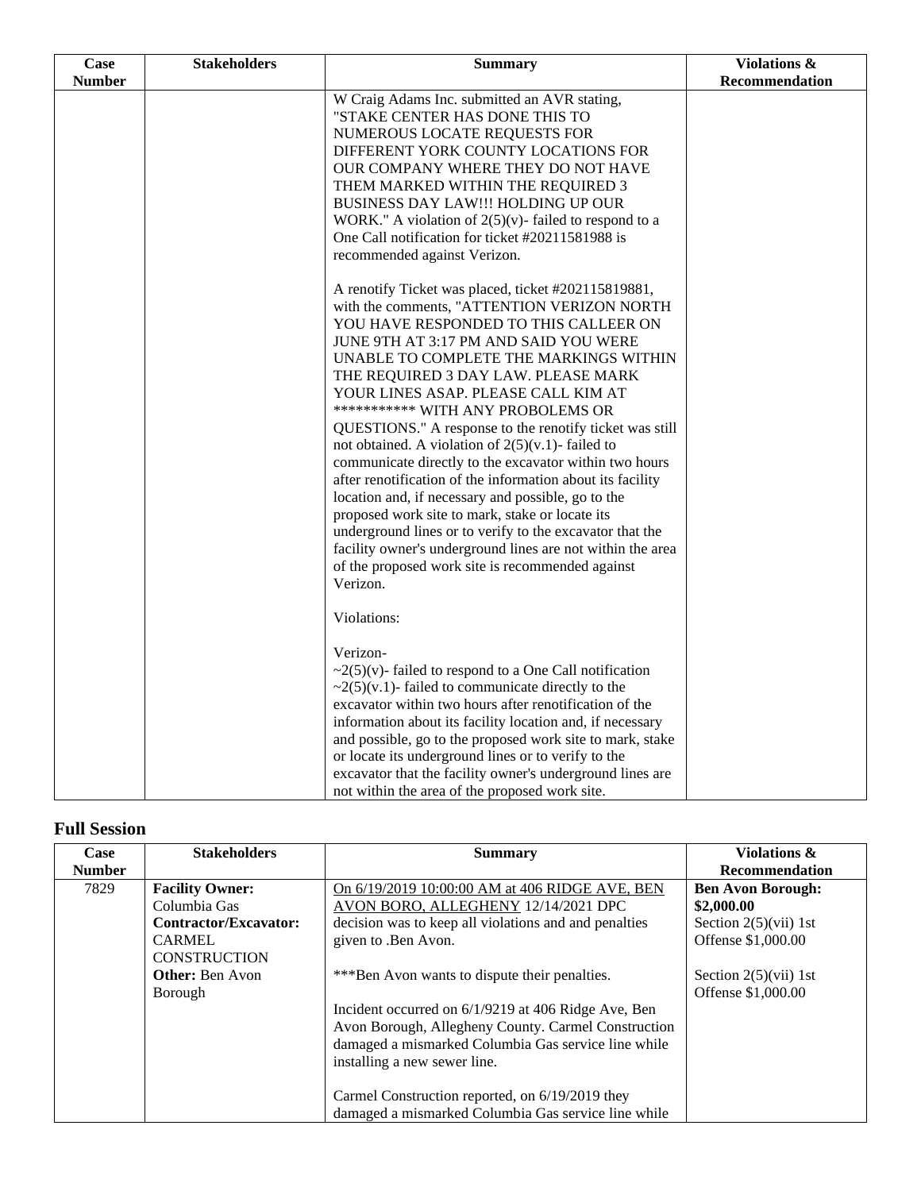| Case Number | Stakeholders | Summary | Violations & Recommendation |
|---|---|---|---|
| | | W Craig Adams Inc. submitted an AVR stating, "STAKE CENTER HAS DONE THIS TO NUMEROUS LOCATE REQUESTS FOR DIFFERENT YORK COUNTY LOCATIONS FOR OUR COMPANY WHERE THEY DO NOT HAVE THEM MARKED WITHIN THE REQUIRED 3 BUSINESS DAY LAW!!! HOLDING UP OUR WORK." A violation of 2(5)(v)- failed to respond to a One Call notification for ticket #20211581988 is recommended against Verizon.<br><br>A renotify Ticket was placed, ticket #202115819881, with the comments, "ATTENTION VERIZON NORTH YOU HAVE RESPONDED TO THIS CALLEER ON JUNE 9TH AT 3:17 PM AND SAID YOU WERE UNABLE TO COMPLETE THE MARKINGS WITHIN THE REQUIRED 3 DAY LAW. PLEASE MARK YOUR LINES ASAP. PLEASE CALL KIM AT *********** WITH ANY PROBOLEMS OR QUESTIONS." A response to the renotify ticket was still not obtained. A violation of 2(5)(v.1)- failed to communicate directly to the excavator within two hours after renotification of the information about its facility location and, if necessary and possible, go to the proposed work site to mark, stake or locate its underground lines or to verify to the excavator that the facility owner's underground lines are not within the area of the proposed work site is recommended against Verizon.<br><br>Violations:<br><br>Verizon-<br>~2(5)(v)- failed to respond to a One Call notification<br>~2(5)(v.1)- failed to communicate directly to the excavator within two hours after renotification of the information about its facility location and, if necessary and possible, go to the proposed work site to mark, stake or locate its underground lines or to verify to the excavator that the facility owner's underground lines are not within the area of the proposed work site. | |

## Full Session

| Case Number | Stakeholders | Summary | Violations & Recommendation |
|---|---|---|---|
| 7829 | **Facility Owner:** Columbia Gas<br>**Contractor/Excavator:** CARMEL CONSTRUCTION<br>**Other:** Ben Avon Borough | <u>On 6/19/2019 10:00:00 AM at 406 RIDGE AVE, BEN AVON BORO, ALLEGHENY</u> 12/14/2021 DPC decision was to keep all violations and and penalties given to .Ben Avon.<br><br>***Ben Avon wants to dispute their penalties.<br><br>Incident occurred on 6/1/9219 at 406 Ridge Ave, Ben Avon Borough, Allegheny County. Carmel Construction damaged a mismarked Columbia Gas service line while installing a new sewer line.<br><br>Carmel Construction reported, on 6/19/2019 they damaged a mismarked Columbia Gas service line while | **Ben Avon Borough: $2,000.00**<br>Section 2(5)(vii) 1st Offense $1,000.00<br><br>Section 2(5)(vii) 1st Offense $1,000.00 |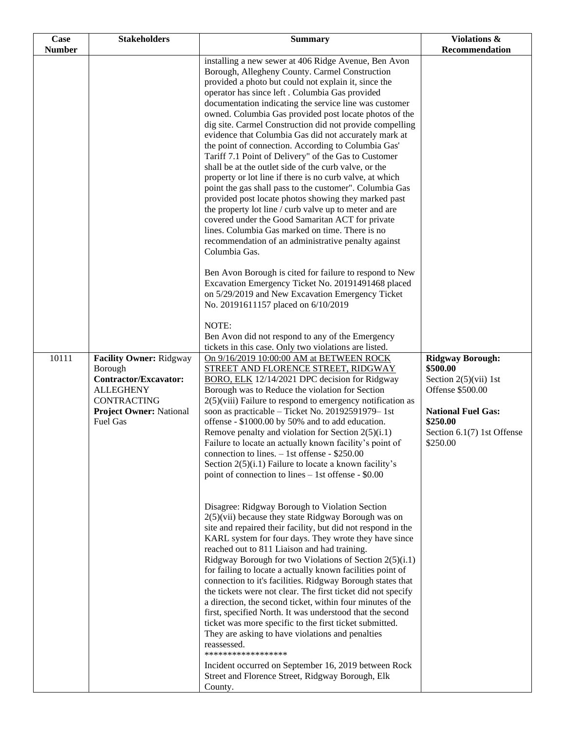| Case Number | Stakeholders | Summary | Violations & Recommendation |
|---|---|---|---|
| | | installing a new sewer at 406 Ridge Avenue, Ben Avon Borough, Allegheny County. Carmel Construction provided a photo but could not explain it, since the operator has since left . Columbia Gas provided documentation indicating the service line was customer owned. Columbia Gas provided post locate photos of the dig site. Carmel Construction did not provide compelling evidence that Columbia Gas did not accurately mark at the point of connection. According to Columbia Gas' Tariff 7.1 Point of Delivery" of the Gas to Customer shall be at the outlet side of the curb valve, or the property or lot line if there is no curb valve, at which point the gas shall pass to the customer". Columbia Gas provided post locate photos showing they marked past the property lot line / curb valve up to meter and are covered under the Good Samaritan ACT for private lines. Columbia Gas marked on time. There is no recommendation of an administrative penalty against Columbia Gas.<br><br>Ben Avon Borough is cited for failure to respond to New Excavation Emergency Ticket No. 20191491468 placed on 5/29/2019 and New Excavation Emergency Ticket No. 20191611157 placed on 6/10/2019<br><br>NOTE:<br>Ben Avon did not respond to any of the Emergency tickets in this case. Only two violations are listed. | |
| 10111 | **Facility Owner:** Ridgway Borough<br>**Contractor/Excavator:** ALLEGHENY CONTRACTING<br>**Project Owner:** National Fuel Gas | On 9/16/2019 10:00:00 AM at BETWEEN ROCK STREET AND FLORENCE STREET, RIDGWAY BORO, ELK 12/14/2021 DPC decision for Ridgway Borough was to Reduce the violation for Section 2(5)(viii) Failure to respond to emergency notification as soon as practicable – Ticket No. 20192591979– 1st offense - $1000.00 by 50% and to add education. Remove penalty and violation for Section 2(5)(i.1) Failure to locate an actually known facility's point of connection to lines. – 1st offense - $250.00<br>Section 2(5)(i.1) Failure to locate a known facility's point of connection to lines – 1st offense - $0.00<br><br>Disagree: Ridgway Borough to Violation Section 2(5)(vii) because they state Ridgway Borough was on site and repaired their facility, but did not respond in the KARL system for four days. They wrote they have since reached out to 811 Liaison and had training.<br>Ridgway Borough for two Violations of Section 2(5)(i.1) for failing to locate a actually known facilities point of connection to it's facilities. Ridgway Borough states that the tickets were not clear. The first ticket did not specify a direction, the second ticket, within four minutes of the first, specified North. It was understood that the second ticket was more specific to the first ticket submitted. They are asking to have violations and penalties reassessed.<br>******************<br>Incident occurred on September 16, 2019 between Rock Street and Florence Street, Ridgway Borough, Elk County. | **Ridgway Borough: $500.00**<br>Section 2(5)(vii) 1st Offense $500.00<br><br>**National Fuel Gas: $250.00**<br>Section 6.1(7) 1st Offense $250.00 |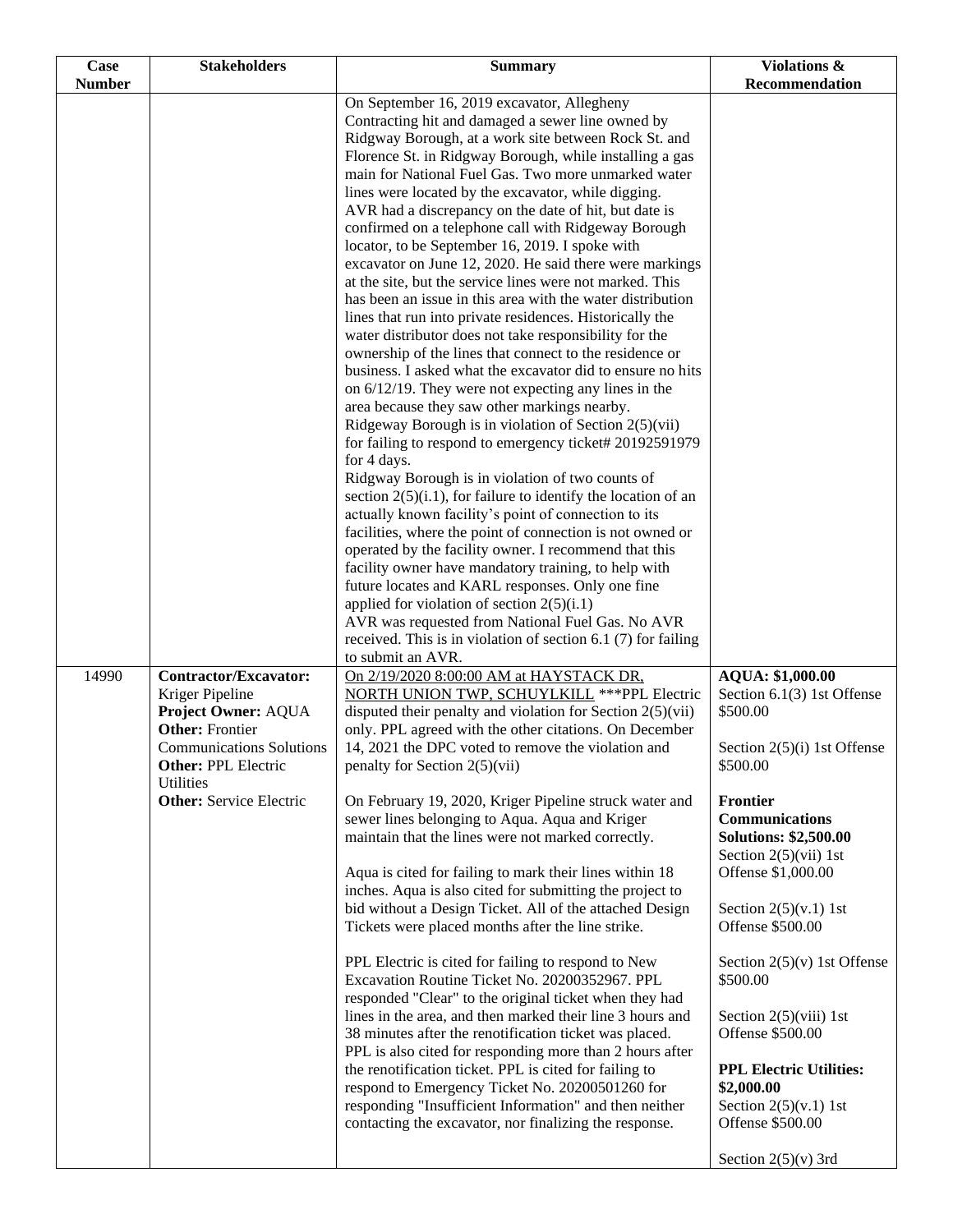| Case Number | Stakeholders | Summary | Violations & Recommendation |
|---|---|---|---|
| | | On September 16, 2019 excavator, Allegheny Contracting hit and damaged a sewer line owned by Ridgway Borough, at a work site between Rock St. and Florence St. in Ridgway Borough, while installing a gas main for National Fuel Gas. Two more unmarked water lines were located by the excavator, while digging. AVR had a discrepancy on the date of hit, but date is confirmed on a telephone call with Ridgeway Borough locator, to be September 16, 2019. I spoke with excavator on June 12, 2020. He said there were markings at the site, but the service lines were not marked. This has been an issue in this area with the water distribution lines that run into private residences. Historically the water distributor does not take responsibility for the ownership of the lines that connect to the residence or business. I asked what the excavator did to ensure no hits on 6/12/19. They were not expecting any lines in the area because they saw other markings nearby.<br>Ridgeway Borough is in violation of Section 2(5)(vii) for failing to respond to emergency ticket# 20192591979 for 4 days.<br>Ridgway Borough is in violation of two counts of section 2(5)(i.1), for failure to identify the location of an actually known facility's point of connection to its facilities, where the point of connection is not owned or operated by the facility owner. I recommend that this facility owner have mandatory training, to help with future locates and KARL responses. Only one fine applied for violation of section 2(5)(i.1)<br>AVR was requested from National Fuel Gas. No AVR received. This is in violation of section 6.1 (7) for failing to submit an AVR. | |
| 14990 | **Contractor/Excavator:** Kriger Pipeline<br>**Project Owner:** AQUA<br>**Other:** Frontier Communications Solutions<br>**Other:** PPL Electric Utilities<br>**Other:** Service Electric | On 2/19/2020 8:00:00 AM at HAYSTACK DR, NORTH UNION TWP, SCHUYLKILL ***PPL Electric disputed their penalty and violation for Section 2(5)(vii) only. PPL agreed with the other citations. On December 14, 2021 the DPC voted to remove the violation and penalty for Section 2(5)(vii)<br><br>On February 19, 2020, Kriger Pipeline struck water and sewer lines belonging to Aqua. Aqua and Kriger maintain that the lines were not marked correctly.<br><br>Aqua is cited for failing to mark their lines within 18 inches. Aqua is also cited for submitting the project to bid without a Design Ticket. All of the attached Design Tickets were placed months after the line strike.<br><br>PPL Electric is cited for failing to respond to New Excavation Routine Ticket No. 20200352967. PPL responded "Clear" to the original ticket when they had lines in the area, and then marked their line 3 hours and 38 minutes after the renotification ticket was placed. PPL is also cited for responding more than 2 hours after the renotification ticket. PPL is cited for failing to respond to Emergency Ticket No. 20200501260 for responding "Insufficient Information" and then neither contacting the excavator, nor finalizing the response. | **AQUA: $1,000.00**<br>Section 6.1(3) 1st Offense $500.00<br><br>Section 2(5)(i) 1st Offense $500.00<br><br>**Frontier Communications Solutions: $2,500.00**<br>Section 2(5)(vii) 1st Offense $1,000.00<br><br>Section 2(5)(v.1) 1st Offense $500.00<br><br>Section 2(5)(v) 1st Offense $500.00<br><br>Section 2(5)(viii) 1st Offense $500.00<br><br>**PPL Electric Utilities: $2,000.00**<br>Section 2(5)(v.1) 1st Offense $500.00<br><br>Section 2(5)(v) 3rd |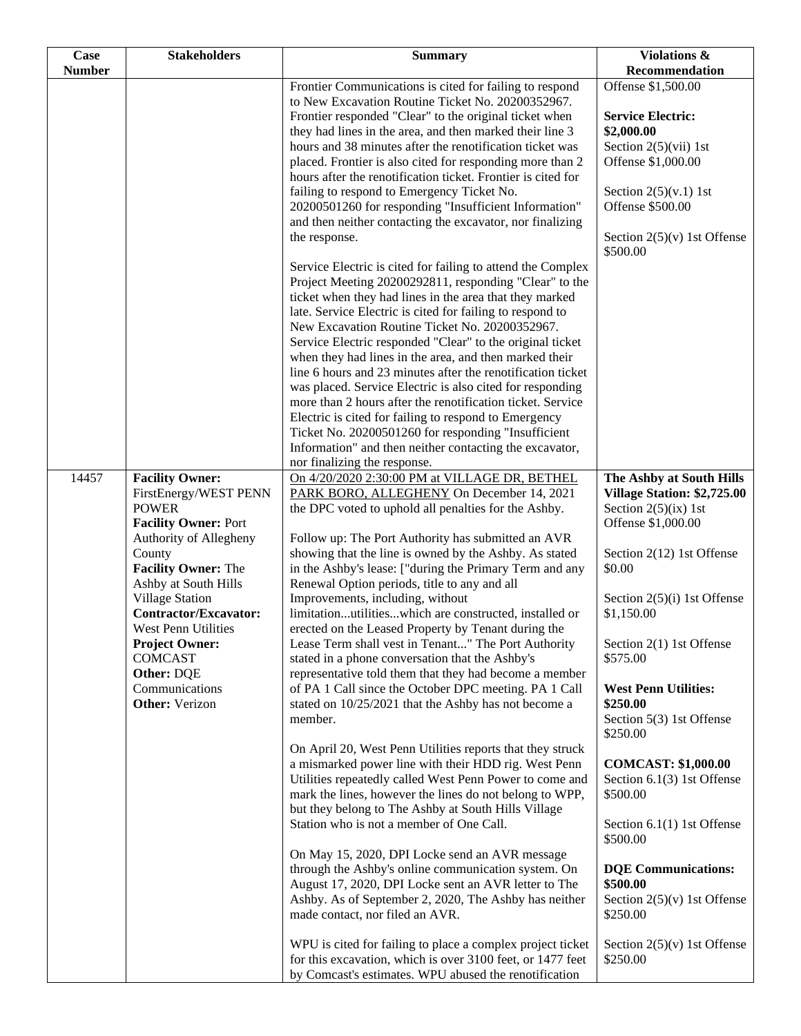| Case Number | Stakeholders | Summary | Violations & Recommendation |
|---|---|---|---|
| | | Frontier Communications is cited for failing to respond to New Excavation Routine Ticket No. 20200352967. Frontier responded "Clear" to the original ticket when they had lines in the area, and then marked their line 3 hours and 38 minutes after the renotification ticket was placed. Frontier is also cited for responding more than 2 hours after the renotification ticket. Frontier is cited for failing to respond to Emergency Ticket No. 20200501260 for responding "Insufficient Information" and then neither contacting the excavator, nor finalizing the response.<br><br>Service Electric is cited for failing to attend the Complex Project Meeting 20200292811, responding "Clear" to the ticket when they had lines in the area that they marked late. Service Electric is cited for failing to respond to New Excavation Routine Ticket No. 20200352967. Service Electric responded "Clear" to the original ticket when they had lines in the area, and then marked their line 6 hours and 23 minutes after the renotification ticket was placed. Service Electric is also cited for responding more than 2 hours after the renotification ticket. Service Electric is cited for failing to respond to Emergency Ticket No. 20200501260 for responding "Insufficient Information" and then neither contacting the excavator, nor finalizing the response. | Offense $1,500.00<br><br>**Service Electric: $2,000.00**<br>Section 2(5)(vii) 1st Offense $1,000.00<br><br>Section 2(5)(v.1) 1st Offense $500.00<br><br>Section 2(5)(v) 1st Offense $500.00 |
| 14457 | **Facility Owner:** FirstEnergy/WEST PENN POWER<br>**Facility Owner:** Port Authority of Allegheny County<br>**Facility Owner:** The Ashby at South Hills Village Station<br>**Contractor/Excavator:** West Penn Utilities<br>**Project Owner:** COMCAST<br>**Other:** DQE Communications<br>**Other:** Verizon | On 4/20/2020 2:30:00 PM at VILLAGE DR, BETHEL PARK BORO, ALLEGHENY On December 14, 2021 the DPC voted to uphold all penalties for the Ashby.<br><br>Follow up: The Port Authority has submitted an AVR showing that the line is owned by the Ashby. As stated in the Ashby's lease: ["during the Primary Term and any Renewal Option periods, title to any and all Improvements, including, without limitation...utilities...which are constructed, installed or erected on the Leased Property by Tenant during the Lease Term shall vest in Tenant..." The Port Authority stated in a phone conversation that the Ashby's representative told them that they had become a member of PA 1 Call since the October DPC meeting. PA 1 Call stated on 10/25/2021 that the Ashby has not become a member.<br><br>On April 20, West Penn Utilities reports that they struck a mismarked power line with their HDD rig. West Penn Utilities repeatedly called West Penn Power to come and mark the lines, however the lines do not belong to WPP, but they belong to The Ashby at South Hills Village Station who is not a member of One Call.<br><br>On May 15, 2020, DPI Locke send an AVR message through the Ashby's online communication system. On August 17, 2020, DPI Locke sent an AVR letter to The Ashby. As of September 2, 2020, The Ashby has neither made contact, nor filed an AVR.<br><br>WPU is cited for failing to place a complex project ticket for this excavation, which is over 3100 feet, or 1477 feet by Comcast's estimates. WPU abused the renotification | **The Ashby at South Hills Village Station: $2,725.00**<br>Section 2(5)(ix) 1st Offense $1,000.00<br><br>Section 2(12) 1st Offense $0.00<br><br>Section 2(5)(i) 1st Offense $1,150.00<br><br>Section 2(1) 1st Offense $575.00<br><br>**West Penn Utilities: $250.00**<br>Section 5(3) 1st Offense $250.00<br><br>**COMCAST: $1,000.00**<br>Section 6.1(3) 1st Offense $500.00<br><br>Section 6.1(1) 1st Offense $500.00<br><br>**DQE Communications: $500.00**<br>Section 2(5)(v) 1st Offense $250.00<br><br>Section 2(5)(v) 1st Offense $250.00 |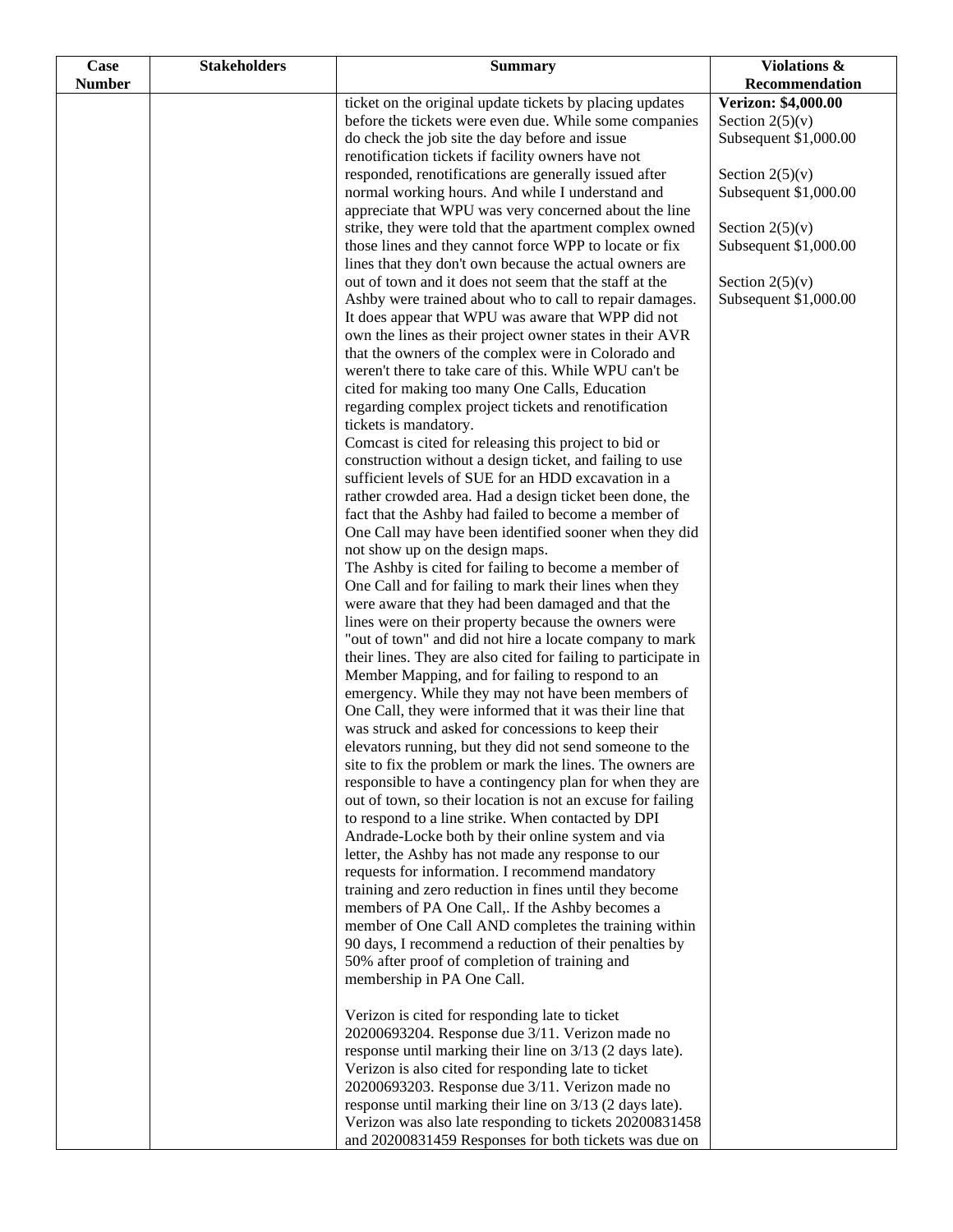| Case Number | Stakeholders | Summary | Violations & Recommendation |
|---|---|---|---|
| | | ticket on the original update tickets by placing updates before the tickets were even due. While some companies do check the job site the day before and issue renotification tickets if facility owners have not responded, renotifications are generally issued after normal working hours. And while I understand and appreciate that WPU was very concerned about the line strike, they were told that the apartment complex owned those lines and they cannot force WPP to locate or fix lines that they don't own because the actual owners are out of town and it does not seem that the staff at the Ashby were trained about who to call to repair damages. It does appear that WPU was aware that WPP did not own the lines as their project owner states in their AVR that the owners of the complex were in Colorado and weren't there to take care of this. While WPU can't be cited for making too many One Calls, Education regarding complex project tickets and renotification tickets is mandatory.<br>Comcast is cited for releasing this project to bid or construction without a design ticket, and failing to use sufficient levels of SUE for an HDD excavation in a rather crowded area. Had a design ticket been done, the fact that the Ashby had failed to become a member of One Call may have been identified sooner when they did not show up on the design maps.<br>The Ashby is cited for failing to become a member of One Call and for failing to mark their lines when they were aware that they had been damaged and that the lines were on their property because the owners were "out of town" and did not hire a locate company to mark their lines. They are also cited for failing to participate in Member Mapping, and for failing to respond to an emergency. While they may not have been members of One Call, they were informed that it was their line that was struck and asked for concessions to keep their elevators running, but they did not send someone to the site to fix the problem or mark the lines. The owners are responsible to have a contingency plan for when they are out of town, so their location is not an excuse for failing to respond to a line strike. When contacted by DPI Andrade-Locke both by their online system and via letter, the Ashby has not made any response to our requests for information. I recommend mandatory training and zero reduction in fines until they become members of PA One Call,. If the Ashby becomes a member of One Call AND completes the training within 90 days, I recommend a reduction of their penalties by 50% after proof of completion of training and membership in PA One Call.<br><br>Verizon is cited for responding late to ticket 20200693204. Response due 3/11. Verizon made no response until marking their line on 3/13 (2 days late). Verizon is also cited for responding late to ticket 20200693203. Response due 3/11. Verizon made no response until marking their line on 3/13 (2 days late). Verizon was also late responding to tickets 20200831458 and 20200831459 Responses for both tickets was due on | **Verizon: $4,000.00**<br>Section 2(5)(v)<br>Subsequent $1,000.00<br><br>Section 2(5)(v)<br>Subsequent $1,000.00<br><br>Section 2(5)(v)<br>Subsequent $1,000.00<br><br>Section 2(5)(v)<br>Subsequent $1,000.00 |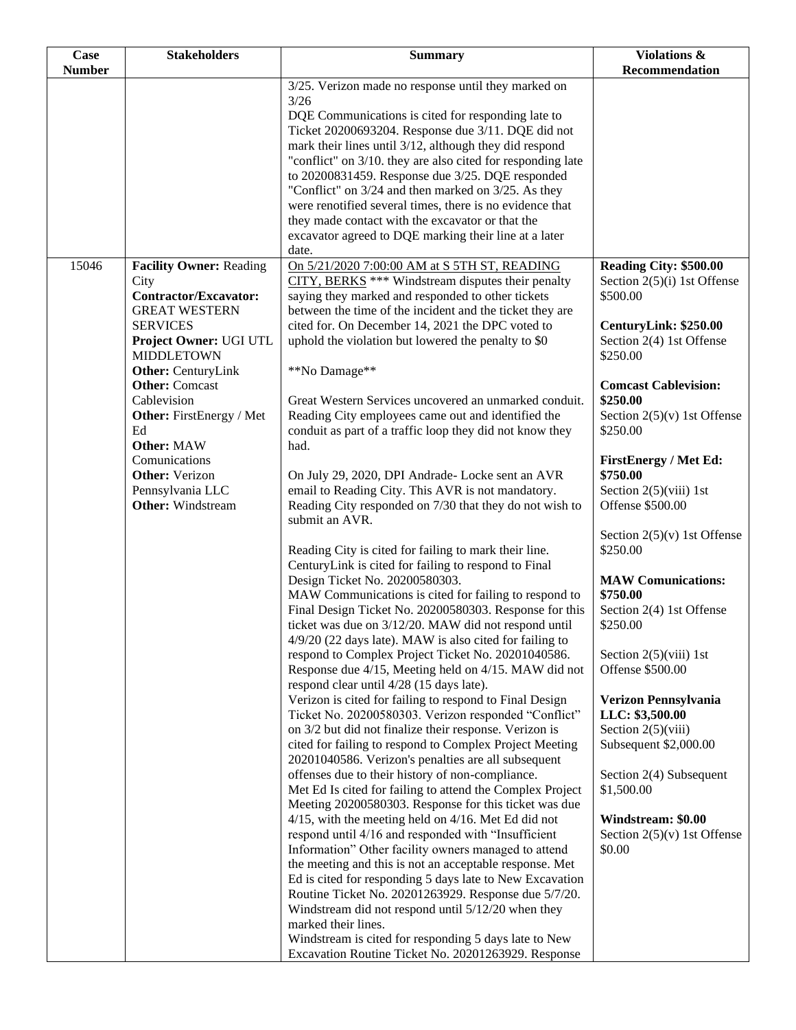| Case Number | Stakeholders | Summary | Violations & Recommendation |
|---|---|---|---|
| | | 3/25. Verizon made no response until they marked on 3/26<br>DQE Communications is cited for responding late to Ticket 20200693204. Response due 3/11. DQE did not mark their lines until 3/12, although they did respond "conflict" on 3/10. they are also cited for responding late to 20200831459. Response due 3/25. DQE responded "Conflict" on 3/24 and then marked on 3/25. As they were renotified several times, there is no evidence that they made contact with the excavator or that the excavator agreed to DQE marking their line at a later date. | |
| 15046 | **Facility Owner:** Reading City<br>**Contractor/Excavator:** GREAT WESTERN SERVICES<br>**Project Owner:** UGI UTL MIDDLETOWN<br>**Other:** CenturyLink<br>**Other:** Comcast Cablevision<br>**Other:** FirstEnergy / Met Ed<br>**Other:** MAW Comunications<br>**Other:** Verizon Pennsylvania LLC<br>**Other:** Windstream | On 5/21/2020 7:00:00 AM at S 5TH ST, READING CITY, BERKS *** Windstream disputes their penalty saying they marked and responded to other tickets between the time of the incident and the ticket they are cited for. On December 14, 2021 the DPC voted to uphold the violation but lowered the penalty to $0<br><br>**No Damage**<br><br>Great Western Services uncovered an unmarked conduit. Reading City employees came out and identified the conduit as part of a traffic loop they did not know they had.<br><br>On July 29, 2020, DPI Andrade- Locke sent an AVR email to Reading City. This AVR is not mandatory. Reading City responded on 7/30 that they do not wish to submit an AVR.<br><br>Reading City is cited for failing to mark their line. CenturyLink is cited for failing to respond to Final Design Ticket No. 20200580303.<br>MAW Communications is cited for failing to respond to Final Design Ticket No. 20200580303. Response for this ticket was due on 3/12/20. MAW did not respond until 4/9/20 (22 days late). MAW is also cited for failing to respond to Complex Project Ticket No. 20201040586. Response due 4/15, Meeting held on 4/15. MAW did not respond clear until 4/28 (15 days late).<br>Verizon is cited for failing to respond to Final Design Ticket No. 20200580303. Verizon responded "Conflict" on 3/2 but did not finalize their response. Verizon is cited for failing to respond to Complex Project Meeting 20201040586. Verizon's penalties are all subsequent offenses due to their history of non-compliance.<br>Met Ed Is cited for failing to attend the Complex Project Meeting 20200580303. Response for this ticket was due 4/15, with the meeting held on 4/16. Met Ed did not respond until 4/16 and responded with "Insufficient Information" Other facility owners managed to attend the meeting and this is not an acceptable response. Met Ed is cited for responding 5 days late to New Excavation Routine Ticket No. 20201263929. Response due 5/7/20. Windstream did not respond until 5/12/20 when they marked their lines.<br>Windstream is cited for responding 5 days late to New Excavation Routine Ticket No. 20201263929. Response | **Reading City: $500.00**<br>Section 2(5)(i) 1st Offense $500.00<br><br>**CenturyLink: $250.00**<br>Section 2(4) 1st Offense $250.00<br><br>**Comcast Cablevision: $250.00**<br>Section 2(5)(v) 1st Offense $250.00<br><br>**FirstEnergy / Met Ed: $750.00**<br>Section 2(5)(viii) 1st Offense $500.00<br><br>Section 2(5)(v) 1st Offense $250.00<br><br>**MAW Comunications: $750.00**<br>Section 2(4) 1st Offense $250.00<br><br>Section 2(5)(viii) 1st Offense $500.00<br><br>**Verizon Pennsylvania LLC: $3,500.00**<br>Section 2(5)(viii) Subsequent $2,000.00<br><br>Section 2(4) Subsequent $1,500.00<br><br>**Windstream: $0.00**<br>Section 2(5)(v) 1st Offense $0.00 |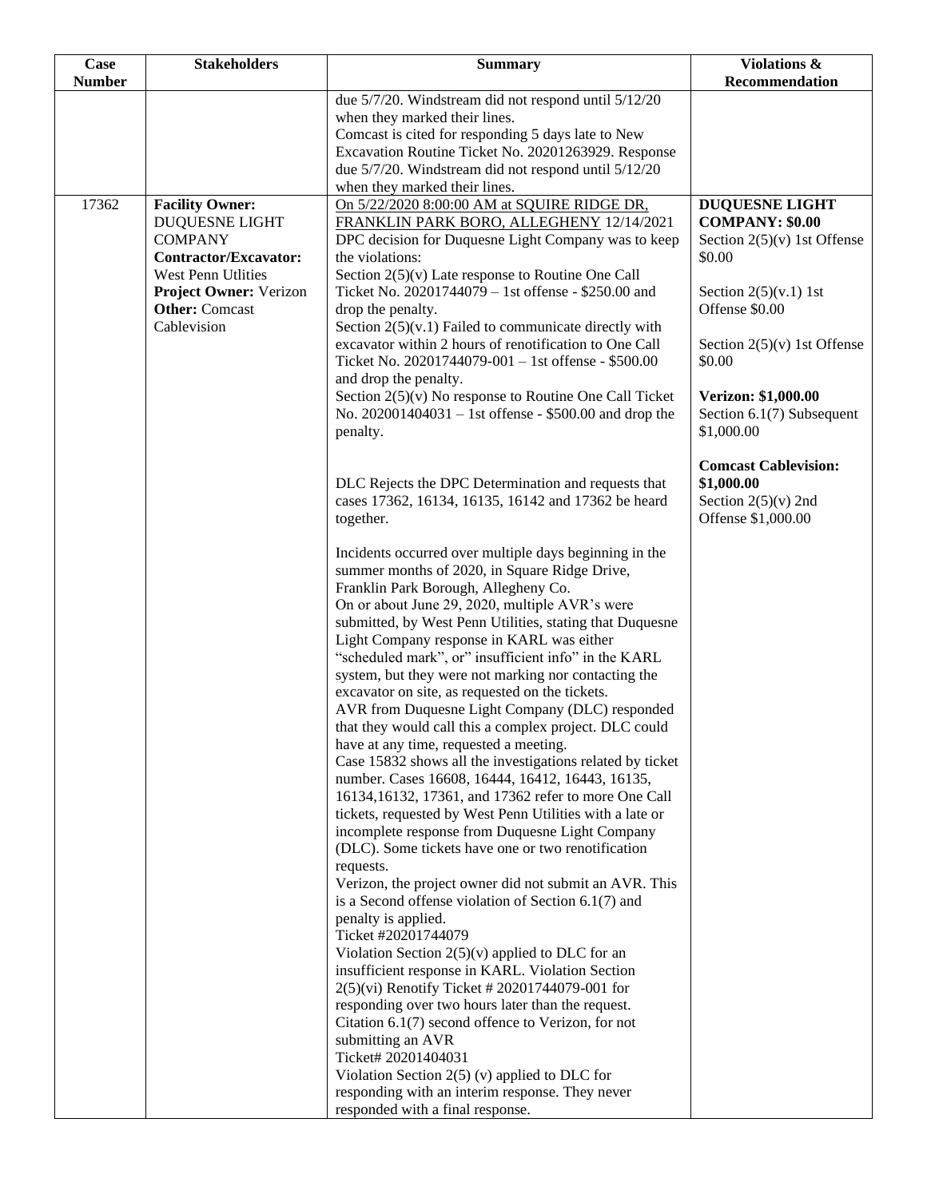| Case Number | Stakeholders | Summary | Violations & Recommendation |
|---|---|---|---|
| | | due 5/7/20. Windstream did not respond until 5/12/20 when they marked their lines.<br>Comcast is cited for responding 5 days late to New Excavation Routine Ticket No. 20201263929. Response due 5/7/20. Windstream did not respond until 5/12/20 when they marked their lines. | |
| 17362 | **Facility Owner:** DUQUESNE LIGHT COMPANY<br>**Contractor/Excavator:** West Penn Utlities<br>**Project Owner:** Verizon<br>**Other:** Comcast Cablevision | On 5/22/2020 8:00:00 AM at SQUIRE RIDGE DR, FRANKLIN PARK BORO, ALLEGHENY 12/14/2021 DPC decision for Duquesne Light Company was to keep the violations:<br>Section 2(5)(v) Late response to Routine One Call Ticket No. 20201744079 – 1st offense - $250.00 and drop the penalty.<br>Section 2(5)(v.1) Failed to communicate directly with excavator within 2 hours of renotification to One Call Ticket No. 20201744079-001 – 1st offense - $500.00 and drop the penalty.<br>Section 2(5)(v) No response to Routine One Call Ticket No. 202001404031 – 1st offense - $500.00 and drop the penalty.<br><br>DLC Rejects the DPC Determination and requests that cases 17362, 16134, 16135, 16142 and 17362 be heard together.<br><br>Incidents occurred over multiple days beginning in the summer months of 2020, in Square Ridge Drive, Franklin Park Borough, Allegheny Co.<br>On or about June 29, 2020, multiple AVR's were submitted, by West Penn Utilities, stating that Duquesne Light Company response in KARL was either "scheduled mark", or" insufficient info" in the KARL system, but they were not marking nor contacting the excavator on site, as requested on the tickets.<br>AVR from Duquesne Light Company (DLC) responded that they would call this a complex project. DLC could have at any time, requested a meeting.<br>Case 15832 shows all the investigations related by ticket number. Cases 16608, 16444, 16412, 16443, 16135, 16134,16132, 17361, and 17362 refer to more One Call tickets, requested by West Penn Utilities with a late or incomplete response from Duquesne Light Company (DLC). Some tickets have one or two renotification requests.<br>Verizon, the project owner did not submit an AVR. This is a Second offense violation of Section 6.1(7) and penalty is applied.<br>Ticket #20201744079<br>Violation Section 2(5)(v) applied to DLC for an insufficient response in KARL. Violation Section 2(5)(vi) Renotify Ticket # 20201744079-001 for responding over two hours later than the request.<br>Citation 6.1(7) second offence to Verizon, for not submitting an AVR<br>Ticket# 20201404031<br>Violation Section 2(5) (v) applied to DLC for responding with an interim response. They never responded with a final response. | **DUQUESNE LIGHT COMPANY: $0.00**<br>Section 2(5)(v) 1st Offense $0.00<br><br>Section 2(5)(v.1) 1st Offense $0.00<br><br>Section 2(5)(v) 1st Offense $0.00<br><br>**Verizon: $1,000.00**<br>Section 6.1(7) Subsequent $1,000.00<br><br>**Comcast Cablevision: $1,000.00**<br>Section 2(5)(v) 2nd Offense $1,000.00 |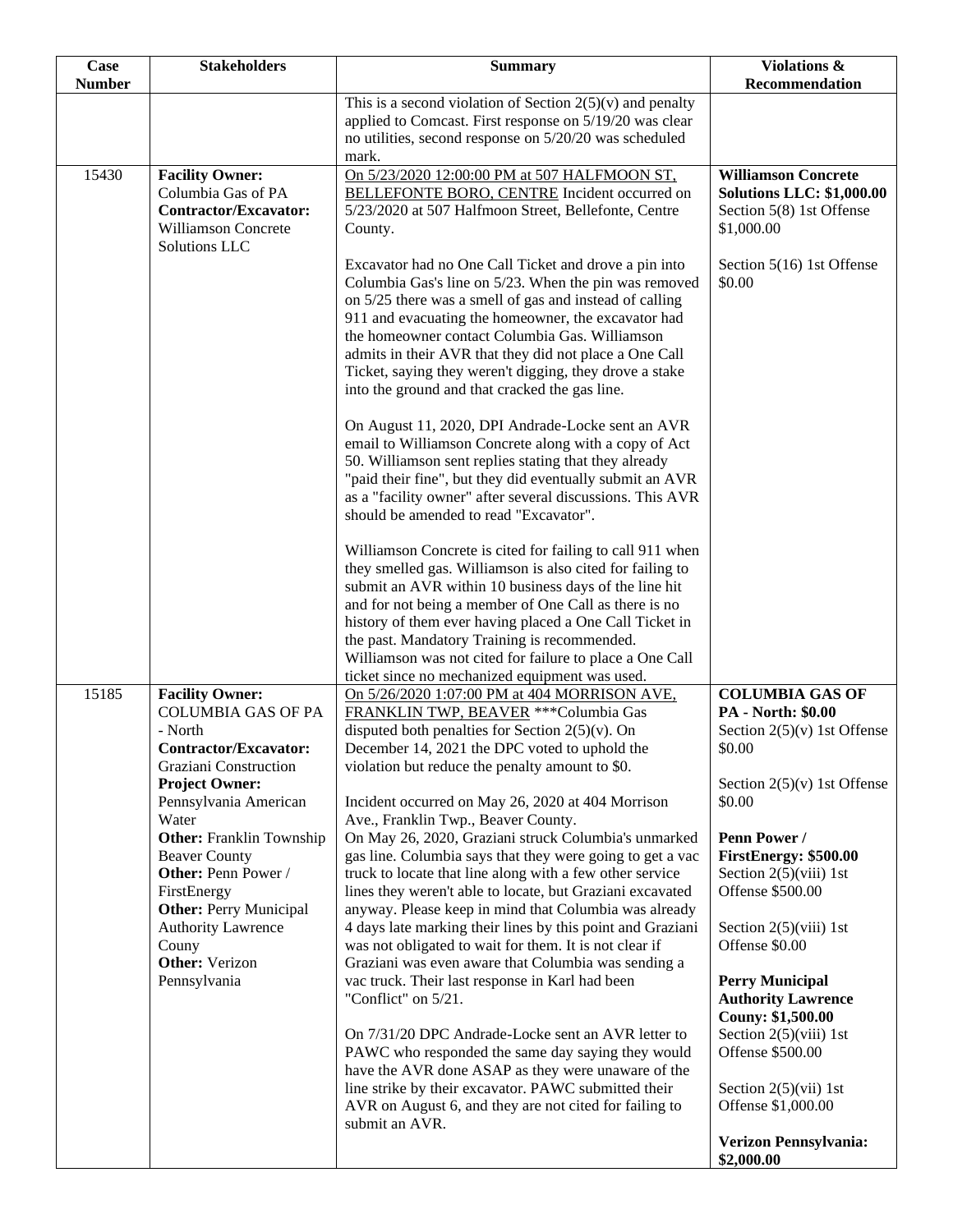| Case Number | Stakeholders | Summary | Violations & Recommendation |
|---|---|---|---|
| | | This is a second violation of Section 2(5)(v) and penalty applied to Comcast. First response on 5/19/20 was clear no utilities, second response on 5/20/20 was scheduled mark. | |
| 15430 | **Facility Owner:** Columbia Gas of PA<br>**Contractor/Excavator:** Williamson Concrete Solutions LLC | <u>On 5/23/2020 12:00:00 PM at 507 HALFMOON ST, BELLEFONTE BORO, CENTRE</u> Incident occurred on 5/23/2020 at 507 Halfmoon Street, Bellefonte, Centre County.<br><br>Excavator had no One Call Ticket and drove a pin into Columbia Gas's line on 5/23. When the pin was removed on 5/25 there was a smell of gas and instead of calling 911 and evacuating the homeowner, the excavator had the homeowner contact Columbia Gas. Williamson admits in their AVR that they did not place a One Call Ticket, saying they weren't digging, they drove a stake into the ground and that cracked the gas line.<br><br>On August 11, 2020, DPI Andrade-Locke sent an AVR email to Williamson Concrete along with a copy of Act 50. Williamson sent replies stating that they already "paid their fine", but they did eventually submit an AVR as a "facility owner" after several discussions. This AVR should be amended to read "Excavator".<br><br>Williamson Concrete is cited for failing to call 911 when they smelled gas. Williamson is also cited for failing to submit an AVR within 10 business days of the line hit and for not being a member of One Call as there is no history of them ever having placed a One Call Ticket in the past. Mandatory Training is recommended. Williamson was not cited for failure to place a One Call ticket since no mechanized equipment was used. | **Williamson Concrete Solutions LLC: $1,000.00**<br>Section 5(8) 1st Offense $1,000.00<br><br>Section 5(16) 1st Offense $0.00 |
| 15185 | **Facility Owner:** COLUMBIA GAS OF PA - North<br>**Contractor/Excavator:** Graziani Construction<br>**Project Owner:** Pennsylvania American Water<br>**Other:** Franklin Township Beaver County<br>**Other:** Penn Power / FirstEnergy<br>**Other:** Perry Municipal Authority Lawrence Couny<br>**Other:** Verizon Pennsylvania | <u>On 5/26/2020 1:07:00 PM at 404 MORRISON AVE, FRANKLIN TWP, BEAVER</u> ***Columbia Gas disputed both penalties for Section 2(5)(v). On December 14, 2021 the DPC voted to uphold the violation but reduce the penalty amount to $0.<br><br>Incident occurred on May 26, 2020 at 404 Morrison Ave., Franklin Twp., Beaver County.<br>On May 26, 2020, Graziani struck Columbia's unmarked gas line. Columbia says that they were going to get a vac truck to locate that line along with a few other service lines they weren't able to locate, but Graziani excavated anyway. Please keep in mind that Columbia was already 4 days late marking their lines by this point and Graziani was not obligated to wait for them. It is not clear if Graziani was even aware that Columbia was sending a vac truck. Their last response in Karl had been "Conflict" on 5/21.<br><br>On 7/31/20 DPC Andrade-Locke sent an AVR letter to PAWC who responded the same day saying they would have the AVR done ASAP as they were unaware of the line strike by their excavator. PAWC submitted their AVR on August 6, and they are not cited for failing to submit an AVR. | **COLUMBIA GAS OF PA - North: $0.00**<br>Section 2(5)(v) 1st Offense $0.00<br><br>Section 2(5)(v) 1st Offense $0.00<br><br>**Penn Power / FirstEnergy: $500.00**<br>Section 2(5)(viii) 1st Offense $500.00<br><br>Section 2(5)(viii) 1st Offense $0.00<br><br>**Perry Municipal Authority Lawrence Couny: $1,500.00**<br>Section 2(5)(viii) 1st Offense $500.00<br><br>Section 2(5)(vii) 1st Offense $1,000.00<br><br>**Verizon Pennsylvania: $2,000.00** |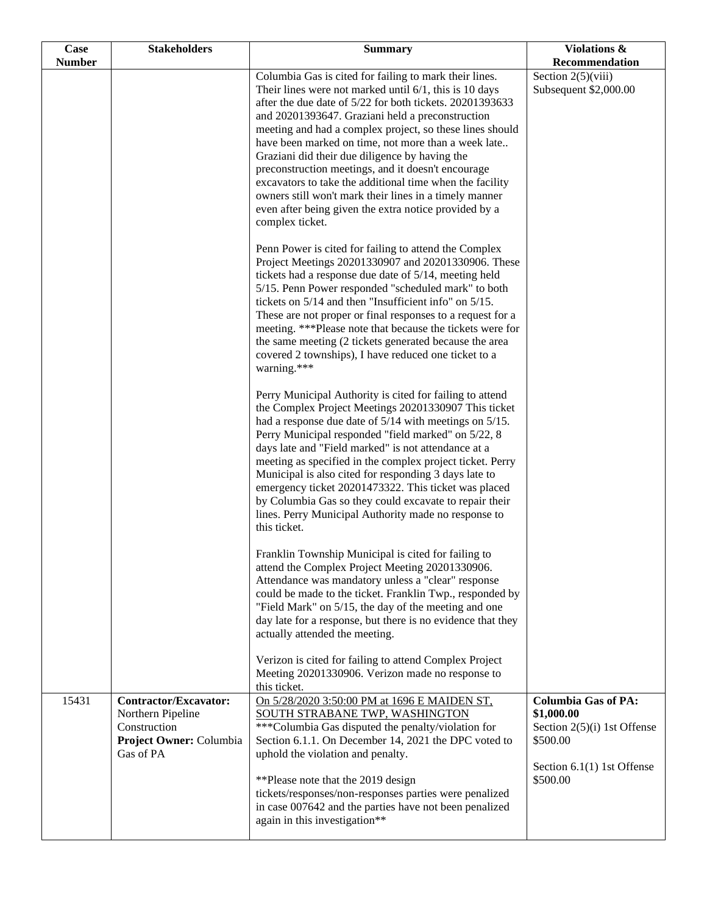| Case Number | Stakeholders | Summary | Violations & Recommendation |
|---|---|---|---|
| | | Columbia Gas is cited for failing to mark their lines. Their lines were not marked until 6/1, this is 10 days after the due date of 5/22 for both tickets. 20201393633 and 20201393647. Graziani held a preconstruction meeting and had a complex project, so these lines should have been marked on time, not more than a week late.. Graziani did their due diligence by having the preconstruction meetings, and it doesn't encourage excavators to take the additional time when the facility owners still won't mark their lines in a timely manner even after being given the extra notice provided by a complex ticket.<br><br>Penn Power is cited for failing to attend the Complex Project Meetings 20201330907 and 20201330906. These tickets had a response due date of 5/14, meeting held 5/15. Penn Power responded "scheduled mark" to both tickets on 5/14 and then "Insufficient info" on 5/15. These are not proper or final responses to a request for a meeting. ***Please note that because the tickets were for the same meeting (2 tickets generated because the area covered 2 townships), I have reduced one ticket to a warning.***<br><br>Perry Municipal Authority is cited for failing to attend the Complex Project Meetings 20201330907 This ticket had a response due date of 5/14 with meetings on 5/15. Perry Municipal responded "field marked" on 5/22, 8 days late and "Field marked" is not attendance at a meeting as specified in the complex project ticket. Perry Municipal is also cited for responding 3 days late to emergency ticket 20201473322. This ticket was placed by Columbia Gas so they could excavate to repair their lines. Perry Municipal Authority made no response to this ticket.<br><br>Franklin Township Municipal is cited for failing to attend the Complex Project Meeting 20201330906. Attendance was mandatory unless a "clear" response could be made to the ticket. Franklin Twp., responded by "Field Mark" on 5/15, the day of the meeting and one day late for a response, but there is no evidence that they actually attended the meeting.<br><br>Verizon is cited for failing to attend Complex Project Meeting 20201330906. Verizon made no response to this ticket. | Section 2(5)(viii) Subsequent $2,000.00 |
| 15431 | **Contractor/Excavator:** Northern Pipeline Construction<br>**Project Owner:** Columbia Gas of PA | On 5/28/2020 3:50:00 PM at 1696 E MAIDEN ST, SOUTH STRABANE TWP, WASHINGTON<br>***Columbia Gas disputed the penalty/violation for Section 6.1.1. On December 14, 2021 the DPC voted to uphold the violation and penalty.<br><br>**Please note that the 2019 design tickets/responses/non-responses parties were penalized in case 007642 and the parties have not been penalized again in this investigation** | **Columbia Gas of PA: $1,000.00**<br>Section 2(5)(i) 1st Offense $500.00<br><br>Section 6.1(1) 1st Offense $500.00 |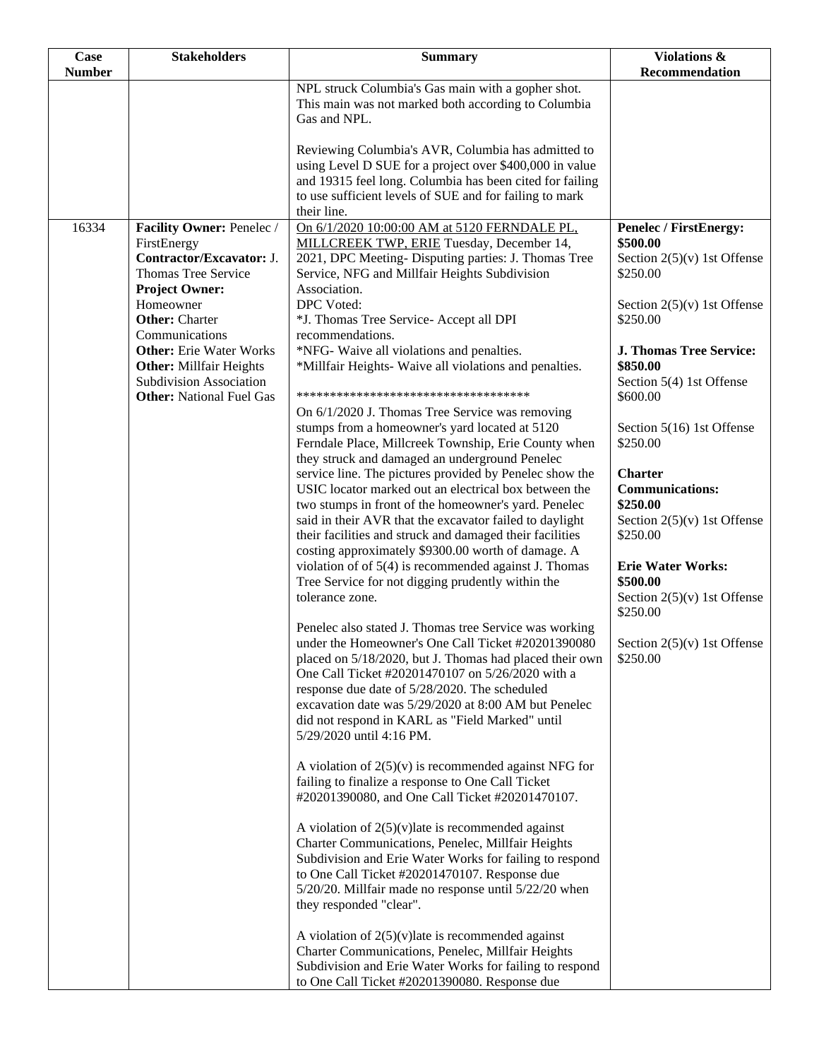| Case Number | Stakeholders | Summary | Violations & Recommendation |
|---|---|---|---|
| | | NPL struck Columbia's Gas main with a gopher shot. This main was not marked both according to Columbia Gas and NPL.<br><br>Reviewing Columbia's AVR, Columbia has admitted to using Level D SUE for a project over $400,000 in value and 19315 feel long. Columbia has been cited for failing to use sufficient levels of SUE and for failing to mark their line. | |
| 16334 | **Facility Owner:** Penelec / FirstEnergy<br>**Contractor/Excavator:** J. Thomas Tree Service<br>**Project Owner:** Homeowner<br>**Other:** Charter Communications<br>**Other:** Erie Water Works<br>**Other:** Millfair Heights Subdivision Association<br>**Other:** National Fuel Gas | On 6/1/2020 10:00:00 AM at 5120 FERNDALE PL, MILLCREEK TWP, ERIE Tuesday, December 14, 2021, DPC Meeting- Disputing parties: J. Thomas Tree Service, NFG and Millfair Heights Subdivision Association.<br>DPC Voted:<br>*J. Thomas Tree Service- Accept all DPI recommendations.<br>*NFG- Waive all violations and penalties.<br>*Millfair Heights- Waive all violations and penalties.<br><br>***********************************<br>On 6/1/2020 J. Thomas Tree Service was removing stumps from a homeowner's yard located at 5120 Ferndale Place, Millcreek Township, Erie County when they struck and damaged an underground Penelec service line. The pictures provided by Penelec show the USIC locator marked out an electrical box between the two stumps in front of the homeowner's yard. Penelec said in their AVR that the excavator failed to daylight their facilities and struck and damaged their facilities costing approximately $9300.00 worth of damage. A violation of of 5(4) is recommended against J. Thomas Tree Service for not digging prudently within the tolerance zone.<br><br>Penelec also stated J. Thomas tree Service was working under the Homeowner's One Call Ticket #20201390080 placed on 5/18/2020, but J. Thomas had placed their own One Call Ticket #20201470107 on 5/26/2020 with a response due date of 5/28/2020. The scheduled excavation date was 5/29/2020 at 8:00 AM but Penelec did not respond in KARL as "Field Marked" until 5/29/2020 until 4:16 PM.<br><br>A violation of 2(5)(v) is recommended against NFG for failing to finalize a response to One Call Ticket #20201390080, and One Call Ticket #20201470107.<br><br>A violation of 2(5)(v)late is recommended against Charter Communications, Penelec, Millfair Heights Subdivision and Erie Water Works for failing to respond to One Call Ticket #20201470107. Response due 5/20/20. Millfair made no response until 5/22/20 when they responded "clear".<br><br>A violation of 2(5)(v)late is recommended against Charter Communications, Penelec, Millfair Heights Subdivision and Erie Water Works for failing to respond to One Call Ticket #20201390080. Response due | **Penelec / FirstEnergy: $500.00**<br>Section 2(5)(v) 1st Offense $250.00<br><br>Section 2(5)(v) 1st Offense $250.00<br><br>**J. Thomas Tree Service: $850.00**<br>Section 5(4) 1st Offense $600.00<br><br>Section 5(16) 1st Offense $250.00<br><br>**Charter Communications: $250.00**<br>Section 2(5)(v) 1st Offense $250.00<br><br>**Erie Water Works: $500.00**<br>Section 2(5)(v) 1st Offense $250.00<br><br>Section 2(5)(v) 1st Offense $250.00 |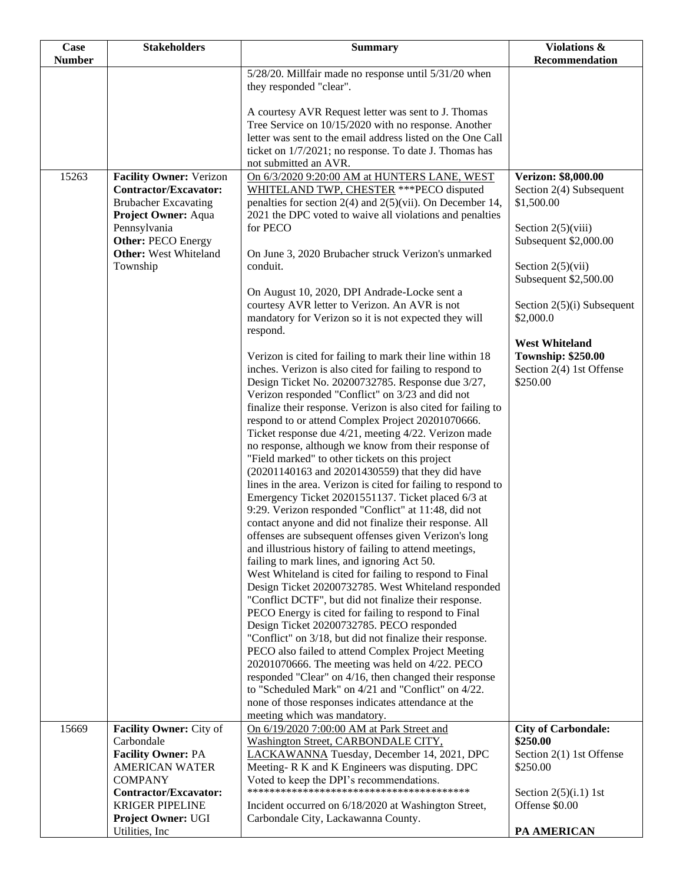| Case Number | Stakeholders | Summary | Violations & Recommendation |
|---|---|---|---|
| | | 5/28/20. Millfair made no response until 5/31/20 when they responded "clear".<br><br>A courtesy AVR Request letter was sent to J. Thomas Tree Service on 10/15/2020 with no response. Another letter was sent to the email address listed on the One Call ticket on 1/7/2021; no response. To date J. Thomas has not submitted an AVR. | |
| 15263 | **Facility Owner:** Verizon<br>**Contractor/Excavator:** Brubacher Excavating<br>**Project Owner:** Aqua Pennsylvania<br>**Other:** PECO Energy<br>**Other:** West Whiteland Township | On 6/3/2020 9:20:00 AM at HUNTERS LANE, WEST WHITELAND TWP, CHESTER ***PECO disputed penalties for section 2(4) and 2(5)(vii). On December 14, 2021 the DPC voted to waive all violations and penalties for PECO<br><br>On June 3, 2020 Brubacher struck Verizon's unmarked conduit.<br><br>On August 10, 2020, DPI Andrade-Locke sent a courtesy AVR letter to Verizon. An AVR is not mandatory for Verizon so it is not expected they will respond.<br><br>Verizon is cited for failing to mark their line within 18 inches. Verizon is also cited for failing to respond to Design Ticket No. 20200732785. Response due 3/27, Verizon responded "Conflict" on 3/23 and did not finalize their response. Verizon is also cited for failing to respond to or attend Complex Project 20201070666. Ticket response due 4/21, meeting 4/22. Verizon made no response, although we know from their response of "Field marked" to other tickets on this project (20201140163 and 20201430559) that they did have lines in the area. Verizon is cited for failing to respond to Emergency Ticket 20201551137. Ticket placed 6/3 at 9:29. Verizon responded "Conflict" at 11:48, did not contact anyone and did not finalize their response. All offenses are subsequent offenses given Verizon's long and illustrious history of failing to attend meetings, failing to mark lines, and ignoring Act 50.<br>West Whiteland is cited for failing to respond to Final Design Ticket 20200732785. West Whiteland responded "Conflict DCTF", but did not finalize their response.<br>PECO Energy is cited for failing to respond to Final Design Ticket 20200732785. PECO responded "Conflict" on 3/18, but did not finalize their response. PECO also failed to attend Complex Project Meeting 20201070666. The meeting was held on 4/22. PECO responded "Clear" on 4/16, then changed their response to "Scheduled Mark" on 4/21 and "Conflict" on 4/22. none of those responses indicates attendance at the meeting which was mandatory. | **Verizon: $8,000.00**<br>Section 2(4) Subsequent $1,500.00<br><br>Section 2(5)(viii) Subsequent $2,000.00<br><br>Section 2(5)(vii) Subsequent $2,500.00<br><br>Section 2(5)(i) Subsequent $2,000.0<br><br>**West Whiteland Township: $250.00**<br>Section 2(4) 1st Offense $250.00 |
| 15669 | **Facility Owner:** City of Carbondale<br>**Facility Owner:** PA AMERICAN WATER COMPANY<br>**Contractor/Excavator:** KRIGER PIPELINE<br>**Project Owner:** UGI Utilities, Inc | On 6/19/2020 7:00:00 AM at Park Street and Washington Street, CARBONDALE CITY, LACKAWANNA Tuesday, December 14, 2021, DPC Meeting- R K and K Engineers was disputing. DPC Voted to keep the DPI's recommendations.<br>****************************************<br>Incident occurred on 6/18/2020 at Washington Street, Carbondale City, Lackawanna County. | **City of Carbondale: $250.00**<br>Section 2(1) 1st Offense $250.00<br><br>Section 2(5)(i.1) 1st Offense $0.00<br><br>**PA AMERICAN** |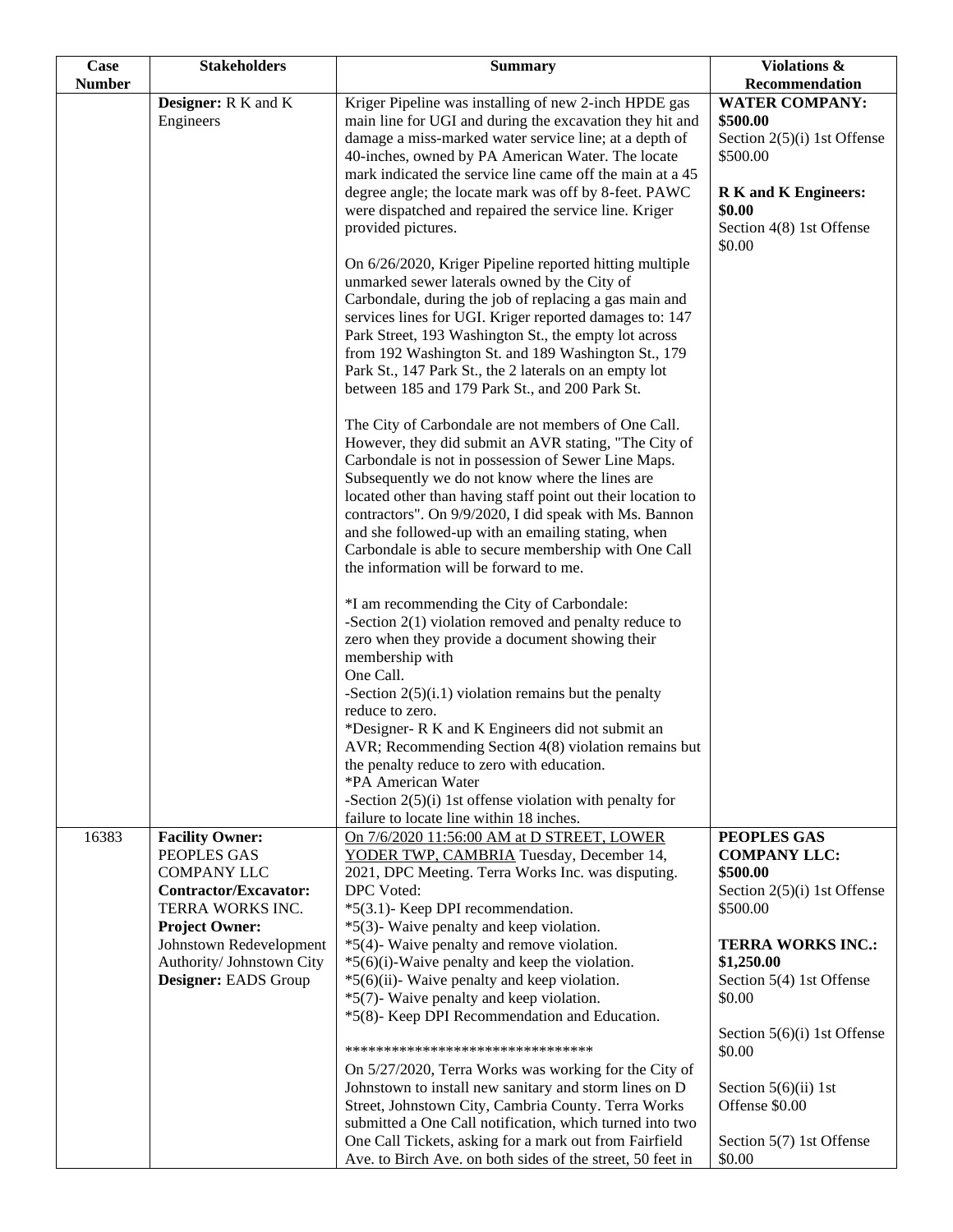| Case Number | Stakeholders | Summary | Violations & Recommendation |
|---|---|---|---|
| | **Designer:** R K and K Engineers | Kriger Pipeline was installing of new 2-inch HPDE gas main line for UGI and during the excavation they hit and damage a miss-marked water service line; at a depth of 40-inches, owned by PA American Water. The locate mark indicated the service line came off the main at a 45 degree angle; the locate mark was off by 8-feet. PAWC were dispatched and repaired the service line. Kriger provided pictures.<br><br>On 6/26/2020, Kriger Pipeline reported hitting multiple unmarked sewer laterals owned by the City of Carbondale, during the job of replacing a gas main and services lines for UGI. Kriger reported damages to: 147 Park Street, 193 Washington St., the empty lot across from 192 Washington St. and 189 Washington St., 179 Park St., 147 Park St., the 2 laterals on an empty lot between 185 and 179 Park St., and 200 Park St.<br><br>The City of Carbondale are not members of One Call. However, they did submit an AVR stating, "The City of Carbondale is not in possession of Sewer Line Maps. Subsequently we do not know where the lines are located other than having staff point out their location to contractors". On 9/9/2020, I did speak with Ms. Bannon and she followed-up with an emailing stating, when Carbondale is able to secure membership with One Call the information will be forward to me.<br><br>*I am recommending the City of Carbondale:<br>-Section 2(1) violation removed and penalty reduce to zero when they provide a document showing their membership with<br>One Call.<br>-Section 2(5)(i.1) violation remains but the penalty reduce to zero.<br>*Designer- R K and K Engineers did not submit an AVR; Recommending Section 4(8) violation remains but the penalty reduce to zero with education.<br>*PA American Water<br>-Section 2(5)(i) 1st offense violation with penalty for failure to locate line within 18 inches. | **WATER COMPANY: $500.00**<br>Section 2(5)(i) 1st Offense $500.00<br><br>**R K and K Engineers: $0.00**<br>Section 4(8) 1st Offense $0.00 |
| 16383 | **Facility Owner:** PEOPLES GAS COMPANY LLC<br>**Contractor/Excavator:** TERRA WORKS INC.<br>**Project Owner:** Johnstown Redevelopment Authority/ Johnstown City<br>**Designer:** EADS Group | On 7/6/2020 11:56:00 AM at D STREET, LOWER YODER TWP, CAMBRIA Tuesday, December 14, 2021, DPC Meeting. Terra Works Inc. was disputing. DPC Voted:<br>*5(3.1)- Keep DPI recommendation.<br>*5(3)- Waive penalty and keep violation.<br>*5(4)- Waive penalty and remove violation.<br>*5(6)(i)-Waive penalty and keep the violation.<br>*5(6)(ii)- Waive penalty and keep violation.<br>*5(7)- Waive penalty and keep violation.<br>*5(8)- Keep DPI Recommendation and Education.<br><br>********************************<br>On 5/27/2020, Terra Works was working for the City of Johnstown to install new sanitary and storm lines on D Street, Johnstown City, Cambria County. Terra Works submitted a One Call notification, which turned into two One Call Tickets, asking for a mark out from Fairfield Ave. to Birch Ave. on both sides of the street, 50 feet in | **PEOPLES GAS COMPANY LLC: $500.00**<br>Section 2(5)(i) 1st Offense $500.00<br><br>**TERRA WORKS INC.: $1,250.00**<br>Section 5(4) 1st Offense $0.00<br><br>Section 5(6)(i) 1st Offense $0.00<br><br>Section 5(6)(ii) 1st Offense $0.00<br><br>Section 5(7) 1st Offense $0.00 |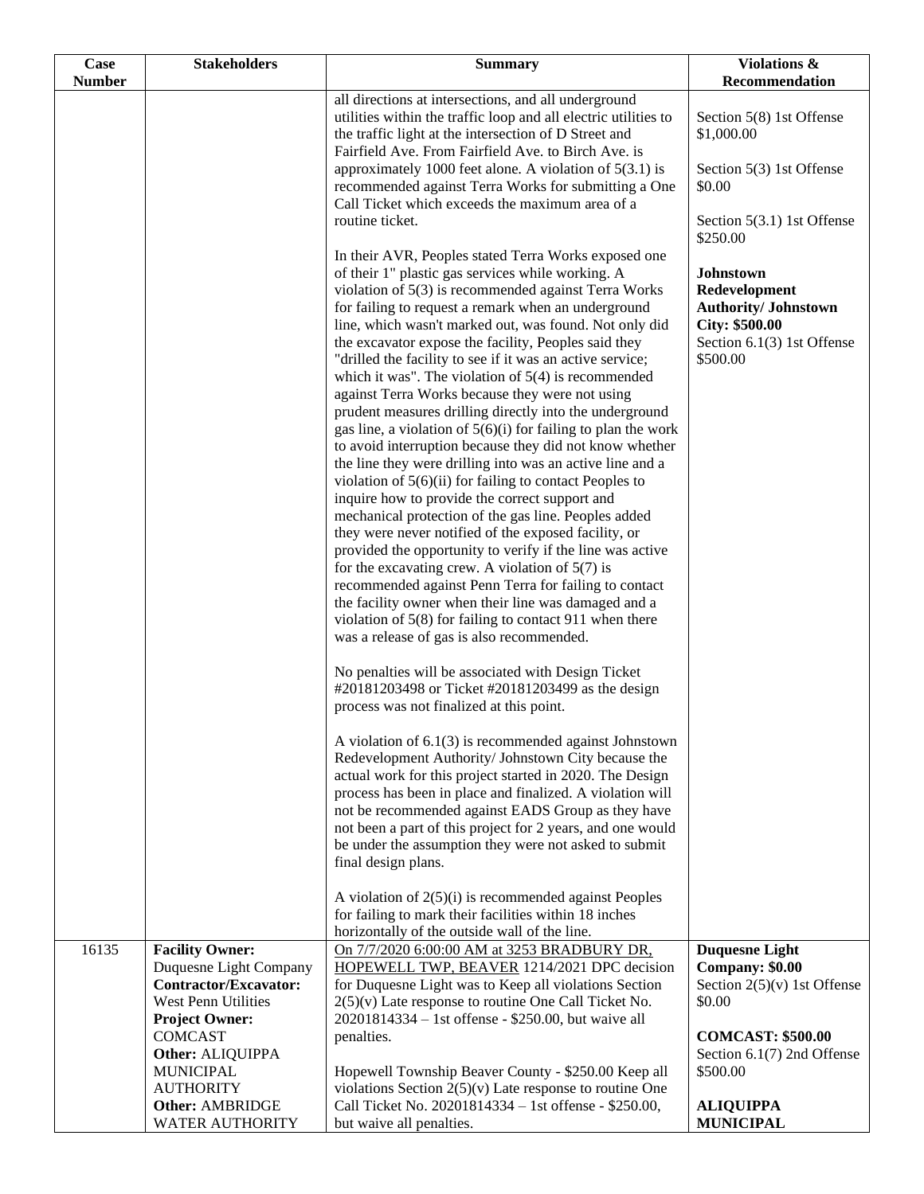| Case Number | Stakeholders | Summary | Violations & Recommendation |
|---|---|---|---|
| | | all directions at intersections, and all underground utilities within the traffic loop and all electric utilities to the traffic light at the intersection of D Street and Fairfield Ave. From Fairfield Ave. to Birch Ave. is approximately 1000 feet alone. A violation of 5(3.1) is recommended against Terra Works for submitting a One Call Ticket which exceeds the maximum area of a routine ticket.<br><br>In their AVR, Peoples stated Terra Works exposed one of their 1" plastic gas services while working. A violation of 5(3) is recommended against Terra Works for failing to request a remark when an underground line, which wasn't marked out, was found. Not only did the excavator expose the facility, Peoples said they "drilled the facility to see if it was an active service; which it was". The violation of 5(4) is recommended against Terra Works because they were not using prudent measures drilling directly into the underground gas line, a violation of 5(6)(i) for failing to plan the work to avoid interruption because they did not know whether the line they were drilling into was an active line and a violation of 5(6)(ii) for failing to contact Peoples to inquire how to provide the correct support and mechanical protection of the gas line. Peoples added they were never notified of the exposed facility, or provided the opportunity to verify if the line was active for the excavating crew. A violation of 5(7) is recommended against Penn Terra for failing to contact the facility owner when their line was damaged and a violation of 5(8) for failing to contact 911 when there was a release of gas is also recommended.<br><br>No penalties will be associated with Design Ticket #20181203498 or Ticket #20181203499 as the design process was not finalized at this point.<br><br>A violation of 6.1(3) is recommended against Johnstown Redevelopment Authority/ Johnstown City because the actual work for this project started in 2020. The Design process has been in place and finalized. A violation will not be recommended against EADS Group as they have not been a part of this project for 2 years, and one would be under the assumption they were not asked to submit final design plans.<br><br>A violation of 2(5)(i) is recommended against Peoples for failing to mark their facilities within 18 inches horizontally of the outside wall of the line. | Section 5(8) 1st Offense $1,000.00<br><br>Section 5(3) 1st Offense $0.00<br><br>Section 5(3.1) 1st Offense $250.00<br><br>**Johnstown Redevelopment Authority/ Johnstown City: $500.00**<br>Section 6.1(3) 1st Offense $500.00 |
| 16135 | **Facility Owner:** Duquesne Light Company<br>**Contractor/Excavator:** West Penn Utilities<br>**Project Owner:** COMCAST<br>**Other:** ALIQUIPPA MUNICIPAL AUTHORITY<br>**Other:** AMBRIDGE WATER AUTHORITY | <u>On 7/7/2020 6:00:00 AM at 3253 BRADBURY DR, HOPEWELL TWP, BEAVER</u> 1214/2021 DPC decision for Duquesne Light was to Keep all violations Section 2(5)(v) Late response to routine One Call Ticket No. 20201814334 – 1st offense - $250.00, but waive all penalties.<br><br>Hopewell Township Beaver County - $250.00 Keep all violations Section 2(5)(v) Late response to routine One Call Ticket No. 20201814334 – 1st offense - $250.00, but waive all penalties. | **Duquesne Light Company: $0.00**<br>Section 2(5)(v) 1st Offense $0.00<br><br>**COMCAST: $500.00**<br>Section 6.1(7) 2nd Offense $500.00<br><br>**ALIQUIPPA MUNICIPAL** |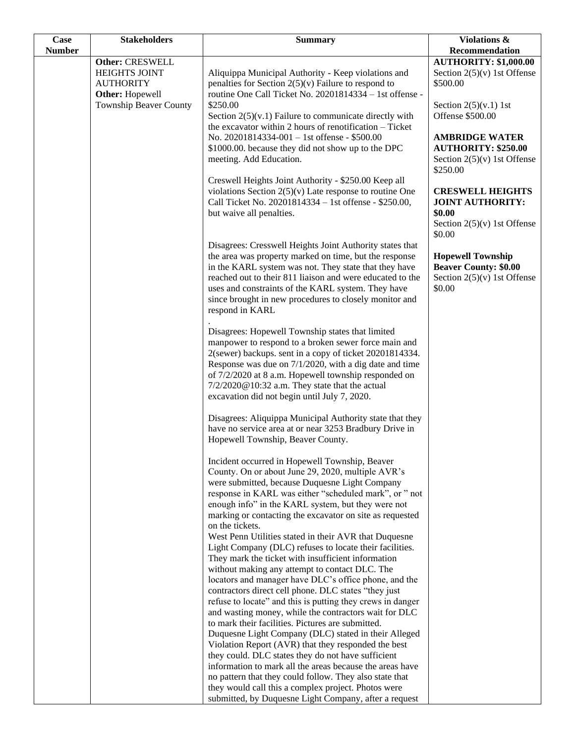| Case Number | Stakeholders | Summary | Violations & Recommendation |
|---|---|---|---|
| | **Other:** CRESWELL HEIGHTS JOINT AUTHORITY<br>**Other:** Hopewell Township Beaver County | Aliquippa Municipal Authority - Keep violations and penalties for Section 2(5)(v) Failure to respond to routine One Call Ticket No. 20201814334 – 1st offense - $250.00<br>Section 2(5)(v.1) Failure to communicate directly with the excavator within 2 hours of renotification – Ticket No. 20201814334-001 – 1st offense - $500.00<br>$1000.00. because they did not show up to the DPC meeting. Add Education.<br><br>Creswell Heights Joint Authority - $250.00 Keep all violations Section 2(5)(v) Late response to routine One Call Ticket No. 20201814334 – 1st offense - $250.00, but waive all penalties.<br><br>Disagrees: Cresswell Heights Joint Authority states that the area was property marked on time, but the response in the KARL system was not. They state that they have reached out to their 811 liaison and were educated to the uses and constraints of the KARL system. They have since brought in new procedures to closely monitor and respond in KARL<br>.<br>Disagrees: Hopewell Township states that limited manpower to respond to a broken sewer force main and 2(sewer) backups. sent in a copy of ticket 20201814334. Response was due on 7/1/2020, with a dig date and time of 7/2/2020 at 8 a.m. Hopewell township responded on 7/2/2020@10:32 a.m. They state that the actual excavation did not begin until July 7, 2020.<br><br>Disagrees: Aliquippa Municipal Authority state that they have no service area at or near 3253 Bradbury Drive in Hopewell Township, Beaver County.<br><br>Incident occurred in Hopewell Township, Beaver County. On or about June 29, 2020, multiple AVR's were submitted, because Duquesne Light Company response in KARL was either "scheduled mark", or " not enough info" in the KARL system, but they were not marking or contacting the excavator on site as requested on the tickets.<br>West Penn Utilities stated in their AVR that Duquesne Light Company (DLC) refuses to locate their facilities. They mark the ticket with insufficient information without making any attempt to contact DLC. The locators and manager have DLC's office phone, and the contractors direct cell phone. DLC states "they just refuse to locate" and this is putting they crews in danger and wasting money, while the contractors wait for DLC to mark their facilities. Pictures are submitted.<br>Duquesne Light Company (DLC) stated in their Alleged Violation Report (AVR) that they responded the best they could. DLC states they do not have sufficient information to mark all the areas because the areas have no pattern that they could follow. They also state that they would call this a complex project. Photos were submitted, by Duquesne Light Company, after a request | **AUTHORITY: $1,000.00**<br>Section 2(5)(v) 1st Offense $500.00<br><br>Section 2(5)(v.1) 1st Offense $500.00<br><br>**AMBRIDGE WATER AUTHORITY: $250.00**<br>Section 2(5)(v) 1st Offense $250.00<br><br>**CRESWELL HEIGHTS JOINT AUTHORITY: $0.00**<br>Section 2(5)(v) 1st Offense $0.00<br><br>**Hopewell Township Beaver County: $0.00**<br>Section 2(5)(v) 1st Offense $0.00 |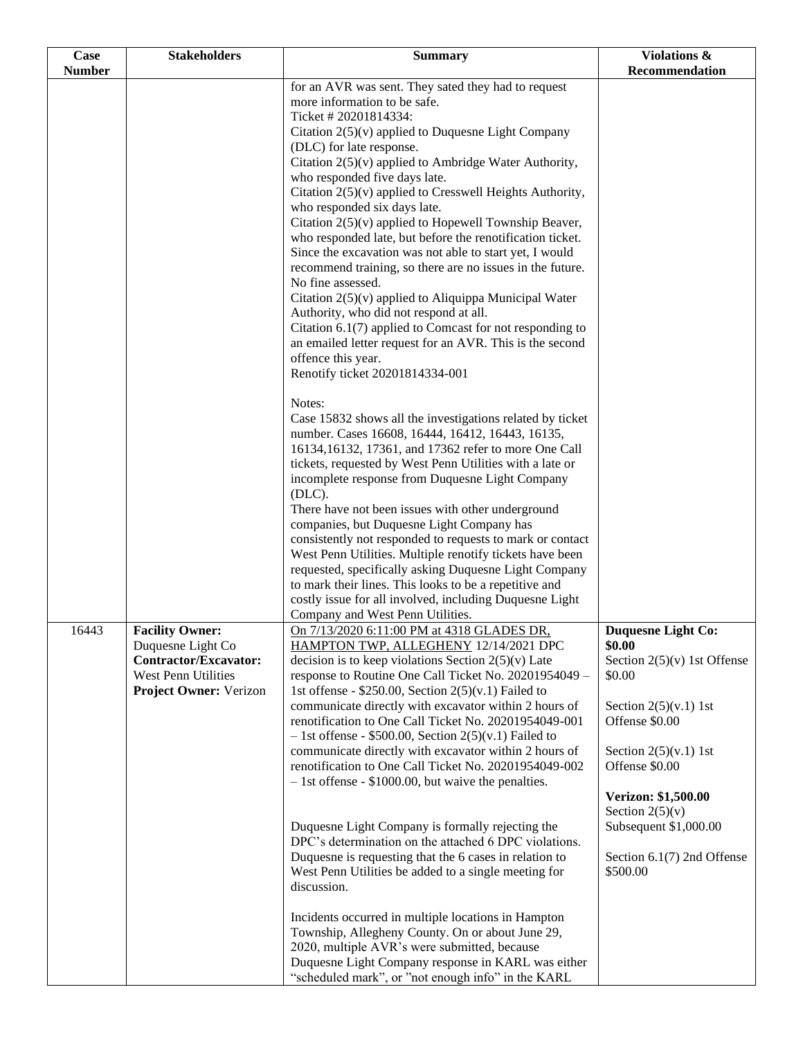| Case Number | Stakeholders | Summary | Violations & Recommendation |
|---|---|---|---|
| | | for an AVR was sent. They sated they had to request more information to be safe.<br>Ticket # 20201814334:<br>Citation 2(5)(v) applied to Duquesne Light Company (DLC) for late response.<br>Citation 2(5)(v) applied to Ambridge Water Authority, who responded five days late.<br>Citation 2(5)(v) applied to Cresswell Heights Authority, who responded six days late.<br>Citation 2(5)(v) applied to Hopewell Township Beaver, who responded late, but before the renotification ticket. Since the excavation was not able to start yet, I would recommend training, so there are no issues in the future. No fine assessed.<br>Citation 2(5)(v) applied to Aliquippa Municipal Water Authority, who did not respond at all.<br>Citation 6.1(7) applied to Comcast for not responding to an emailed letter request for an AVR. This is the second offence this year.<br>Renotify ticket 20201814334-001<br><br>Notes:<br>Case 15832 shows all the investigations related by ticket number. Cases 16608, 16444, 16412, 16443, 16135, 16134,16132, 17361, and 17362 refer to more One Call tickets, requested by West Penn Utilities with a late or incomplete response from Duquesne Light Company (DLC).<br>There have not been issues with other underground companies, but Duquesne Light Company has consistently not responded to requests to mark or contact West Penn Utilities. Multiple renotify tickets have been requested, specifically asking Duquesne Light Company to mark their lines. This looks to be a repetitive and costly issue for all involved, including Duquesne Light Company and West Penn Utilities. | |
| 16443 | **Facility Owner:** Duquesne Light Co<br>**Contractor/Excavator:** West Penn Utilities<br>**Project Owner:** Verizon | On 7/13/2020 6:11:00 PM at 4318 GLADES DR, HAMPTON TWP, ALLEGHENY 12/14/2021 DPC decision is to keep violations Section 2(5)(v) Late response to Routine One Call Ticket No. 20201954049 – 1st offense - $250.00, Section 2(5)(v.1) Failed to communicate directly with excavator within 2 hours of renotification to One Call Ticket No. 20201954049-001 – 1st offense - $500.00, Section 2(5)(v.1) Failed to communicate directly with excavator within 2 hours of renotification to One Call Ticket No. 20201954049-002 – 1st offense - $1000.00, but waive the penalties.<br><br>Duquesne Light Company is formally rejecting the DPC's determination on the attached 6 DPC violations. Duquesne is requesting that the 6 cases in relation to West Penn Utilities be added to a single meeting for discussion.<br><br>Incidents occurred in multiple locations in Hampton Township, Allegheny County. On or about June 29, 2020, multiple AVR's were submitted, because Duquesne Light Company response in KARL was either "scheduled mark", or "not enough info" in the KARL | **Duquesne Light Co: $0.00**<br>Section 2(5)(v) 1st Offense $0.00<br><br>Section 2(5)(v.1) 1st Offense $0.00<br><br>Section 2(5)(v.1) 1st Offense $0.00<br><br>**Verizon: $1,500.00**<br>Section 2(5)(v) Subsequent $1,000.00<br><br>Section 6.1(7) 2nd Offense $500.00 |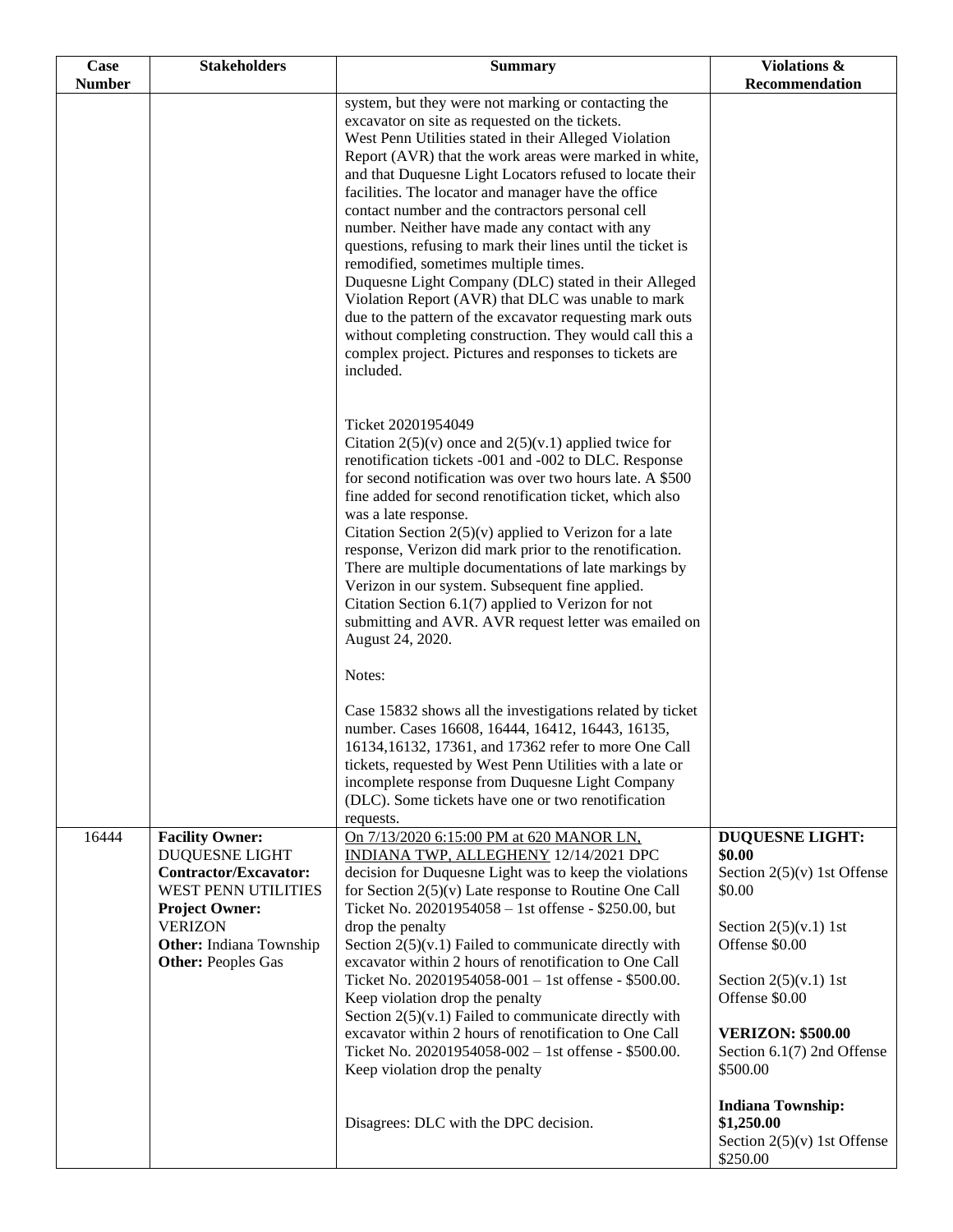| Case Number | Stakeholders | Summary | Violations & Recommendation |
|---|---|---|---|
| | | system, but they were not marking or contacting the excavator on site as requested on the tickets.<br>West Penn Utilities stated in their Alleged Violation Report (AVR) that the work areas were marked in white, and that Duquesne Light Locators refused to locate their facilities. The locator and manager have the office contact number and the contractors personal cell number. Neither have made any contact with any questions, refusing to mark their lines until the ticket is remodified, sometimes multiple times.<br>Duquesne Light Company (DLC) stated in their Alleged Violation Report (AVR) that DLC was unable to mark due to the pattern of the excavator requesting mark outs without completing construction. They would call this a complex project. Pictures and responses to tickets are included.<br><br>Ticket 20201954049<br>Citation 2(5)(v) once and 2(5)(v.1) applied twice for renotification tickets -001 and -002 to DLC. Response for second notification was over two hours late. A $500 fine added for second renotification ticket, which also was a late response.<br>Citation Section 2(5)(v) applied to Verizon for a late response, Verizon did mark prior to the renotification. There are multiple documentations of late markings by Verizon in our system. Subsequent fine applied.<br>Citation Section 6.1(7) applied to Verizon for not submitting and AVR. AVR request letter was emailed on August 24, 2020.<br><br>Notes:<br><br>Case 15832 shows all the investigations related by ticket number. Cases 16608, 16444, 16412, 16443, 16135, 16134,16132, 17361, and 17362 refer to more One Call tickets, requested by West Penn Utilities with a late or incomplete response from Duquesne Light Company (DLC). Some tickets have one or two renotification requests. | |
| 16444 | **Facility Owner:** DUQUESNE LIGHT<br>**Contractor/Excavator:** WEST PENN UTILITIES<br>**Project Owner:** VERIZON<br>**Other:** Indiana Township<br>**Other:** Peoples Gas | On 7/13/2020 6:15:00 PM at 620 MANOR LN, INDIANA TWP, ALLEGHENY 12/14/2021 DPC decision for Duquesne Light was to keep the violations for Section 2(5)(v) Late response to Routine One Call Ticket No. 20201954058 – 1st offense - $250.00, but drop the penalty<br>Section 2(5)(v.1) Failed to communicate directly with excavator within 2 hours of renotification to One Call Ticket No. 20201954058-001 – 1st offense - $500.00. Keep violation drop the penalty<br>Section 2(5)(v.1) Failed to communicate directly with excavator within 2 hours of renotification to One Call Ticket No. 20201954058-002 – 1st offense - $500.00. Keep violation drop the penalty<br><br>Disagrees: DLC with the DPC decision. | **DUQUESNE LIGHT: $0.00**<br>Section 2(5)(v) 1st Offense $0.00<br><br>Section 2(5)(v.1) 1st Offense $0.00<br><br>Section 2(5)(v.1) 1st Offense $0.00<br><br>**VERIZON: $500.00**<br>Section 6.1(7) 2nd Offense $500.00<br><br>**Indiana Township: $1,250.00**<br>Section 2(5)(v) 1st Offense $250.00 |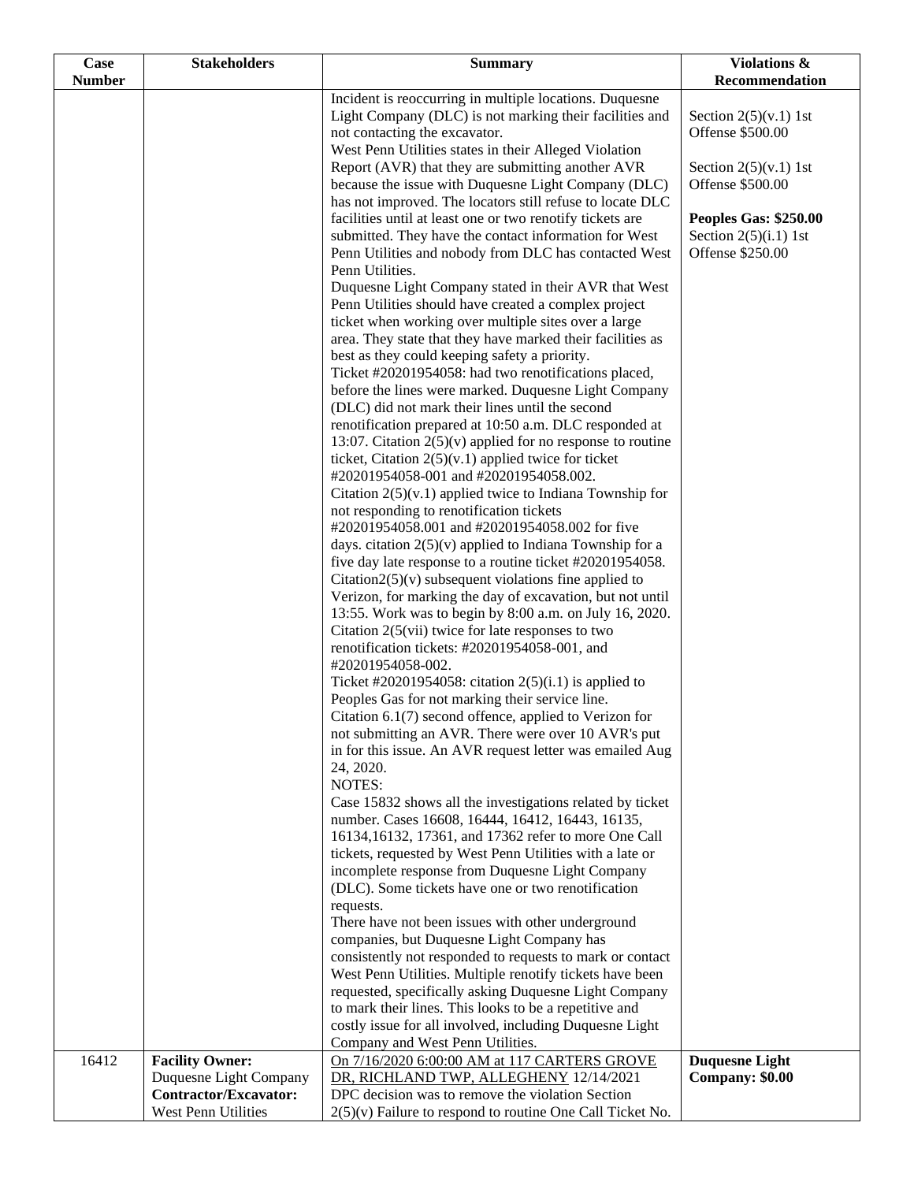| Case Number | Stakeholders | Summary | Violations & Recommendation |
|---|---|---|---|
| | | Incident is reoccurring in multiple locations. Duquesne Light Company (DLC) is not marking their facilities and not contacting the excavator.<br>West Penn Utilities states in their Alleged Violation Report (AVR) that they are submitting another AVR because the issue with Duquesne Light Company (DLC) has not improved. The locators still refuse to locate DLC facilities until at least one or two renotify tickets are submitted. They have the contact information for West Penn Utilities and nobody from DLC has contacted West Penn Utilities.<br>Duquesne Light Company stated in their AVR that West Penn Utilities should have created a complex project ticket when working over multiple sites over a large area. They state that they have marked their facilities as best as they could keeping safety a priority.<br>Ticket #20201954058: had two renotifications placed, before the lines were marked. Duquesne Light Company (DLC) did not mark their lines until the second renotification prepared at 10:50 a.m. DLC responded at 13:07. Citation 2(5)(v) applied for no response to routine ticket, Citation 2(5)(v.1) applied twice for ticket #20201954058-001 and #20201954058.002.<br>Citation 2(5)(v.1) applied twice to Indiana Township for not responding to renotification tickets #20201954058.001 and #20201954058.002 for five days. citation 2(5)(v) applied to Indiana Township for a five day late response to a routine ticket #20201954058.<br>Citation2(5)(v) subsequent violations fine applied to Verizon, for marking the day of excavation, but not until 13:55. Work was to begin by 8:00 a.m. on July 16, 2020.<br>Citation 2(5(vii) twice for late responses to two renotification tickets: #20201954058-001, and #20201954058-002.<br>Ticket #20201954058: citation 2(5)(i.1) is applied to Peoples Gas for not marking their service line.<br>Citation 6.1(7) second offence, applied to Verizon for not submitting an AVR. There were over 10 AVR's put in for this issue. An AVR request letter was emailed Aug 24, 2020.<br>NOTES:<br>Case 15832 shows all the investigations related by ticket number. Cases 16608, 16444, 16412, 16443, 16135, 16134,16132, 17361, and 17362 refer to more One Call tickets, requested by West Penn Utilities with a late or incomplete response from Duquesne Light Company (DLC). Some tickets have one or two renotification requests.<br>There have not been issues with other underground companies, but Duquesne Light Company has consistently not responded to requests to mark or contact West Penn Utilities. Multiple renotify tickets have been requested, specifically asking Duquesne Light Company to mark their lines. This looks to be a repetitive and costly issue for all involved, including Duquesne Light Company and West Penn Utilities. | Section 2(5)(v.1) 1st Offense \$500.00<br><br>Section 2(5)(v.1) 1st Offense \$500.00<br><br>**Peoples Gas: \$250.00**<br>Section 2(5)(i.1) 1st Offense \$250.00 |
| 16412 | **Facility Owner:** Duquesne Light Company<br>**Contractor/Excavator:** West Penn Utilities | On 7/16/2020 6:00:00 AM at 117 CARTERS GROVE DR, RICHLAND TWP, ALLEGHENY 12/14/2021 DPC decision was to remove the violation Section 2(5)(v) Failure to respond to routine One Call Ticket No. | **Duquesne Light Company: \$0.00** |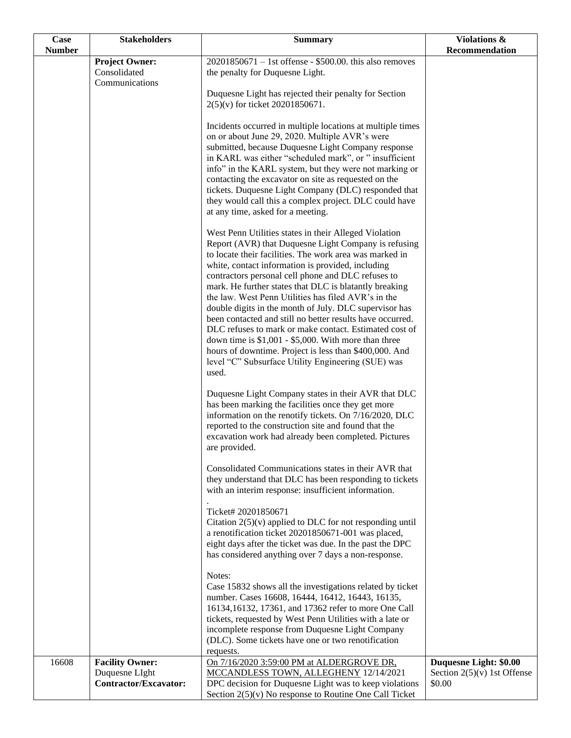| Case Number | Stakeholders | Summary | Violations & Recommendation |
|---|---|---|---|
| | **Project Owner:** Consolidated Communications | 20201850671 – 1st offense - $500.00. this also removes the penalty for Duquesne Light.<br><br>Duquesne Light has rejected their penalty for Section 2(5)(v) for ticket 20201850671.<br><br>Incidents occurred in multiple locations at multiple times on or about June 29, 2020. Multiple AVR's were submitted, because Duquesne Light Company response in KARL was either "scheduled mark", or " insufficient info" in the KARL system, but they were not marking or contacting the excavator on site as requested on the tickets. Duquesne Light Company (DLC) responded that they would call this a complex project. DLC could have at any time, asked for a meeting.<br><br>West Penn Utilities states in their Alleged Violation Report (AVR) that Duquesne Light Company is refusing to locate their facilities. The work area was marked in white, contact information is provided, including contractors personal cell phone and DLC refuses to mark. He further states that DLC is blatantly breaking the law. West Penn Utilities has filed AVR's in the double digits in the month of July. DLC supervisor has been contacted and still no better results have occurred. DLC refuses to mark or make contact. Estimated cost of down time is $1,001 - $5,000. With more than three hours of downtime. Project is less than $400,000. And level "C" Subsurface Utility Engineering (SUE) was used.<br><br>Duquesne Light Company states in their AVR that DLC has been marking the facilities once they get more information on the renotify tickets. On 7/16/2020, DLC reported to the construction site and found that the excavation work had already been completed. Pictures are provided.<br><br>Consolidated Communications states in their AVR that they understand that DLC has been responding to tickets with an interim response: insufficient information.<br>.<br>Ticket# 20201850671<br>Citation 2(5)(v) applied to DLC for not responding until a renotification ticket 20201850671-001 was placed, eight days after the ticket was due. In the past the DPC has considered anything over 7 days a non-response.<br><br>Notes:<br>Case 15832 shows all the investigations related by ticket number. Cases 16608, 16444, 16412, 16443, 16135, 16134,16132, 17361, and 17362 refer to more One Call tickets, requested by West Penn Utilities with a late or incomplete response from Duquesne Light Company (DLC). Some tickets have one or two renotification requests. | |
| 16608 | **Facility Owner:** Duquesne LIght<br>**Contractor/Excavator:** | On 7/16/2020 3:59:00 PM at ALDERGROVE DR, MCCANDLESS TOWN, ALLEGHENY 12/14/2021 DPC decision for Duquesne Light was to keep violations Section 2(5)(v) No response to Routine One Call Ticket | **Duquesne Light: $0.00**<br>Section 2(5)(v) 1st Offense $0.00 |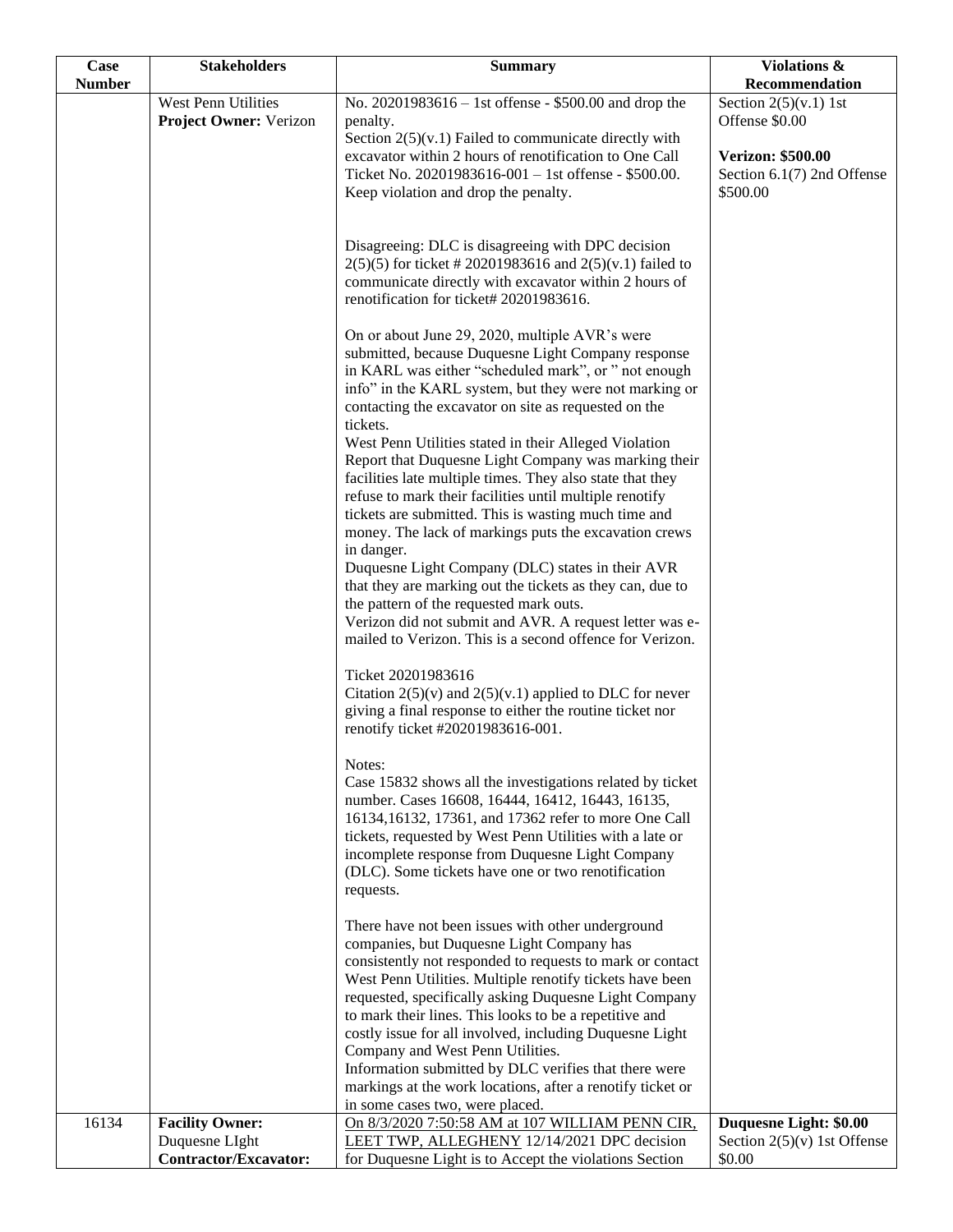| Case Number | Stakeholders | Summary | Violations & Recommendation |
|---|---|---|---|
| | West Penn Utilities<br>**Project Owner:** Verizon | No. 20201983616 – 1st offense - \$500.00 and drop the penalty.<br>Section 2(5)(v.1) Failed to communicate directly with excavator within 2 hours of renotification to One Call Ticket No. 20201983616-001 – 1st offense - \$500.00. Keep violation and drop the penalty.<br><br>Disagreeing: DLC is disagreeing with DPC decision 2(5)(5) for ticket # 20201983616 and 2(5)(v.1) failed to communicate directly with excavator within 2 hours of renotification for ticket# 20201983616.<br><br>On or about June 29, 2020, multiple AVR's were submitted, because Duquesne Light Company response in KARL was either "scheduled mark", or " not enough info" in the KARL system, but they were not marking or contacting the excavator on site as requested on the tickets.<br>West Penn Utilities stated in their Alleged Violation Report that Duquesne Light Company was marking their facilities late multiple times. They also state that they refuse to mark their facilities until multiple renotify tickets are submitted. This is wasting much time and money. The lack of markings puts the excavation crews in danger.<br>Duquesne Light Company (DLC) states in their AVR that they are marking out the tickets as they can, due to the pattern of the requested mark outs.<br>Verizon did not submit and AVR. A request letter was e-mailed to Verizon. This is a second offence for Verizon.<br><br>Ticket 20201983616<br>Citation 2(5)(v) and 2(5)(v.1) applied to DLC for never giving a final response to either the routine ticket nor renotify ticket #20201983616-001.<br><br>Notes:<br>Case 15832 shows all the investigations related by ticket number. Cases 16608, 16444, 16412, 16443, 16135, 16134,16132, 17361, and 17362 refer to more One Call tickets, requested by West Penn Utilities with a late or incomplete response from Duquesne Light Company (DLC). Some tickets have one or two renotification requests.<br><br>There have not been issues with other underground companies, but Duquesne Light Company has consistently not responded to requests to mark or contact West Penn Utilities. Multiple renotify tickets have been requested, specifically asking Duquesne Light Company to mark their lines. This looks to be a repetitive and costly issue for all involved, including Duquesne Light Company and West Penn Utilities.<br>Information submitted by DLC verifies that there were markings at the work locations, after a renotify ticket or in some cases two, were placed. | Section 2(5)(v.1) 1st Offense \$0.00<br><br>**Verizon: \$500.00**<br>Section 6.1(7) 2nd Offense \$500.00 |
| 16134 | **Facility Owner:**<br>Duquesne LIght<br>**Contractor/Excavator:** | On 8/3/2020 7:50:58 AM at 107 WILLIAM PENN CIR, LEET TWP, ALLEGHENY 12/14/2021 DPC decision for Duquesne Light is to Accept the violations Section | **Duquesne Light: \$0.00**<br>Section 2(5)(v) 1st Offense \$0.00 |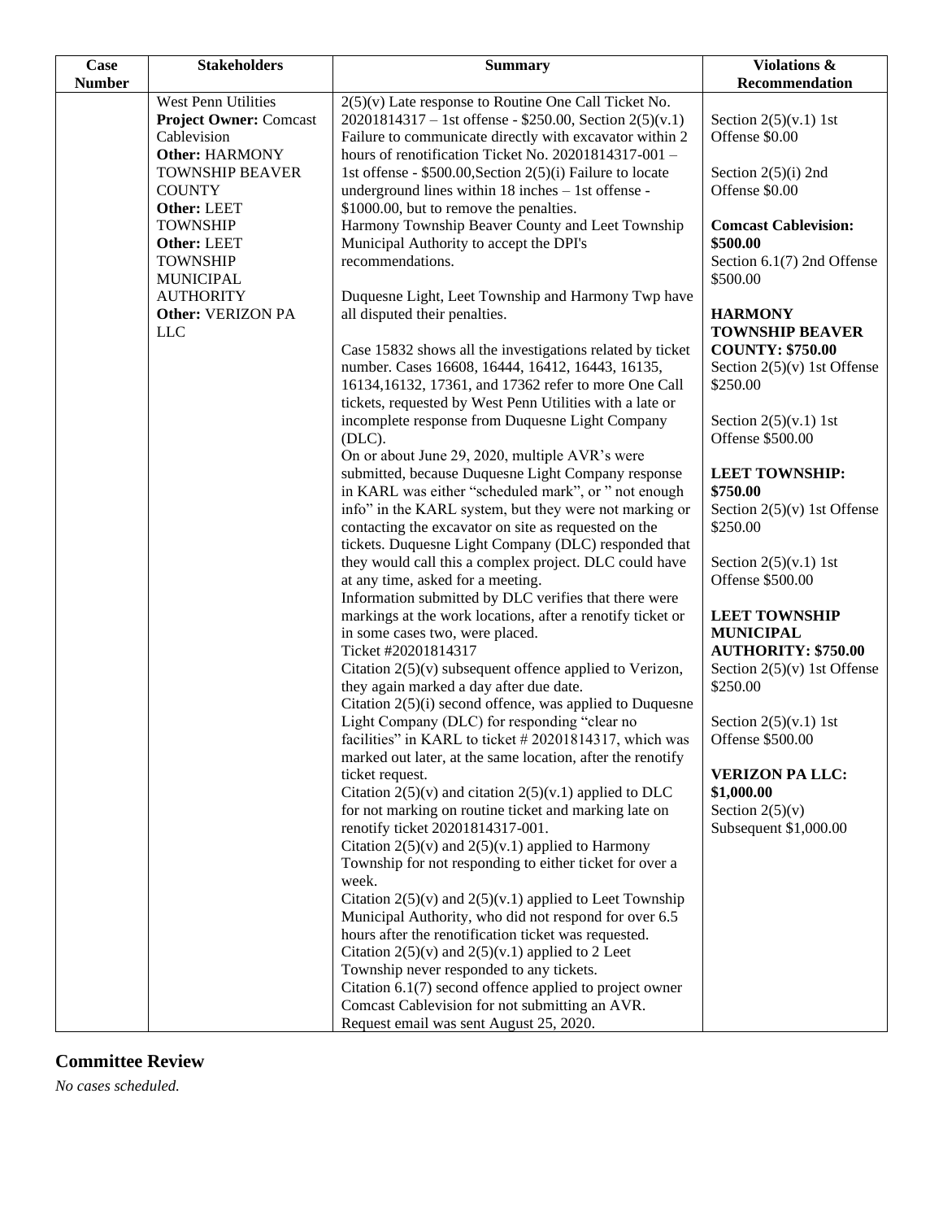| Case Number | Stakeholders | Summary | Violations & Recommendation |
|---|---|---|---|
| | West Penn Utilities<br>**Project Owner:** Comcast Cablevision<br>**Other:** HARMONY TOWNSHIP BEAVER COUNTY<br>**Other:** LEET TOWNSHIP<br>**Other:** LEET TOWNSHIP MUNICIPAL AUTHORITY<br>**Other:** VERIZON PA LLC | 2(5)(v) Late response to Routine One Call Ticket No. 20201814317 – 1st offense - $250.00, Section 2(5)(v.1) Failure to communicate directly with excavator within 2 hours of renotification Ticket No. 20201814317-001 – 1st offense - $500.00,Section 2(5)(i) Failure to locate underground lines within 18 inches – 1st offense - $1000.00, but to remove the penalties.<br>Harmony Township Beaver County and Leet Township Municipal Authority to accept the DPI's recommendations.<br><br>Duquesne Light, Leet Township and Harmony Twp have all disputed their penalties.<br><br>Case 15832 shows all the investigations related by ticket number. Cases 16608, 16444, 16412, 16443, 16135, 16134,16132, 17361, and 17362 refer to more One Call tickets, requested by West Penn Utilities with a late or incomplete response from Duquesne Light Company (DLC).<br>On or about June 29, 2020, multiple AVR's were submitted, because Duquesne Light Company response in KARL was either "scheduled mark", or " not enough info" in the KARL system, but they were not marking or contacting the excavator on site as requested on the tickets. Duquesne Light Company (DLC) responded that they would call this a complex project. DLC could have at any time, asked for a meeting.<br>Information submitted by DLC verifies that there were markings at the work locations, after a renotify ticket or in some cases two, were placed.<br>Ticket #20201814317<br>Citation 2(5)(v) subsequent offence applied to Verizon, they again marked a day after due date.<br>Citation 2(5)(i) second offence, was applied to Duquesne Light Company (DLC) for responding "clear no facilities" in KARL to ticket # 20201814317, which was marked out later, at the same location, after the renotify ticket request.<br>Citation 2(5)(v) and citation 2(5)(v.1) applied to DLC for not marking on routine ticket and marking late on renotify ticket 20201814317-001.<br>Citation 2(5)(v) and 2(5)(v.1) applied to Harmony Township for not responding to either ticket for over a week.<br>Citation 2(5)(v) and 2(5)(v.1) applied to Leet Township Municipal Authority, who did not respond for over 6.5 hours after the renotification ticket was requested.<br>Citation 2(5)(v) and 2(5)(v.1) applied to 2 Leet Township never responded to any tickets.<br>Citation 6.1(7) second offence applied to project owner Comcast Cablevision for not submitting an AVR.<br>Request email was sent August 25, 2020. | Section 2(5)(v.1) 1st Offense $0.00<br><br>Section 2(5)(i) 2nd Offense $0.00<br><br>**Comcast Cablevision: $500.00**<br>Section 6.1(7) 2nd Offense $500.00<br><br>**HARMONY TOWNSHIP BEAVER COUNTY: $750.00**<br>Section 2(5)(v) 1st Offense $250.00<br><br>Section 2(5)(v.1) 1st Offense $500.00<br><br>**LEET TOWNSHIP: $750.00**<br>Section 2(5)(v) 1st Offense $250.00<br><br>Section 2(5)(v.1) 1st Offense $500.00<br><br>**LEET TOWNSHIP MUNICIPAL AUTHORITY: $750.00**<br>Section 2(5)(v) 1st Offense $250.00<br><br>Section 2(5)(v.1) 1st Offense $500.00<br><br>**VERIZON PA LLC: $1,000.00**<br>Section 2(5)(v) Subsequent $1,000.00 |

## Committee Review

*No cases scheduled.*